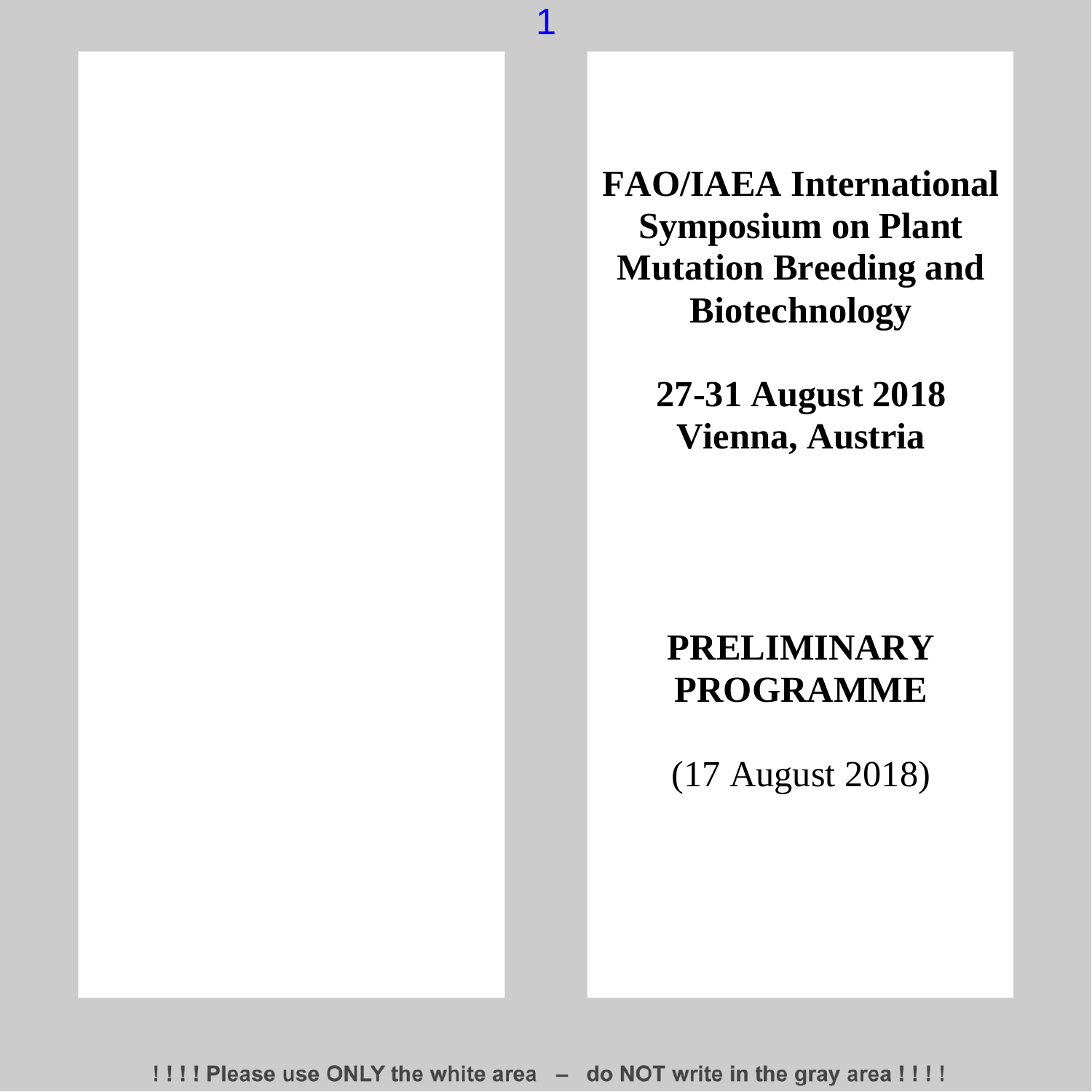# FAO/IAEA International Symposium on Plant Mutation Breeding and Biotechnology

**27-31 August 2018**
**Vienna, Austria**

## PRELIMINARY PROGRAMME

(17 August 2018)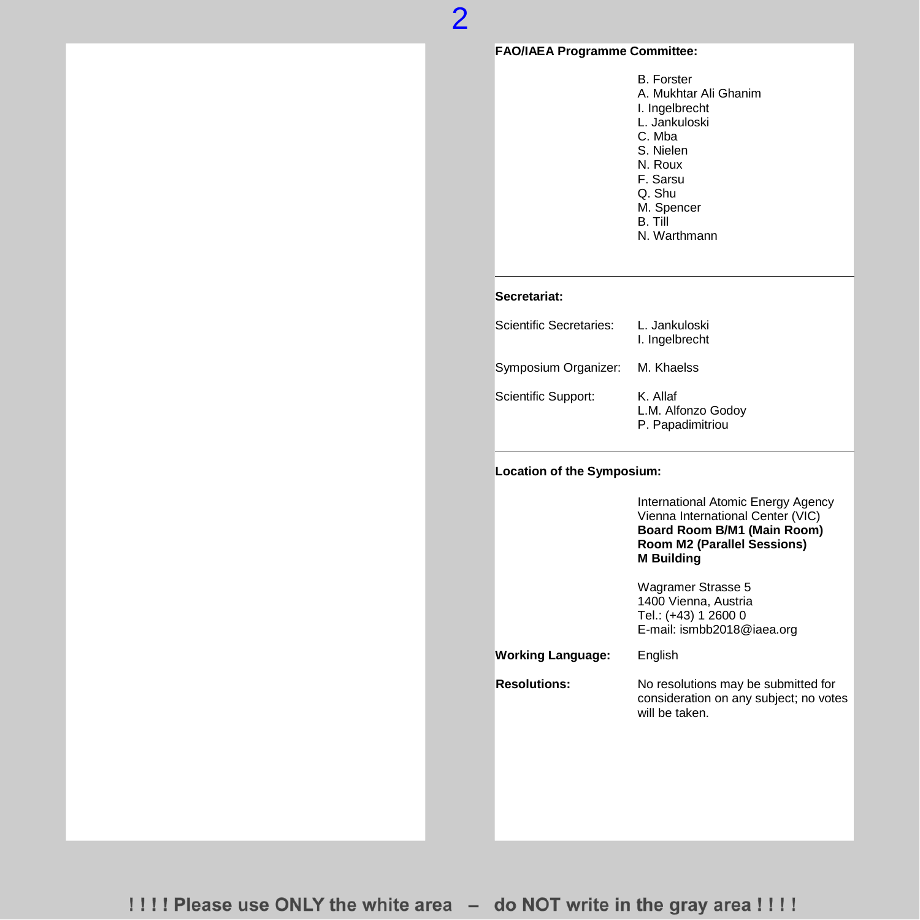**FAO/IAEA Programme Committee:**

B. Forster
A. Mukhtar Ali Ghanim
I. Ingelbrecht
L. Jankuloski
C. Mba
S. Nielen
N. Roux
F. Sarsu
Q. Shu
M. Spencer
B. Till
N. Warthmann

---

**Secretariat:**

Scientific Secretaries: L. Jankuloski
I. Ingelbrecht

Symposium Organizer: M. Khaelss

Scientific Support: K. Allaf
L.M. Alfonzo Godoy
P. Papadimitriou

---

**Location of the Symposium:**

International Atomic Energy Agency
Vienna International Center (VIC)
**Board Room B/M1 (Main Room)**
**Room M2 (Parallel Sessions)**
**M Building**

Wagramer Strasse 5
1400 Vienna, Austria
Tel.: (+43) 1 2600 0
E-mail: ismbb2018@iaea.org

**Working Language:** English

**Resolutions:** No resolutions may be submitted for consideration on any subject; no votes will be taken.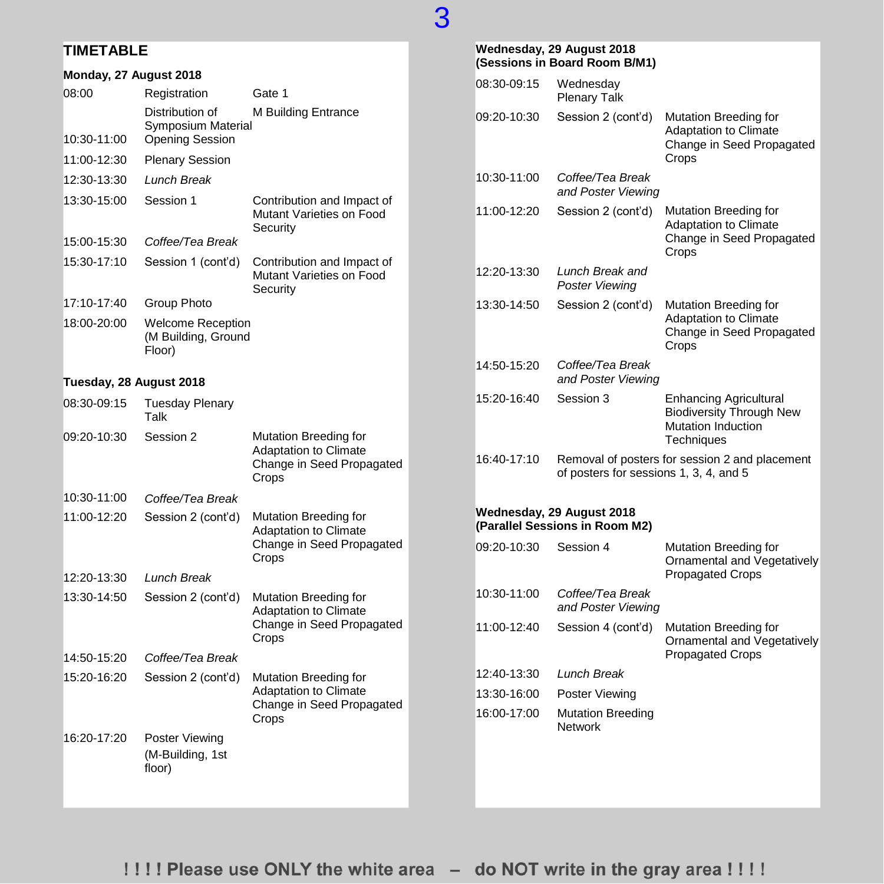# TIMETABLE

## Monday, 27 August 2018

| Time | Event | Details |
|---|---|---|
| 08:00 | Registration | Gate 1 |
| | Distribution of Symposium Material | M Building Entrance |
| 10:30-11:00 | Opening Session | |
| 11:00-12:30 | Plenary Session | |
| 12:30-13:30 | *Lunch Break* | |
| 13:30-15:00 | Session 1 | Contribution and Impact of Mutant Varieties on Food Security |
| 15:00-15:30 | *Coffee/Tea Break* | |
| 15:30-17:10 | Session 1 (cont'd) | Contribution and Impact of Mutant Varieties on Food Security |
| 17:10-17:40 | Group Photo | |
| 18:00-20:00 | Welcome Reception (M Building, Ground Floor) | |

## Tuesday, 28 August 2018

| Time | Event | Details |
|---|---|---|
| 08:30-09:15 | Tuesday Plenary Talk | |
| 09:20-10:30 | Session 2 | Mutation Breeding for Adaptation to Climate Change in Seed Propagated Crops |
| 10:30-11:00 | *Coffee/Tea Break* | |
| 11:00-12:20 | Session 2 (cont'd) | Mutation Breeding for Adaptation to Climate Change in Seed Propagated Crops |
| 12:20-13:30 | *Lunch Break* | |
| 13:30-14:50 | Session 2 (cont'd) | Mutation Breeding for Adaptation to Climate Change in Seed Propagated Crops |
| 14:50-15:20 | *Coffee/Tea Break* | |
| 15:20-16:20 | Session 2 (cont'd) | Mutation Breeding for Adaptation to Climate Change in Seed Propagated Crops |
| 16:20-17:20 | Poster Viewing (M-Building, 1st floor) | |

## Wednesday, 29 August 2018 (Sessions in Board Room B/M1)

| Time | Event | Details |
|---|---|---|
| 08:30-09:15 | Wednesday Plenary Talk | |
| 09:20-10:30 | Session 2 (cont'd) | Mutation Breeding for Adaptation to Climate Change in Seed Propagated Crops |
| 10:30-11:00 | *Coffee/Tea Break and Poster Viewing* | |
| 11:00-12:20 | Session 2 (cont'd) | Mutation Breeding for Adaptation to Climate Change in Seed Propagated Crops |
| 12:20-13:30 | *Lunch Break and Poster Viewing* | |
| 13:30-14:50 | Session 2 (cont'd) | Mutation Breeding for Adaptation to Climate Change in Seed Propagated Crops |
| 14:50-15:20 | *Coffee/Tea Break and Poster Viewing* | |
| 15:20-16:40 | Session 3 | Enhancing Agricultural Biodiversity Through New Mutation Induction Techniques |
| 16:40-17:10 | Removal of posters for session 2 and placement of posters for sessions 1, 3, 4, and 5 | |

## Wednesday, 29 August 2018 (Parallel Sessions in Room M2)

| Time | Event | Details |
|---|---|---|
| 09:20-10:30 | Session 4 | Mutation Breeding for Ornamental and Vegetatively Propagated Crops |
| 10:30-11:00 | *Coffee/Tea Break and Poster Viewing* | |
| 11:00-12:40 | Session 4 (cont'd) | Mutation Breeding for Ornamental and Vegetatively Propagated Crops |
| 12:40-13:30 | *Lunch Break* | |
| 13:30-16:00 | Poster Viewing | |
| 16:00-17:00 | Mutation Breeding Network | |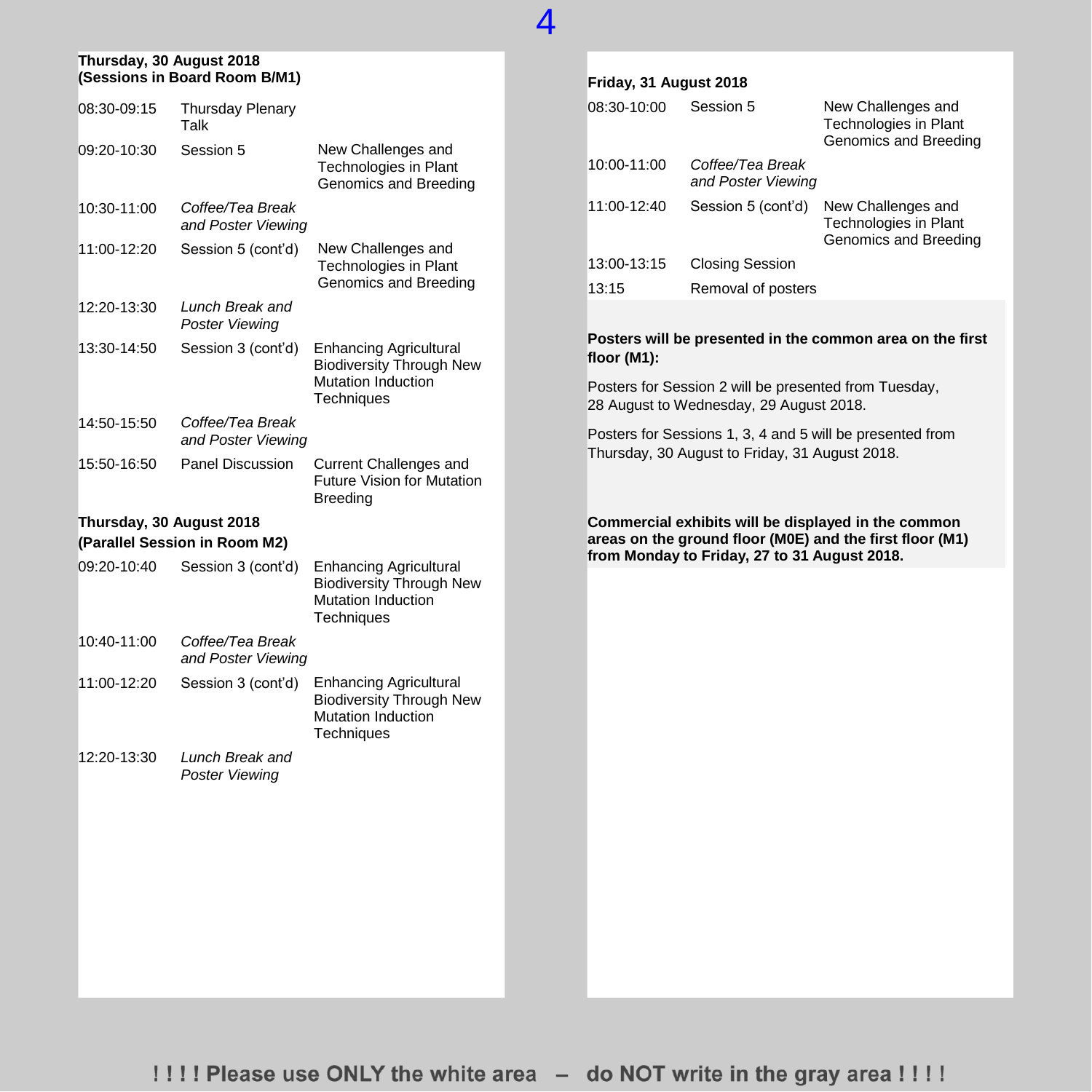**Thursday, 30 August 2018**
**(Sessions in Board Room B/M1)**

| | | |
|---|---|---|
| 08:30-09:15 | Thursday Plenary Talk | |
| 09:20-10:30 | Session 5 | New Challenges and Technologies in Plant Genomics and Breeding |
| 10:30-11:00 | *Coffee/Tea Break and Poster Viewing* | |
| 11:00-12:20 | Session 5 (cont'd) | New Challenges and Technologies in Plant Genomics and Breeding |
| 12:20-13:30 | *Lunch Break and Poster Viewing* | |
| 13:30-14:50 | Session 3 (cont'd) | Enhancing Agricultural Biodiversity Through New Mutation Induction Techniques |
| 14:50-15:50 | *Coffee/Tea Break and Poster Viewing* | |
| 15:50-16:50 | Panel Discussion | Current Challenges and Future Vision for Mutation Breeding |

**Thursday, 30 August 2018**
**(Parallel Session in Room M2)**

| | | |
|---|---|---|
| 09:20-10:40 | Session 3 (cont'd) | Enhancing Agricultural Biodiversity Through New Mutation Induction Techniques |
| 10:40-11:00 | *Coffee/Tea Break and Poster Viewing* | |
| 11:00-12:20 | Session 3 (cont'd) | Enhancing Agricultural Biodiversity Through New Mutation Induction Techniques |
| 12:20-13:30 | *Lunch Break and Poster Viewing* | |

**Friday, 31 August 2018**

| | | |
|---|---|---|
| 08:30-10:00 | Session 5 | New Challenges and Technologies in Plant Genomics and Breeding |
| 10:00-11:00 | *Coffee/Tea Break and Poster Viewing* | |
| 11:00-12:40 | Session 5 (cont'd) | New Challenges and Technologies in Plant Genomics and Breeding |
| 13:00-13:15 | Closing Session | |
| 13:15 | Removal of posters | |

**Posters will be presented in the common area on the first floor (M1):**

Posters for Session 2 will be presented from Tuesday, 28 August to Wednesday, 29 August 2018.

Posters for Sessions 1, 3, 4 and 5 will be presented from Thursday, 30 August to Friday, 31 August 2018.

**Commercial exhibits will be displayed in the common areas on the ground floor (M0E) and the first floor (M1) from Monday to Friday, 27 to 31 August 2018.**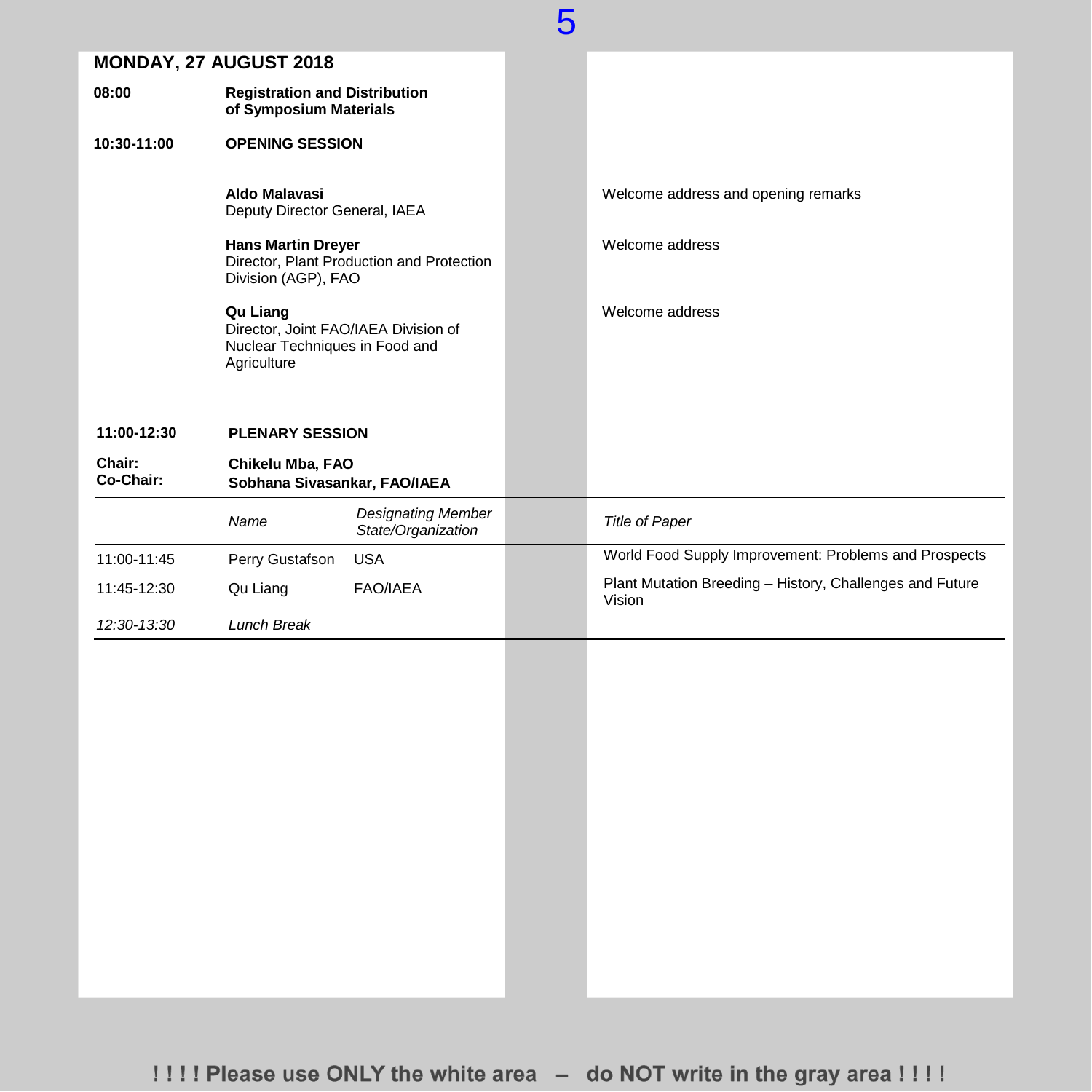## MONDAY, 27 AUGUST 2018

**08:00** **Registration and Distribution of Symposium Materials**

**10:30-11:00** **OPENING SESSION**

**Aldo Malavasi**
Deputy Director General, IAEA
Welcome address and opening remarks

**Hans Martin Dreyer**
Director, Plant Production and Protection Division (AGP), FAO
Welcome address

**Qu Liang**
Director, Joint FAO/IAEA Division of Nuclear Techniques in Food and Agriculture
Welcome address

**11:00-12:30** **PLENARY SESSION**

**Chair:** **Chikelu Mba, FAO**
**Co-Chair:** **Sobhana Sivasankar, FAO/IAEA**

| | *Name* | *Designating Member State/Organization* | *Title of Paper* |
|---|---|---|---|
| 11:00-11:45 | Perry Gustafson | USA | World Food Supply Improvement: Problems and Prospects |
| 11:45-12:30 | Qu Liang | FAO/IAEA | Plant Mutation Breeding – History, Challenges and Future Vision |
| *12:30-13:30* | *Lunch Break* | | |

! ! ! ! Please use ONLY the white area – do NOT write in the gray area ! ! ! !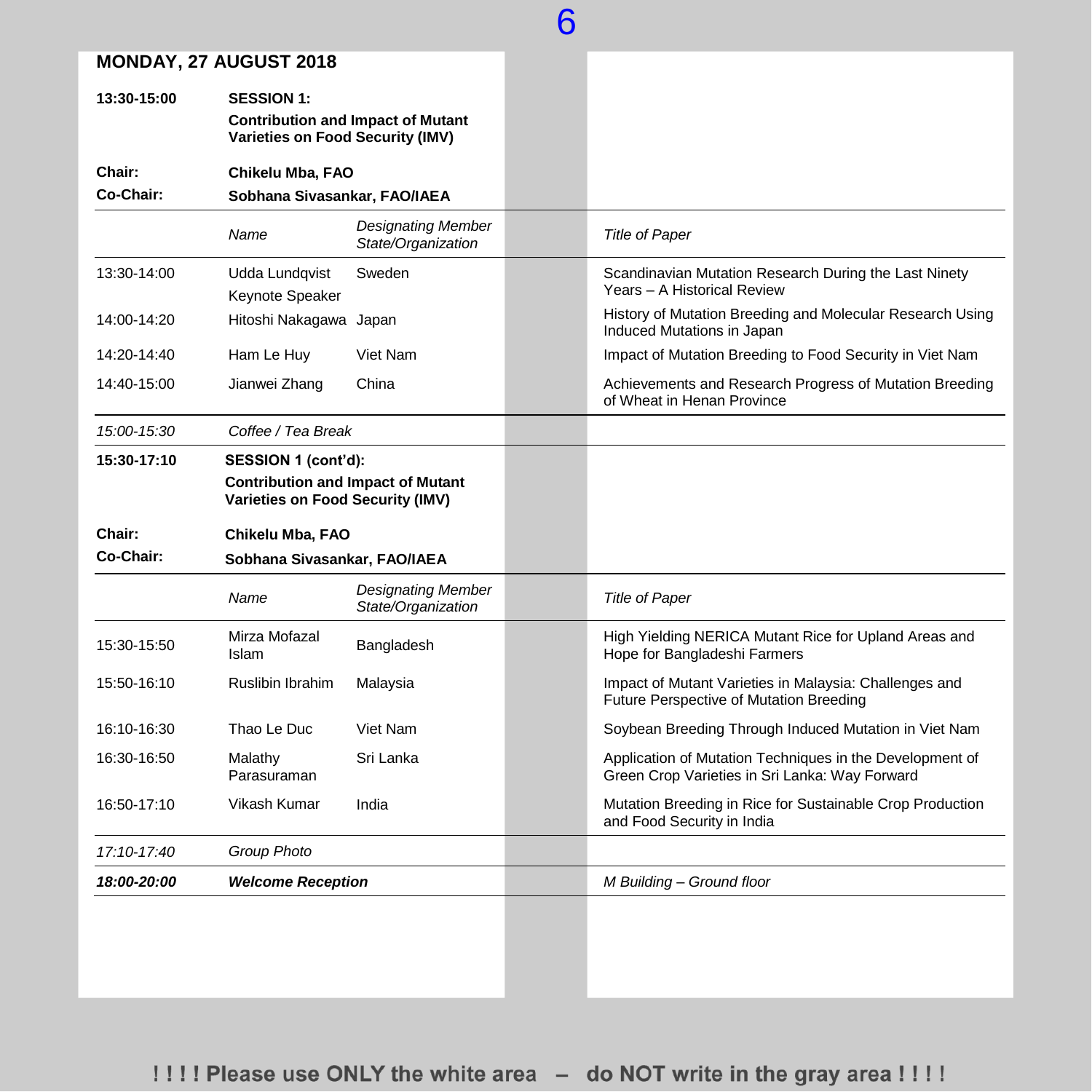## MONDAY, 27 AUGUST 2018

**13:30-15:00** **SESSION 1:**
**Contribution and Impact of Mutant Varieties on Food Security (IMV)**

**Chair:** **Chikelu Mba, FAO**
**Co-Chair:** **Sobhana Sivasankar, FAO/IAEA**

| | *Name* | *Designating Member State/Organization* | *Title of Paper* |
|---|---|---|---|
| 13:30-14:00 | Udda Lundqvist<br>Keynote Speaker | Sweden | Scandinavian Mutation Research During the Last Ninety Years – A Historical Review |
| 14:00-14:20 | Hitoshi Nakagawa | Japan | History of Mutation Breeding and Molecular Research Using Induced Mutations in Japan |
| 14:20-14:40 | Ham Le Huy | Viet Nam | Impact of Mutation Breeding to Food Security in Viet Nam |
| 14:40-15:00 | Jianwei Zhang | China | Achievements and Research Progress of Mutation Breeding of Wheat in Henan Province |
| *15:00-15:30* | *Coffee / Tea Break* | | |

**15:30-17:10** **SESSION 1 (cont'd):**
**Contribution and Impact of Mutant Varieties on Food Security (IMV)**

**Chair:** **Chikelu Mba, FAO**
**Co-Chair:** **Sobhana Sivasankar, FAO/IAEA**

| | *Name* | *Designating Member State/Organization* | *Title of Paper* |
|---|---|---|---|
| 15:30-15:50 | Mirza Mofazal Islam | Bangladesh | High Yielding NERICA Mutant Rice for Upland Areas and Hope for Bangladeshi Farmers |
| 15:50-16:10 | Ruslibin Ibrahim | Malaysia | Impact of Mutant Varieties in Malaysia: Challenges and Future Perspective of Mutation Breeding |
| 16:10-16:30 | Thao Le Duc | Viet Nam | Soybean Breeding Through Induced Mutation in Viet Nam |
| 16:30-16:50 | Malathy Parasuraman | Sri Lanka | Application of Mutation Techniques in the Development of Green Crop Varieties in Sri Lanka: Way Forward |
| 16:50-17:10 | Vikash Kumar | India | Mutation Breeding in Rice for Sustainable Crop Production and Food Security in India |
| *17:10-17:40* | *Group Photo* | | |
| ***18:00-20:00*** | ***Welcome Reception*** | | *M Building – Ground floor* |

!!!! Please use ONLY the white area – do NOT write in the gray area !!!!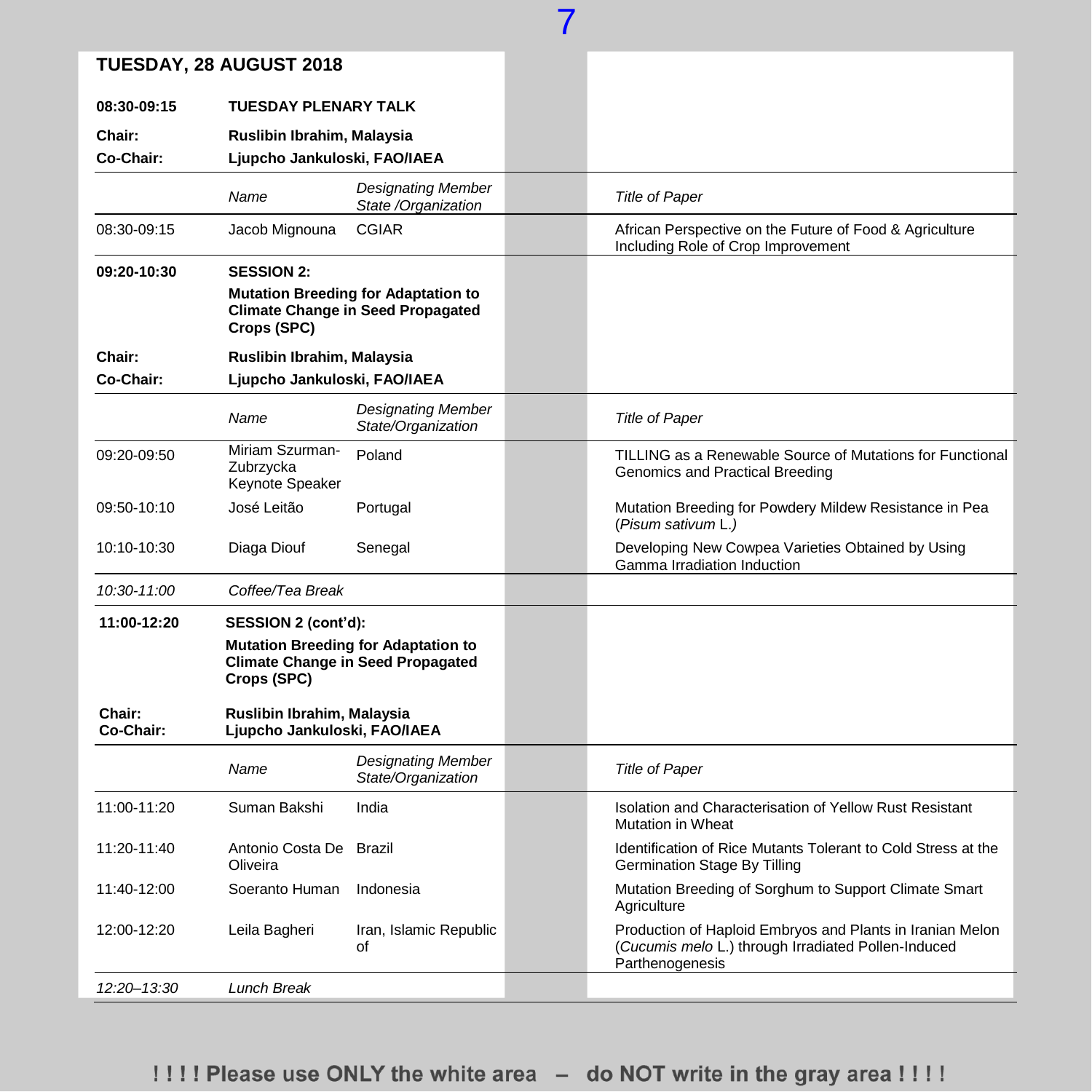## TUESDAY, 28 AUGUST 2018

**08:30-09:15** **TUESDAY PLENARY TALK**

**Chair:** **Ruslibin Ibrahim, Malaysia**
**Co-Chair:** **Ljupcho Jankuloski, FAO/IAEA**

| | *Name* | *Designating Member State /Organization* | *Title of Paper* |
|---|---|---|---|
| 08:30-09:15 | Jacob Mignouna | CGIAR | African Perspective on the Future of Food & Agriculture Including Role of Crop Improvement |

**09:20-10:30** **SESSION 2:**
**Mutation Breeding for Adaptation to Climate Change in Seed Propagated Crops (SPC)**

**Chair:** **Ruslibin Ibrahim, Malaysia**
**Co-Chair:** **Ljupcho Jankuloski, FAO/IAEA**

| | *Name* | *Designating Member State/Organization* | *Title of Paper* |
|---|---|---|---|
| 09:20-09:50 | Miriam Szurman-Zubrzycka Keynote Speaker | Poland | TILLING as a Renewable Source of Mutations for Functional Genomics and Practical Breeding |
| 09:50-10:10 | José Leitão | Portugal | Mutation Breeding for Powdery Mildew Resistance in Pea (*Pisum sativum* L.) |
| 10:10-10:30 | Diaga Diouf | Senegal | Developing New Cowpea Varieties Obtained by Using Gamma Irradiation Induction |
| *10:30-11:00* | *Coffee/Tea Break* | | |

**11:00-12:20** **SESSION 2 (cont'd):**
**Mutation Breeding for Adaptation to Climate Change in Seed Propagated Crops (SPC)**

**Chair:** **Ruslibin Ibrahim, Malaysia**
**Co-Chair:** **Ljupcho Jankuloski, FAO/IAEA**

| | *Name* | *Designating Member State/Organization* | *Title of Paper* |
|---|---|---|---|
| 11:00-11:20 | Suman Bakshi | India | Isolation and Characterisation of Yellow Rust Resistant Mutation in Wheat |
| 11:20-11:40 | Antonio Costa De Oliveira | Brazil | Identification of Rice Mutants Tolerant to Cold Stress at the Germination Stage By Tilling |
| 11:40-12:00 | Soeranto Human | Indonesia | Mutation Breeding of Sorghum to Support Climate Smart Agriculture |
| 12:00-12:20 | Leila Bagheri | Iran, Islamic Republic of | Production of Haploid Embryos and Plants in Iranian Melon (*Cucumis melo* L.) through Irradiated Pollen-Induced Parthenogenesis |
| *12:20–13:30* | *Lunch Break* | | |

**! ! ! ! Please use ONLY the white area – do NOT write in the gray area ! ! ! !**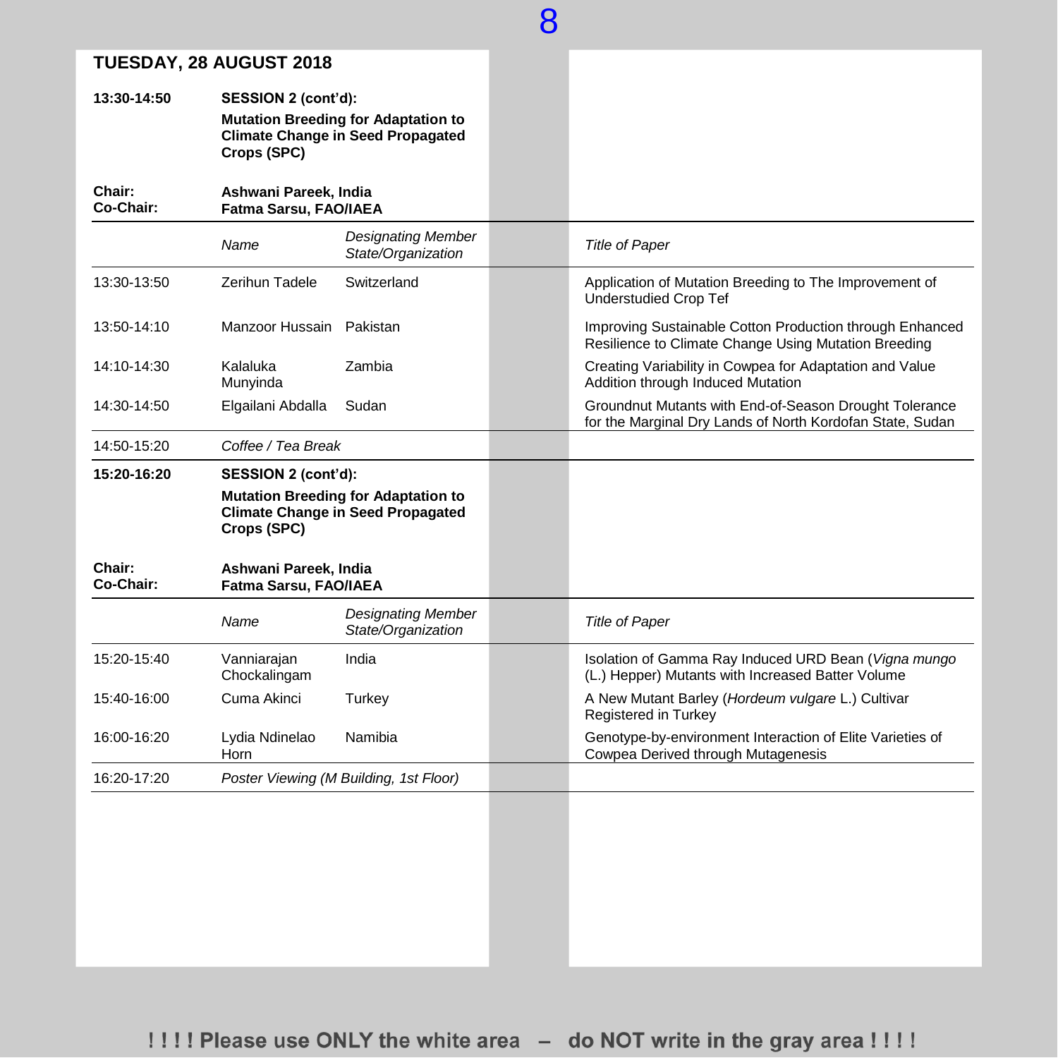## TUESDAY, 28 AUGUST 2018

**13:30-14:50** **SESSION 2 (cont'd):**
**Mutation Breeding for Adaptation to Climate Change in Seed Propagated Crops (SPC)**

**Chair:** **Ashwani Pareek, India**
**Co-Chair:** **Fatma Sarsu, FAO/IAEA**

| | *Name* | *Designating Member State/Organization* | *Title of Paper* |
|---|---|---|---|
| 13:30-13:50 | Zerihun Tadele | Switzerland | Application of Mutation Breeding to The Improvement of Understudied Crop Tef |
| 13:50-14:10 | Manzoor Hussain | Pakistan | Improving Sustainable Cotton Production through Enhanced Resilience to Climate Change Using Mutation Breeding |
| 14:10-14:30 | Kalaluka Munyinda | Zambia | Creating Variability in Cowpea for Adaptation and Value Addition through Induced Mutation |
| 14:30-14:50 | Elgailani Abdalla | Sudan | Groundnut Mutants with End-of-Season Drought Tolerance for the Marginal Dry Lands of North Kordofan State, Sudan |
| 14:50-15:20 | *Coffee / Tea Break* | | |

**15:20-16:20** **SESSION 2 (cont'd):**
**Mutation Breeding for Adaptation to Climate Change in Seed Propagated Crops (SPC)**

**Chair:** **Ashwani Pareek, India**
**Co-Chair:** **Fatma Sarsu, FAO/IAEA**

| | *Name* | *Designating Member State/Organization* | *Title of Paper* |
|---|---|---|---|
| 15:20-15:40 | Vanniarajan Chockalingam | India | Isolation of Gamma Ray Induced URD Bean (*Vigna mungo* (L.) Hepper) Mutants with Increased Batter Volume |
| 15:40-16:00 | Cuma Akinci | Turkey | A New Mutant Barley (*Hordeum vulgare* L.) Cultivar Registered in Turkey |
| 16:00-16:20 | Lydia Ndinelao Horn | Namibia | Genotype-by-environment Interaction of Elite Varieties of Cowpea Derived through Mutagenesis |
| 16:20-17:20 | *Poster Viewing (M Building, 1st Floor)* | | |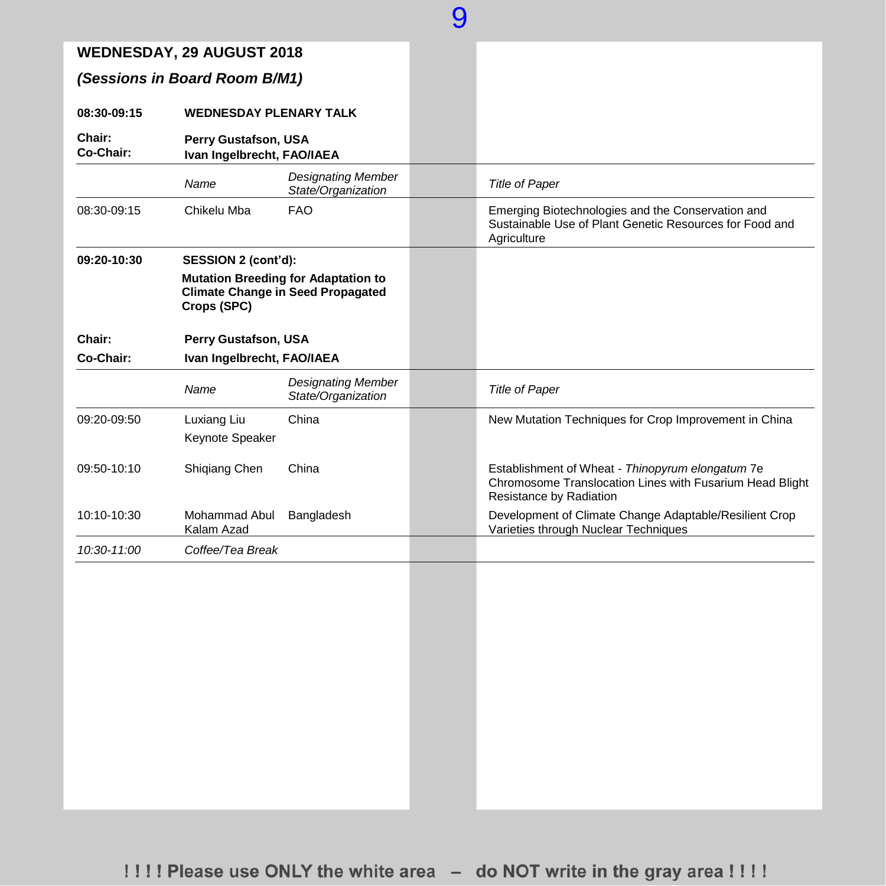## WEDNESDAY, 29 AUGUST 2018

### *(Sessions in Board Room B/M1)*

**08:30-09:15** **WEDNESDAY PLENARY TALK**

**Chair:** **Perry Gustafson, USA**
**Co-Chair:** **Ivan Ingelbrecht, FAO/IAEA**

| | *Name* | *Designating Member State/Organization* | *Title of Paper* |
|---|---|---|---|
| 08:30-09:15 | Chikelu Mba | FAO | Emerging Biotechnologies and the Conservation and Sustainable Use of Plant Genetic Resources for Food and Agriculture |

**09:20-10:30** **SESSION 2 (cont'd):**

**Mutation Breeding for Adaptation to Climate Change in Seed Propagated Crops (SPC)**

**Chair:** **Perry Gustafson, USA**
**Co-Chair:** **Ivan Ingelbrecht, FAO/IAEA**

| | *Name* | *Designating Member State/Organization* | *Title of Paper* |
|---|---|---|---|
| 09:20-09:50 | Luxiang Liu<br>Keynote Speaker | China | New Mutation Techniques for Crop Improvement in China |
| 09:50-10:10 | Shiqiang Chen | China | Establishment of Wheat - *Thinopyrum elongatum* 7e Chromosome Translocation Lines with Fusarium Head Blight Resistance by Radiation |
| 10:10-10:30 | Mohammad Abul Kalam Azad | Bangladesh | Development of Climate Change Adaptable/Resilient Crop Varieties through Nuclear Techniques |
| *10:30-11:00* | *Coffee/Tea Break* | | |

! ! ! ! Please use ONLY the white area – do NOT write in the gray area ! ! ! !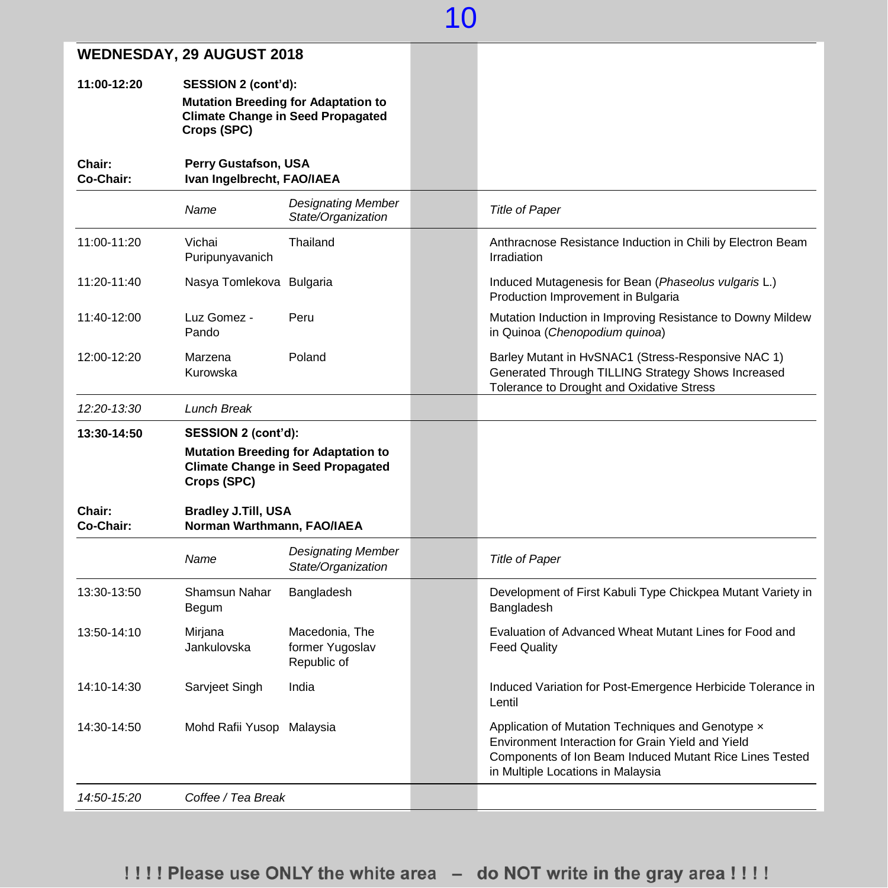## WEDNESDAY, 29 AUGUST 2018

**11:00-12:20** **SESSION 2 (cont'd):**
**Mutation Breeding for Adaptation to Climate Change in Seed Propagated Crops (SPC)**

**Chair:** **Perry Gustafson, USA**
**Co-Chair:** **Ivan Ingelbrecht, FAO/IAEA**

| | *Name* | *Designating Member State/Organization* | *Title of Paper* |
|---|---|---|---|
| 11:00-11:20 | Vichai Puripunyavanich | Thailand | Anthracnose Resistance Induction in Chili by Electron Beam Irradiation |
| 11:20-11:40 | Nasya Tomlekova | Bulgaria | Induced Mutagenesis for Bean (*Phaseolus vulgaris* L.) Production Improvement in Bulgaria |
| 11:40-12:00 | Luz Gomez - Pando | Peru | Mutation Induction in Improving Resistance to Downy Mildew in Quinoa (*Chenopodium quinoa*) |
| 12:00-12:20 | Marzena Kurowska | Poland | Barley Mutant in HvSNAC1 (Stress-Responsive NAC 1) Generated Through TILLING Strategy Shows Increased Tolerance to Drought and Oxidative Stress |
| *12:20-13:30* | *Lunch Break* | | |

**13:30-14:50** **SESSION 2 (cont'd):**
**Mutation Breeding for Adaptation to Climate Change in Seed Propagated Crops (SPC)**

**Chair:** **Bradley J.Till, USA**
**Co-Chair:** **Norman Warthmann, FAO/IAEA**

| | *Name* | *Designating Member State/Organization* | *Title of Paper* |
|---|---|---|---|
| 13:30-13:50 | Shamsun Nahar Begum | Bangladesh | Development of First Kabuli Type Chickpea Mutant Variety in Bangladesh |
| 13:50-14:10 | Mirjana Jankulovska | Macedonia, The former Yugoslav Republic of | Evaluation of Advanced Wheat Mutant Lines for Food and Feed Quality |
| 14:10-14:30 | Sarvjeet Singh | India | Induced Variation for Post-Emergence Herbicide Tolerance in Lentil |
| 14:30-14:50 | Mohd Rafii Yusop | Malaysia | Application of Mutation Techniques and Genotype × Environment Interaction for Grain Yield and Yield Components of Ion Beam Induced Mutant Rice Lines Tested in Multiple Locations in Malaysia |
| *14:50-15:20* | *Coffee / Tea Break* | | |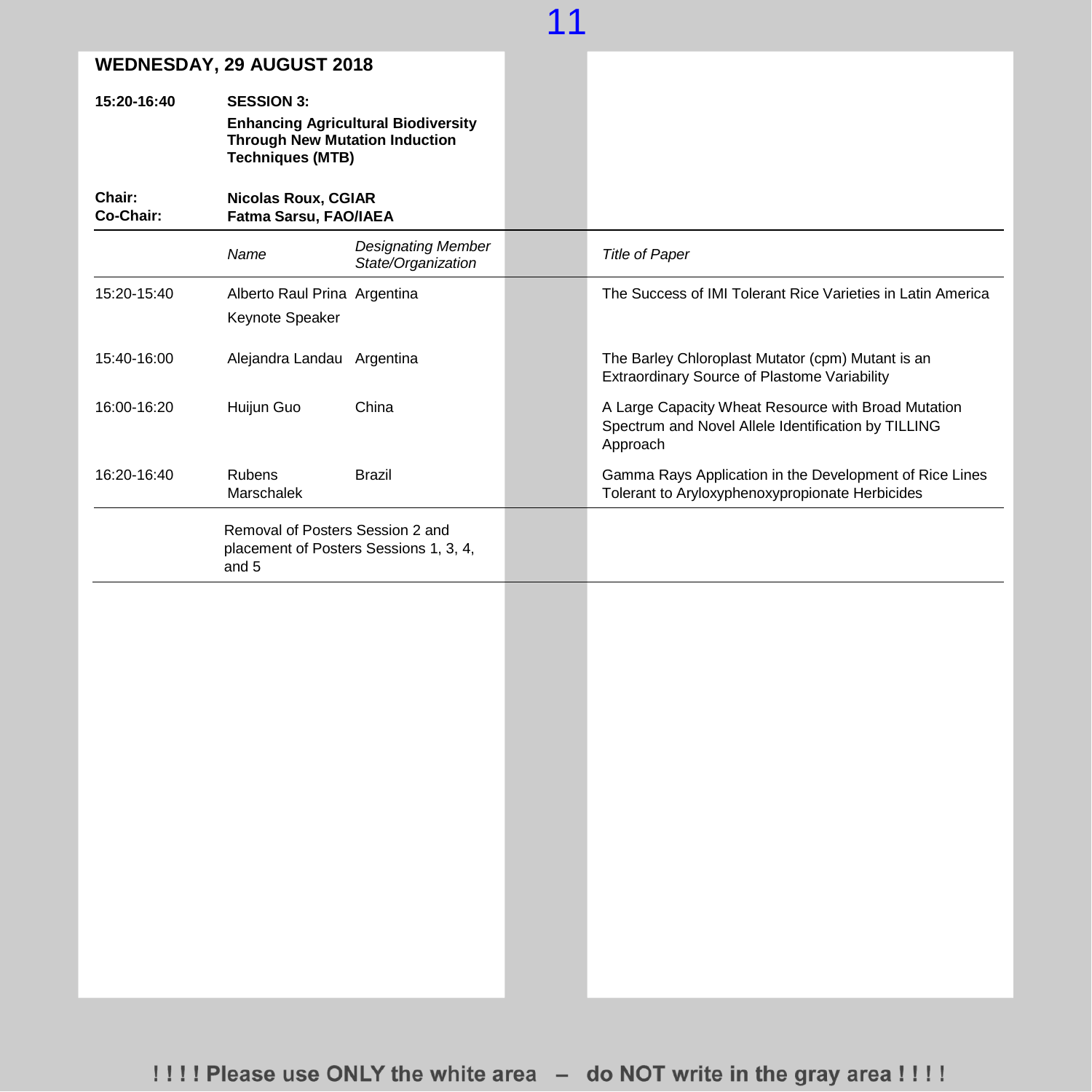## WEDNESDAY, 29 AUGUST 2018

**15:20-16:40** **SESSION 3:**
**Enhancing Agricultural Biodiversity Through New Mutation Induction Techniques (MTB)**

**Chair:** **Nicolas Roux, CGIAR**
**Co-Chair:** **Fatma Sarsu, FAO/IAEA**

| | *Name* | *Designating Member State/Organization* | *Title of Paper* |
|---|---|---|---|
| 15:20-15:40 | Alberto Raul Prina<br>Keynote Speaker | Argentina | The Success of IMI Tolerant Rice Varieties in Latin America |
| 15:40-16:00 | Alejandra Landau | Argentina | The Barley Chloroplast Mutator (cpm) Mutant is an Extraordinary Source of Plastome Variability |
| 16:00-16:20 | Huijun Guo | China | A Large Capacity Wheat Resource with Broad Mutation Spectrum and Novel Allele Identification by TILLING Approach |
| 16:20-16:40 | Rubens Marschalek | Brazil | Gamma Rays Application in the Development of Rice Lines Tolerant to Aryloxyphenoxypropionate Herbicides |

Removal of Posters Session 2 and placement of Posters Sessions 1, 3, 4, and 5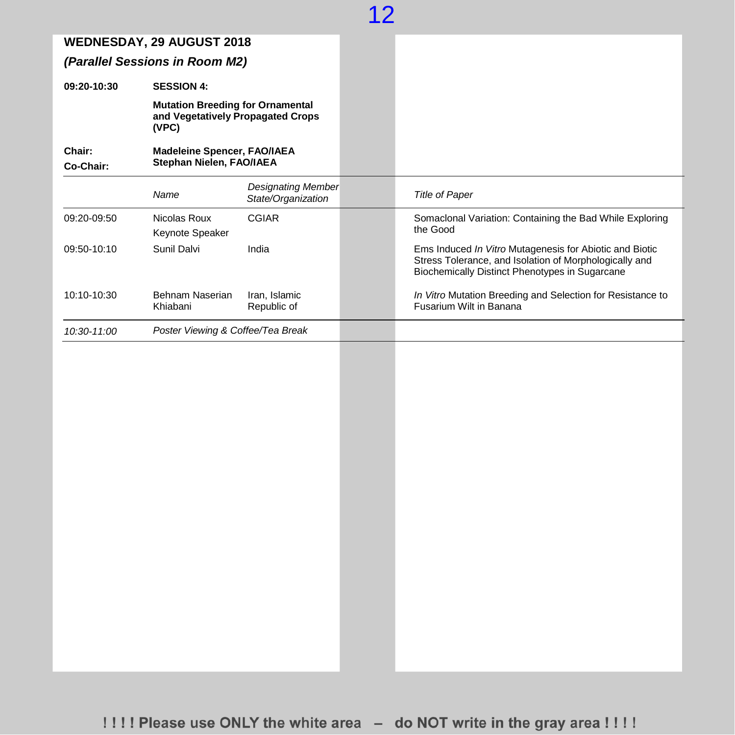## WEDNESDAY, 29 AUGUST 2018

### *(Parallel Sessions in Room M2)*

**09:20-10:30** **SESSION 4:**

**Mutation Breeding for Ornamental and Vegetatively Propagated Crops (VPC)**

**Chair:** **Madeleine Spencer, FAO/IAEA**
**Co-Chair:** **Stephan Nielen, FAO/IAEA**

| | *Name* | *Designating Member State/Organization* | *Title of Paper* |
|---|---|---|---|
| 09:20-09:50 | Nicolas Roux<br>Keynote Speaker | CGIAR | Somaclonal Variation: Containing the Bad While Exploring the Good |
| 09:50-10:10 | Sunil Dalvi | India | Ems Induced *In Vitro* Mutagenesis for Abiotic and Biotic Stress Tolerance, and Isolation of Morphologically and Biochemically Distinct Phenotypes in Sugarcane |
| 10:10-10:30 | Behnam Naserian Khiabani | Iran, Islamic Republic of | *In Vitro* Mutation Breeding and Selection for Resistance to Fusarium Wilt in Banana |
| *10:30-11:00* | *Poster Viewing & Coffee/Tea Break* | | |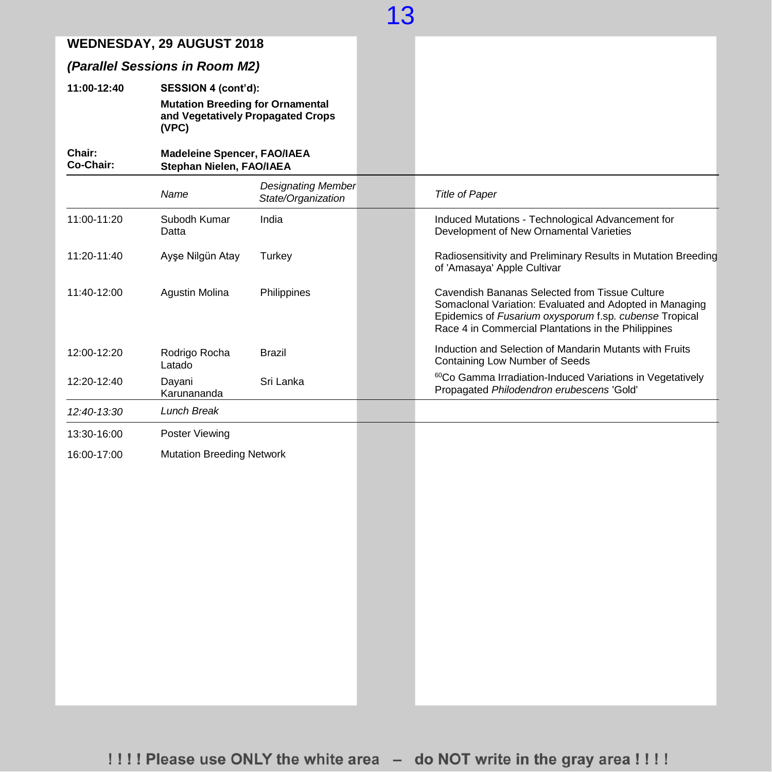**WEDNESDAY, 29 AUGUST 2018**

***(Parallel Sessions in Room M2)***

**11:00-12:40** **SESSION 4 (cont'd):**

**Mutation Breeding for Ornamental and Vegetatively Propagated Crops (VPC)**

**Chair:** **Madeleine Spencer, FAO/IAEA**

**Co-Chair:** **Stephan Nielen, FAO/IAEA**

| | *Name* | *Designating Member State/Organization* | *Title of Paper* |
|---|---|---|---|
| 11:00-11:20 | Subodh Kumar Datta | India | Induced Mutations - Technological Advancement for Development of New Ornamental Varieties |
| 11:20-11:40 | Ayşe Nilgün Atay | Turkey | Radiosensitivity and Preliminary Results in Mutation Breeding of 'Amasaya' Apple Cultivar |
| 11:40-12:00 | Agustin Molina | Philippines | Cavendish Bananas Selected from Tissue Culture Somaclonal Variation: Evaluated and Adopted in Managing Epidemics of *Fusarium oxysporum* f.sp. *cubense* Tropical Race 4 in Commercial Plantations in the Philippines |
| 12:00-12:20 | Rodrigo Rocha Latado | Brazil | Induction and Selection of Mandarin Mutants with Fruits Containing Low Number of Seeds |
| 12:20-12:40 | Dayani Karunananda | Sri Lanka | $^{60}Co$ Gamma Irradiation-Induced Variations in Vegetatively Propagated *Philodendron erubescens* 'Gold' |
| *12:40-13:30* | *Lunch Break* | | |
| 13:30-16:00 | Poster Viewing | | |
| 16:00-17:00 | Mutation Breeding Network | | |

! ! ! ! Please use ONLY the white area – do NOT write in the gray area ! ! ! !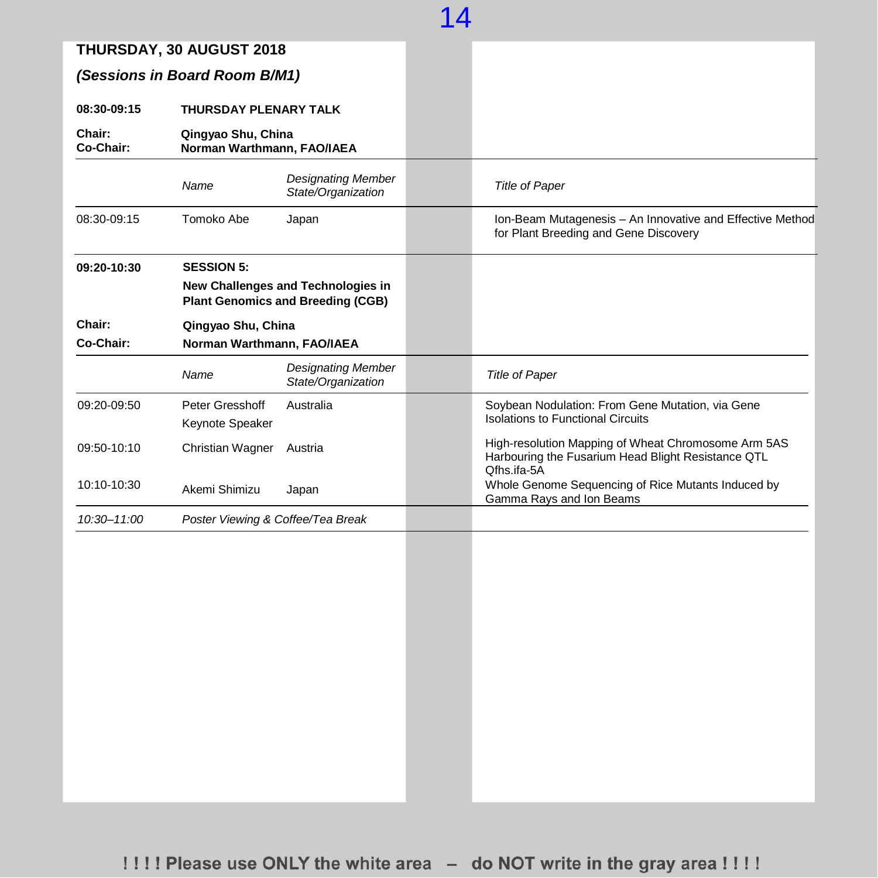## THURSDAY, 30 AUGUST 2018

***(Sessions in Board Room B/M1)***

**08:30-09:15** **THURSDAY PLENARY TALK**

**Chair:** **Qingyao Shu, China**
**Co-Chair:** **Norman Warthmann, FAO/IAEA**

| | *Name* | *Designating Member State/Organization* | *Title of Paper* |
|---|---|---|---|
| 08:30-09:15 | Tomoko Abe | Japan | Ion-Beam Mutagenesis – An Innovative and Effective Method for Plant Breeding and Gene Discovery |

**09:20-10:30** **SESSION 5:**
**New Challenges and Technologies in Plant Genomics and Breeding (CGB)**

**Chair:** **Qingyao Shu, China**
**Co-Chair:** **Norman Warthmann, FAO/IAEA**

| | *Name* | *Designating Member State/Organization* | *Title of Paper* |
|---|---|---|---|
| 09:20-09:50 | Peter Gresshoff Keynote Speaker | Australia | Soybean Nodulation: From Gene Mutation, via Gene Isolations to Functional Circuits |
| 09:50-10:10 | Christian Wagner | Austria | High-resolution Mapping of Wheat Chromosome Arm 5AS Harbouring the Fusarium Head Blight Resistance QTL Qfhs.ifa-5A |
| 10:10-10:30 | Akemi Shimizu | Japan | Whole Genome Sequencing of Rice Mutants Induced by Gamma Rays and Ion Beams |
| *10:30–11:00* | *Poster Viewing & Coffee/Tea Break* | | |

**! ! ! ! Please use ONLY the white area – do NOT write in the gray area ! ! ! !**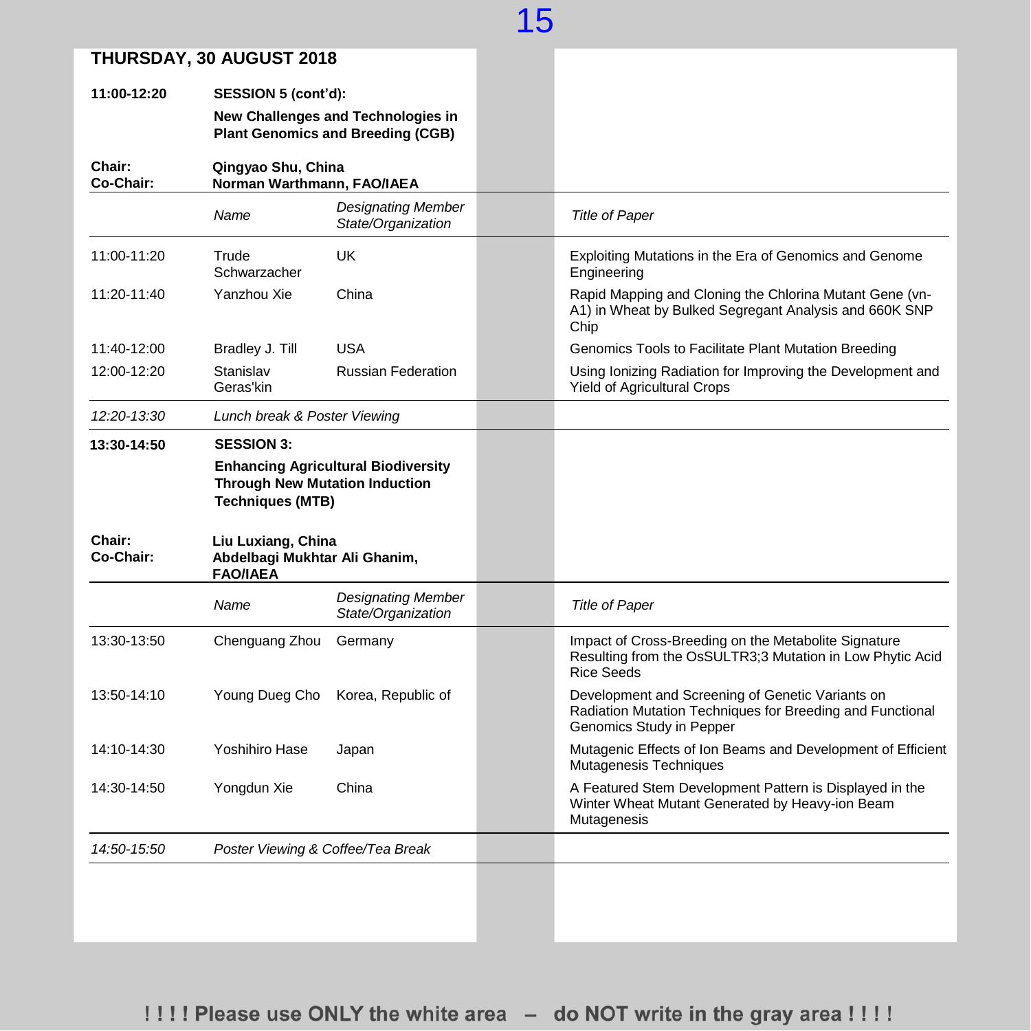## THURSDAY, 30 AUGUST 2018

**11:00-12:20** **SESSION 5 (cont'd):**

**New Challenges and Technologies in Plant Genomics and Breeding (CGB)**

**Chair:** **Qingyao Shu, China**
**Co-Chair:** **Norman Warthmann, FAO/IAEA**

| | *Name* | *Designating Member State/Organization* | *Title of Paper* |
|---|---|---|---|
| 11:00-11:20 | Trude Schwarzacher | UK | Exploiting Mutations in the Era of Genomics and Genome Engineering |
| 11:20-11:40 | Yanzhou Xie | China | Rapid Mapping and Cloning the Chlorina Mutant Gene (vn-A1) in Wheat by Bulked Segregant Analysis and 660K SNP Chip |
| 11:40-12:00 | Bradley J. Till | USA | Genomics Tools to Facilitate Plant Mutation Breeding |
| 12:00-12:20 | Stanislav Geras'kin | Russian Federation | Using Ionizing Radiation for Improving the Development and Yield of Agricultural Crops |

*12:20-13:30* *Lunch break & Poster Viewing*

**13:30-14:50** **SESSION 3:**

**Enhancing Agricultural Biodiversity Through New Mutation Induction Techniques (MTB)**

**Chair:** **Liu Luxiang, China**
**Co-Chair:** **Abdelbagi Mukhtar Ali Ghanim, FAO/IAEA**

| | *Name* | *Designating Member State/Organization* | *Title of Paper* |
|---|---|---|---|
| 13:30-13:50 | Chenguang Zhou | Germany | Impact of Cross-Breeding on the Metabolite Signature Resulting from the OsSULTR3;3 Mutation in Low Phytic Acid Rice Seeds |
| 13:50-14:10 | Young Dueg Cho | Korea, Republic of | Development and Screening of Genetic Variants on Radiation Mutation Techniques for Breeding and Functional Genomics Study in Pepper |
| 14:10-14:30 | Yoshihiro Hase | Japan | Mutagenic Effects of Ion Beams and Development of Efficient Mutagenesis Techniques |
| 14:30-14:50 | Yongdun Xie | China | A Featured Stem Development Pattern is Displayed in the Winter Wheat Mutant Generated by Heavy-ion Beam Mutagenesis |

*14:50-15:50* *Poster Viewing & Coffee/Tea Break*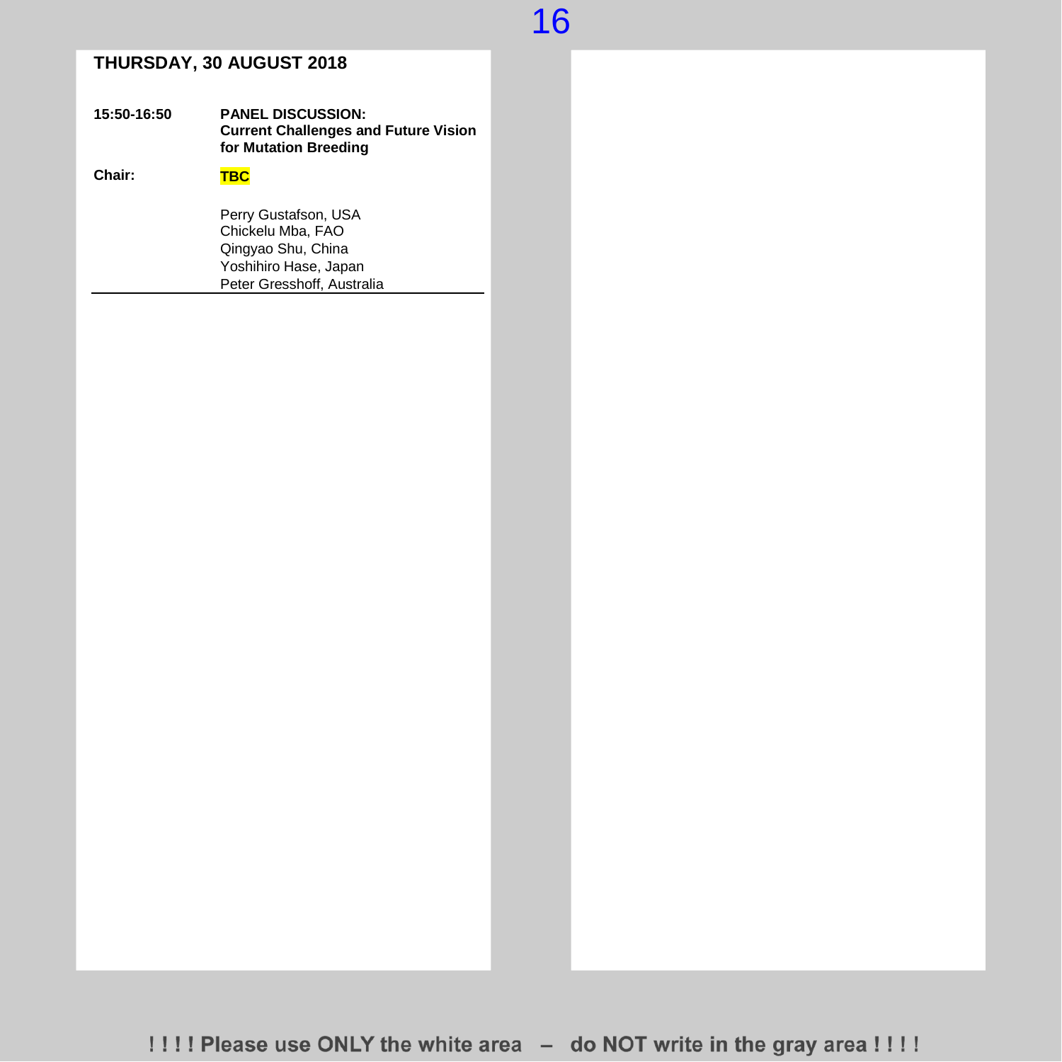## THURSDAY, 30 AUGUST 2018

**15:50-16:50** **PANEL DISCUSSION: Current Challenges and Future Vision for Mutation Breeding**

**Chair:** **TBC**

Perry Gustafson, USA
Chickelu Mba, FAO
Qingyao Shu, China
Yoshihiro Hase, Japan
Peter Gresshoff, Australia

---

!!!! Please use ONLY the white area – do NOT write in the gray area !!!!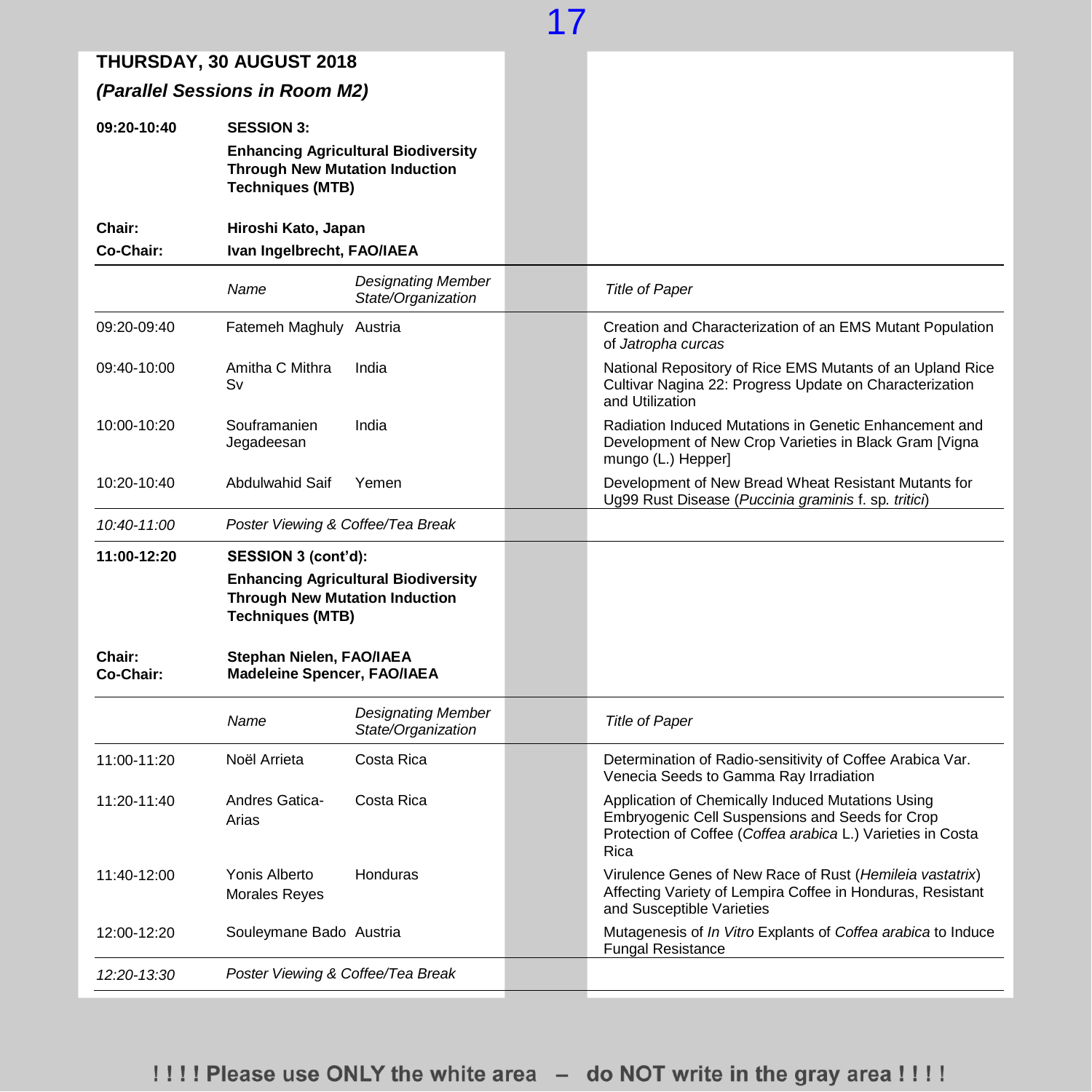## THURSDAY, 30 AUGUST 2018

***(Parallel Sessions in Room M2)***

**09:20-10:40** **SESSION 3:**

**Enhancing Agricultural Biodiversity Through New Mutation Induction Techniques (MTB)**

**Chair:** **Hiroshi Kato, Japan**

**Co-Chair:** **Ivan Ingelbrecht, FAO/IAEA**

| | *Name* | *Designating Member State/Organization* | *Title of Paper* |
|---|---|---|---|
| 09:20-09:40 | Fatemeh Maghuly | Austria | Creation and Characterization of an EMS Mutant Population of *Jatropha curcas* |
| 09:40-10:00 | Amitha C Mithra Sv | India | National Repository of Rice EMS Mutants of an Upland Rice Cultivar Nagina 22: Progress Update on Characterization and Utilization |
| 10:00-10:20 | Souframanien Jegadeesan | India | Radiation Induced Mutations in Genetic Enhancement and Development of New Crop Varieties in Black Gram [Vigna mungo (L.) Hepper] |
| 10:20-10:40 | Abdulwahid Saif | Yemen | Development of New Bread Wheat Resistant Mutants for Ug99 Rust Disease (*Puccinia graminis* f. sp. *tritici*) |
| *10:40-11:00* | *Poster Viewing & Coffee/Tea Break* | | |

**11:00-12:20** **SESSION 3 (cont'd):**

**Enhancing Agricultural Biodiversity Through New Mutation Induction Techniques (MTB)**

**Chair:** **Stephan Nielen, FAO/IAEA**

**Co-Chair:** **Madeleine Spencer, FAO/IAEA**

| | *Name* | *Designating Member State/Organization* | *Title of Paper* |
|---|---|---|---|
| 11:00-11:20 | Noël Arrieta | Costa Rica | Determination of Radio-sensitivity of Coffee Arabica Var. Venecia Seeds to Gamma Ray Irradiation |
| 11:20-11:40 | Andres Gatica-Arias | Costa Rica | Application of Chemically Induced Mutations Using Embryogenic Cell Suspensions and Seeds for Crop Protection of Coffee (*Coffea arabica* L.) Varieties in Costa Rica |
| 11:40-12:00 | Yonis Alberto Morales Reyes | Honduras | Virulence Genes of New Race of Rust (*Hemileia vastatrix*) Affecting Variety of Lempira Coffee in Honduras, Resistant and Susceptible Varieties |
| 12:00-12:20 | Souleymane Bado | Austria | Mutagenesis of *In Vitro* Explants of *Coffea arabica* to Induce Fungal Resistance |
| *12:20-13:30* | *Poster Viewing & Coffee/Tea Break* | | |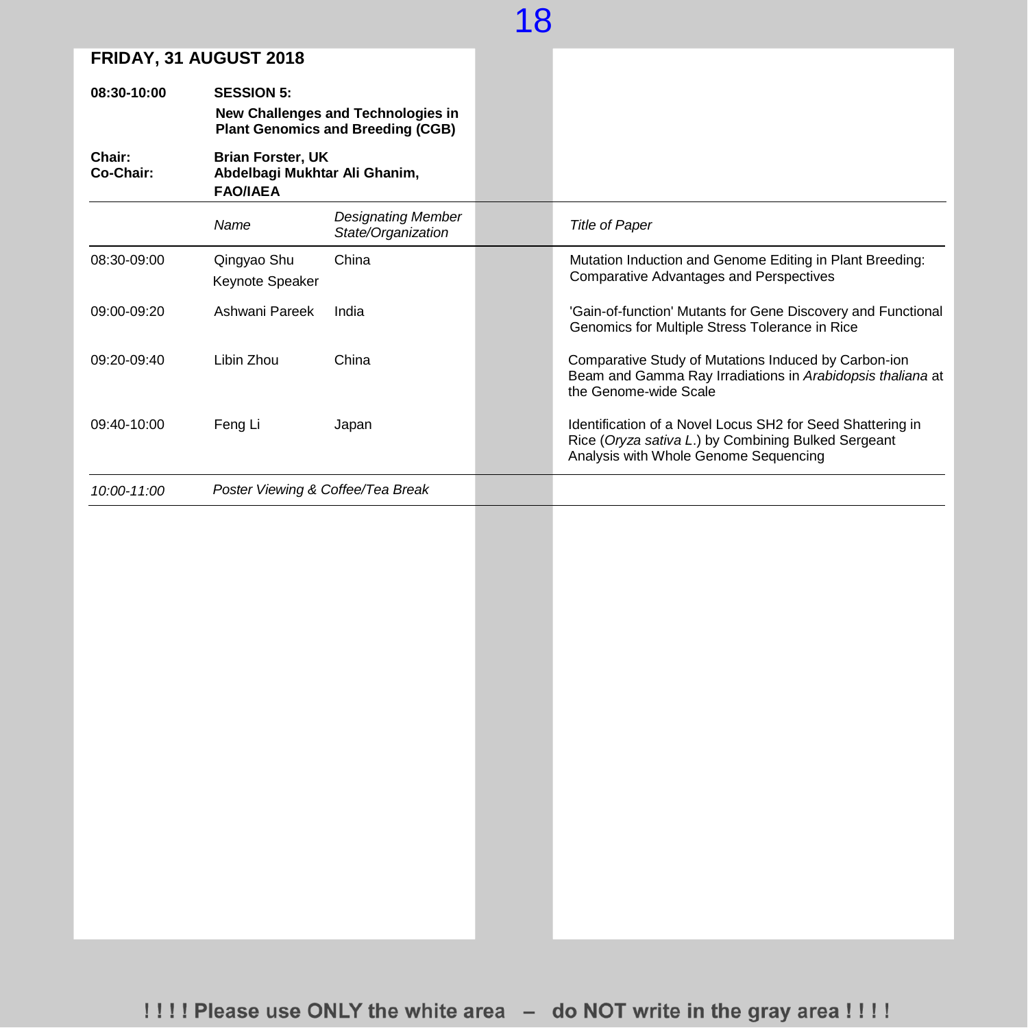## FRIDAY, 31 AUGUST 2018

**08:30-10:00** **SESSION 5:**

**New Challenges and Technologies in Plant Genomics and Breeding (CGB)**

**Chair:** **Brian Forster, UK**

**Co-Chair:** **Abdelbagi Mukhtar Ali Ghanim, FAO/IAEA**

| | *Name* | *Designating Member State/Organization* | *Title of Paper* |
|---|---|---|---|
| 08:30-09:00 | Qingyao Shu<br>Keynote Speaker | China | Mutation Induction and Genome Editing in Plant Breeding: Comparative Advantages and Perspectives |
| 09:00-09:20 | Ashwani Pareek | India | 'Gain-of-function' Mutants for Gene Discovery and Functional Genomics for Multiple Stress Tolerance in Rice |
| 09:20-09:40 | Libin Zhou | China | Comparative Study of Mutations Induced by Carbon-ion Beam and Gamma Ray Irradiations in *Arabidopsis thaliana* at the Genome-wide Scale |
| 09:40-10:00 | Feng Li | Japan | Identification of a Novel Locus SH2 for Seed Shattering in Rice (*Oryza sativa L.*) by Combining Bulked Sergeant Analysis with Whole Genome Sequencing |
| *10:00-11:00* | *Poster Viewing & Coffee/Tea Break* | | |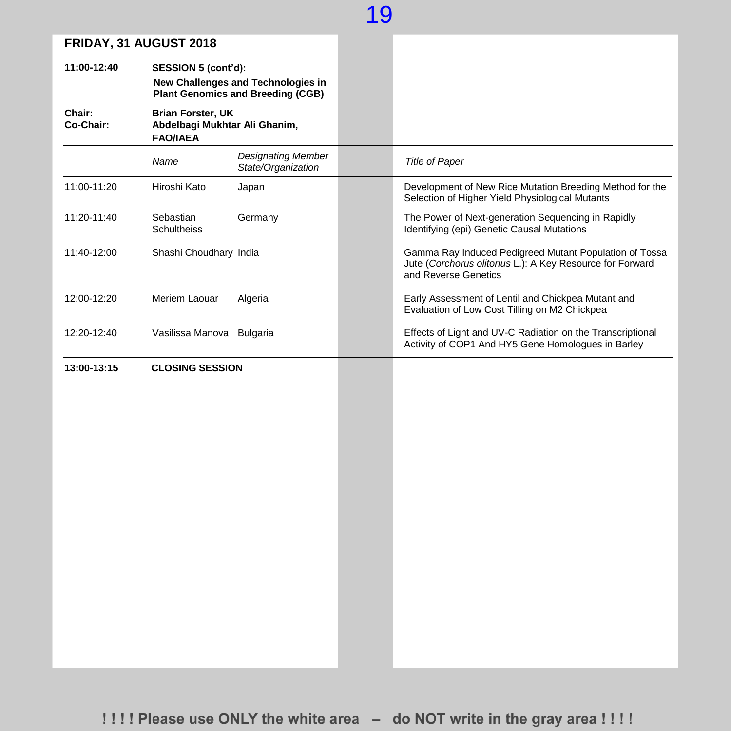## FRIDAY, 31 AUGUST 2018

**11:00-12:40** **SESSION 5 (cont'd):**
**New Challenges and Technologies in Plant Genomics and Breeding (CGB)**

**Chair:** **Brian Forster, UK**
**Co-Chair:** **Abdelbagi Mukhtar Ali Ghanim, FAO/IAEA**

| | *Name* | *Designating Member State/Organization* | *Title of Paper* |
|---|---|---|---|
| 11:00-11:20 | Hiroshi Kato | Japan | Development of New Rice Mutation Breeding Method for the Selection of Higher Yield Physiological Mutants |
| 11:20-11:40 | Sebastian Schultheiss | Germany | The Power of Next-generation Sequencing in Rapidly Identifying (epi) Genetic Causal Mutations |
| 11:40-12:00 | Shashi Choudhary | India | Gamma Ray Induced Pedigreed Mutant Population of Tossa Jute (*Corchorus olitorius* L.): A Key Resource for Forward and Reverse Genetics |
| 12:00-12:20 | Meriem Laouar | Algeria | Early Assessment of Lentil and Chickpea Mutant and Evaluation of Low Cost Tilling on M2 Chickpea |
| 12:20-12:40 | Vasilissa Manova | Bulgaria | Effects of Light and UV-C Radiation on the Transcriptional Activity of COP1 And HY5 Gene Homologues in Barley |

**13:00-13:15** **CLOSING SESSION**

!!!! Please use ONLY the white area – do NOT write in the gray area !!!!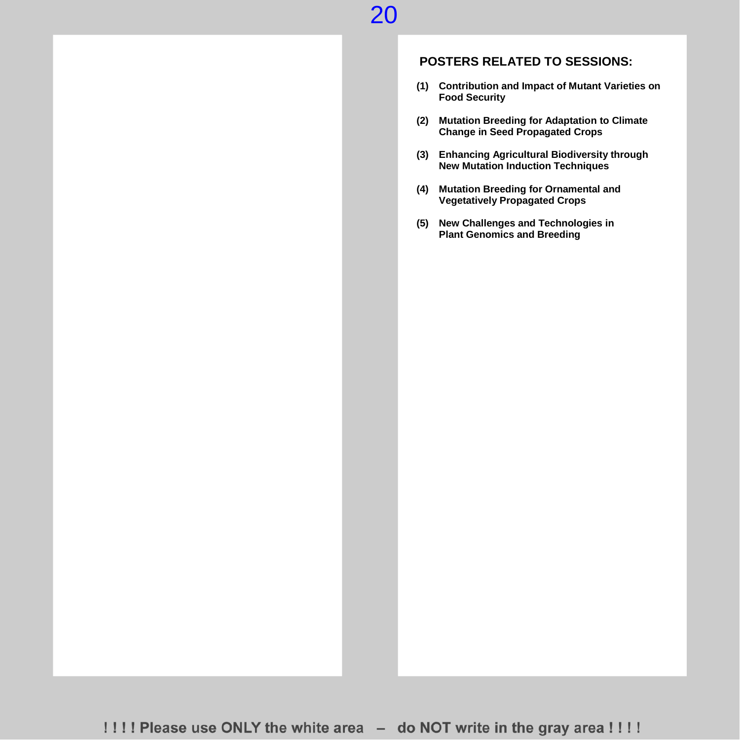## POSTERS RELATED TO SESSIONS:

(1) Contribution and Impact of Mutant Varieties on Food Security

(2) Mutation Breeding for Adaptation to Climate Change in Seed Propagated Crops

(3) Enhancing Agricultural Biodiversity through New Mutation Induction Techniques

(4) Mutation Breeding for Ornamental and Vegetatively Propagated Crops

(5) New Challenges and Technologies in Plant Genomics and Breeding

! ! ! ! Please use ONLY the white area – do NOT write in the gray area ! ! ! !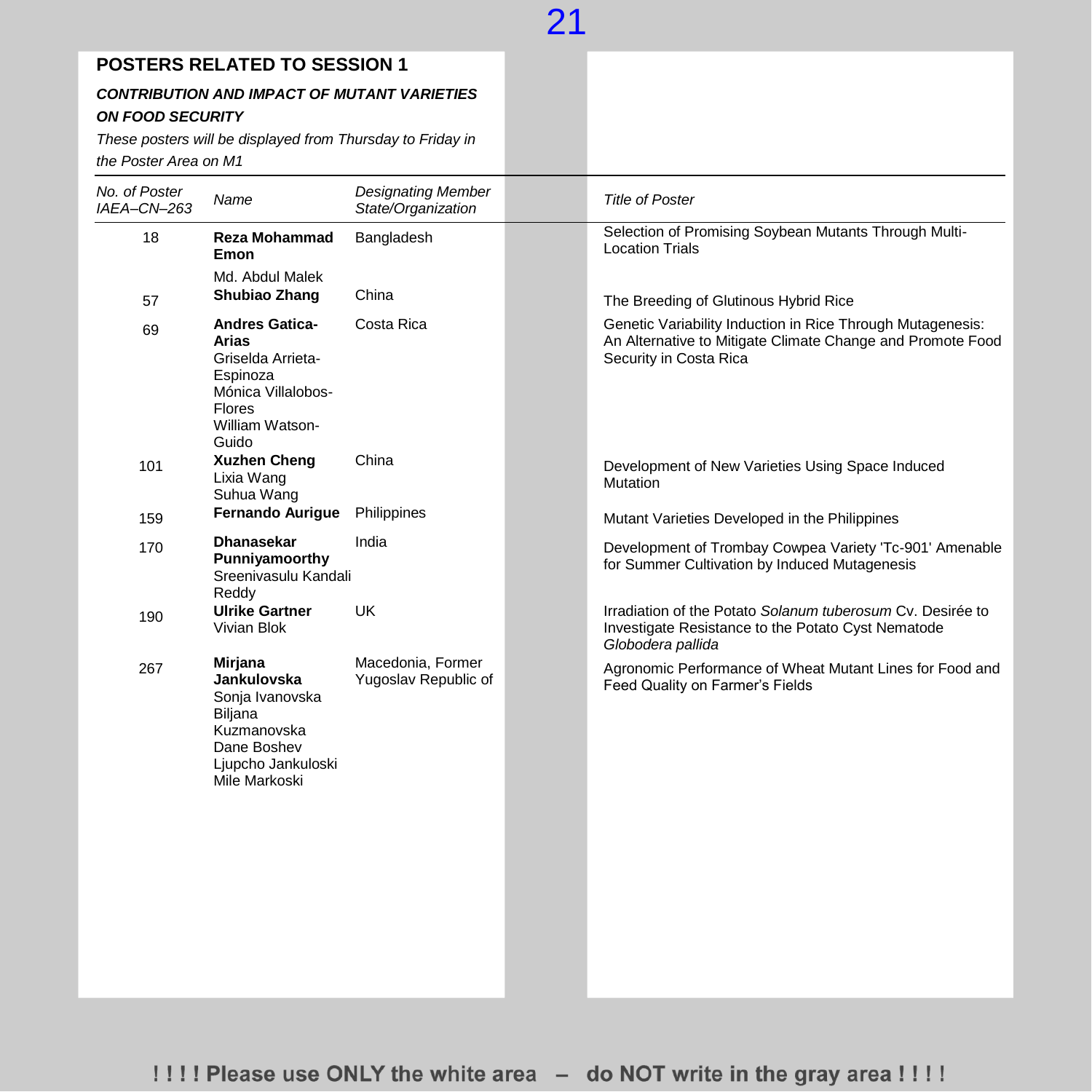## POSTERS RELATED TO SESSION 1

***CONTRIBUTION AND IMPACT OF MUTANT VARIETIES ON FOOD SECURITY***

*These posters will be displayed from Thursday to Friday in the Poster Area on M1*

| *No. of Poster IAEA–CN–263* | *Name* | *Designating Member State/Organization* | *Title of Poster* |
|---|---|---|---|
| 18 | **Reza Mohammad Emon** Md. Abdul Malek | Bangladesh | Selection of Promising Soybean Mutants Through Multi-Location Trials |
| 57 | **Shubiao Zhang** | China | The Breeding of Glutinous Hybrid Rice |
| 69 | **Andres Gatica-Arias** Griselda Arrieta-Espinoza Mónica Villalobos-Flores William Watson-Guido | Costa Rica | Genetic Variability Induction in Rice Through Mutagenesis: An Alternative to Mitigate Climate Change and Promote Food Security in Costa Rica |
| 101 | **Xuzhen Cheng** Lixia Wang Suhua Wang | China | Development of New Varieties Using Space Induced Mutation |
| 159 | **Fernando Aurigue** | Philippines | Mutant Varieties Developed in the Philippines |
| 170 | **Dhanasekar Punniyamoorthy** Sreenivasulu Kandali Reddy | India | Development of Trombay Cowpea Variety 'Tc-901' Amenable for Summer Cultivation by Induced Mutagenesis |
| 190 | **Ulrike Gartner** Vivian Blok | UK | Irradiation of the Potato *Solanum tuberosum* Cv. Desirée to Investigate Resistance to the Potato Cyst Nematode *Globodera pallida* |
| 267 | **Mirjana Jankulovska** Sonja Ivanovska Biljana Kuzmanovska Dane Boshev Ljupcho Jankuloski Mile Markoski | Macedonia, Former Yugoslav Republic of | Agronomic Performance of Wheat Mutant Lines for Food and Feed Quality on Farmer's Fields |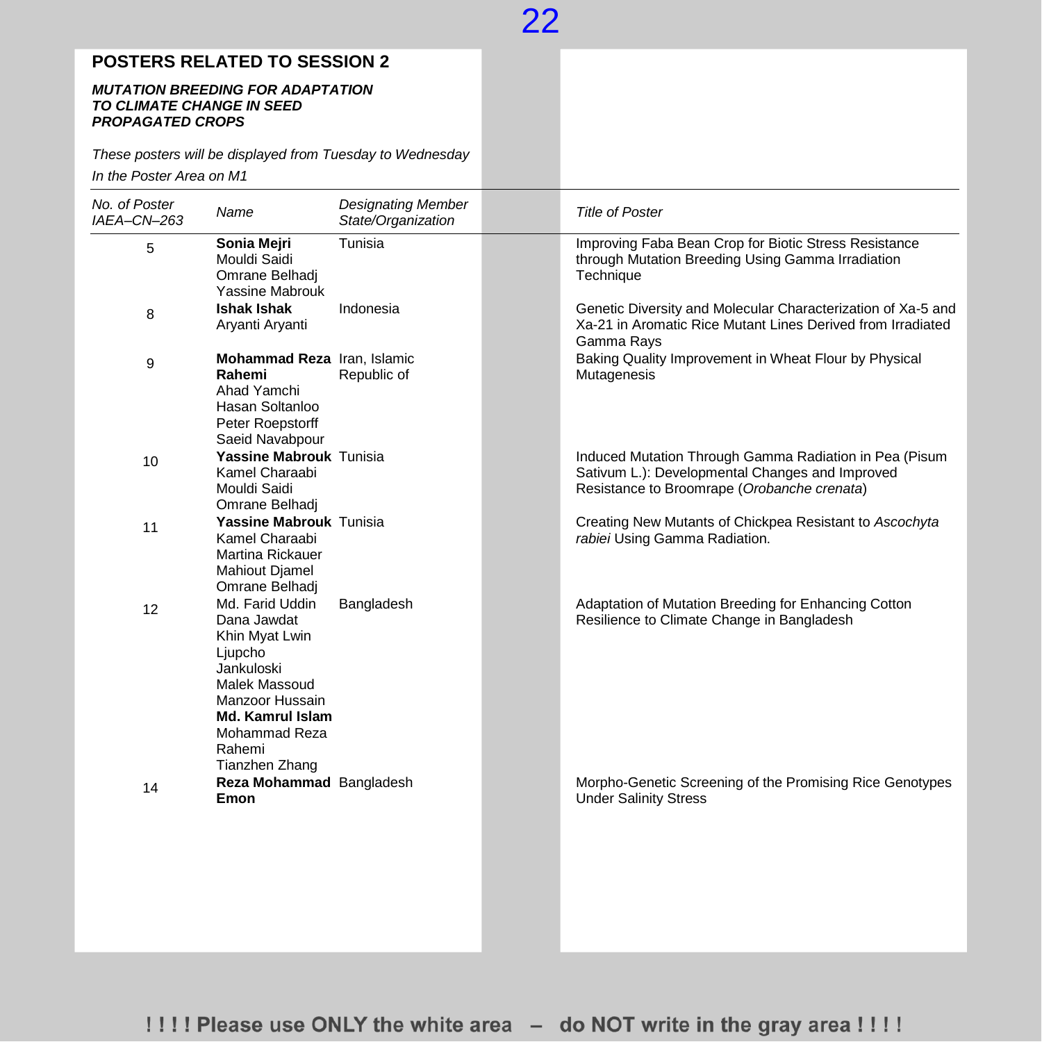## POSTERS RELATED TO SESSION 2

### *MUTATION BREEDING FOR ADAPTATION TO CLIMATE CHANGE IN SEED PROPAGATED CROPS*

*These posters will be displayed from Tuesday to Wednesday*

*In the Poster Area on M1*

| *No. of Poster IAEA–CN–263* | *Name* | *Designating Member State/Organization* | *Title of Poster* |
|---|---|---|---|
| 5 | **Sonia Mejri**<br>Mouldi Saidi<br>Omrane Belhadj<br>Yassine Mabrouk | Tunisia | Improving Faba Bean Crop for Biotic Stress Resistance through Mutation Breeding Using Gamma Irradiation Technique |
| 8 | **Ishak Ishak**<br>Aryanti Aryanti | Indonesia | Genetic Diversity and Molecular Characterization of Xa-5 and Xa-21 in Aromatic Rice Mutant Lines Derived from Irradiated Gamma Rays |
| 9 | **Mohammad Reza Rahemi**<br>Ahad Yamchi<br>Hasan Soltanloo<br>Peter Roepstorff<br>Saeid Navabpour | Iran, Islamic Republic of | Baking Quality Improvement in Wheat Flour by Physical Mutagenesis |
| 10 | **Yassine Mabrouk**<br>Kamel Charaabi<br>Mouldi Saidi<br>Omrane Belhadj | Tunisia | Induced Mutation Through Gamma Radiation in Pea (Pisum Sativum L.): Developmental Changes and Improved Resistance to Broomrape (*Orobanche crenata*) |
| 11 | **Yassine Mabrouk**<br>Kamel Charaabi<br>Martina Rickauer<br>Mahiout Djamel<br>Omrane Belhadj | Tunisia | Creating New Mutants of Chickpea Resistant to *Ascochyta rabiei* Using Gamma Radiation. |
| 12 | Md. Farid Uddin<br>Dana Jawdat<br>Khin Myat Lwin<br>Ljupcho Jankuloski<br>Malek Massoud<br>Manzoor Hussain<br>**Md. Kamrul Islam**<br>Mohammad Reza Rahemi<br>Tianzhen Zhang | Bangladesh | Adaptation of Mutation Breeding for Enhancing Cotton Resilience to Climate Change in Bangladesh |
| 14 | **Reza Mohammad Emon** | Bangladesh | Morpho-Genetic Screening of the Promising Rice Genotypes Under Salinity Stress |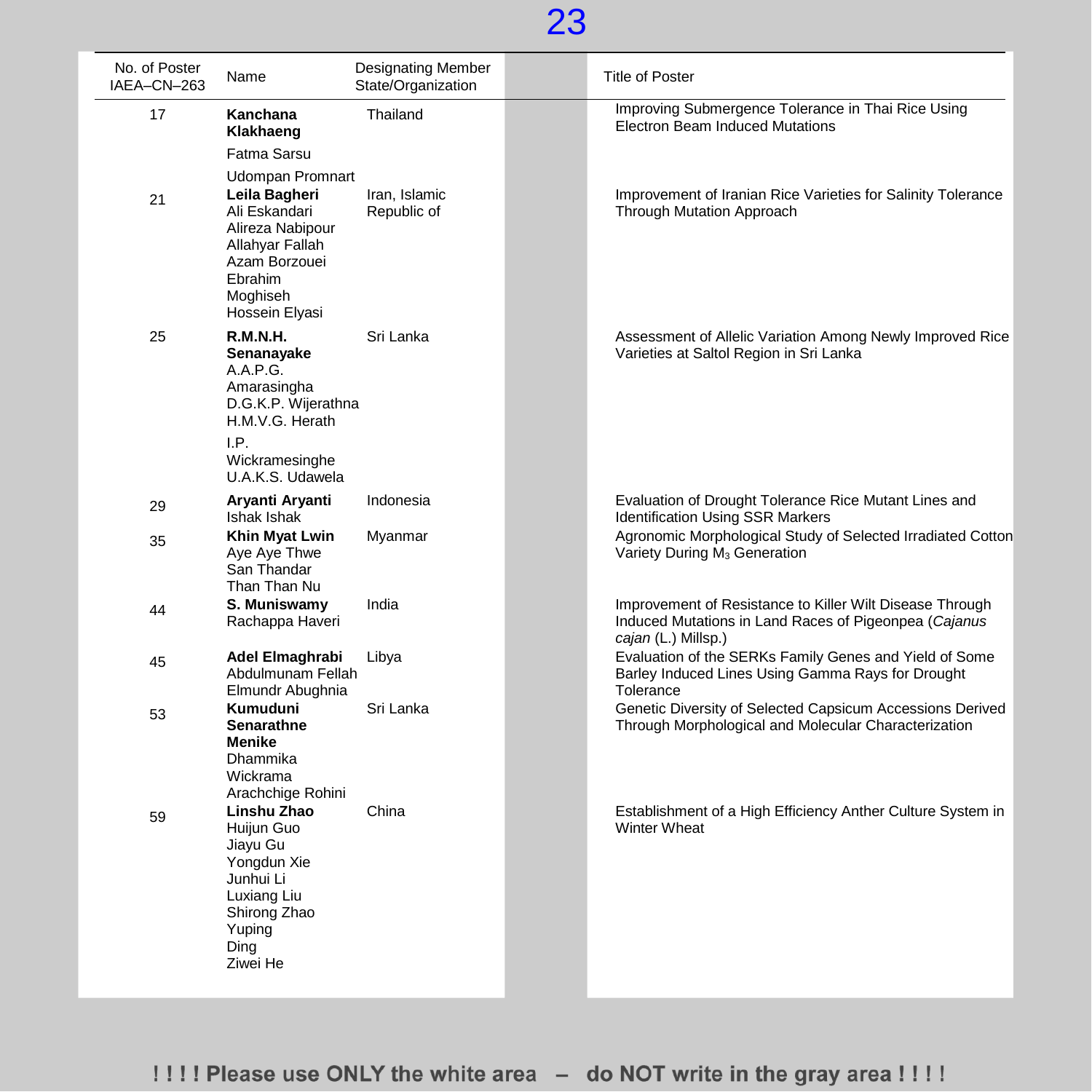| No. of Poster IAEA–CN–263 | Name | Designating Member State/Organization | Title of Poster |
|---|---|---|---|
| 17 | **Kanchana Klakhaeng**<br>Fatma Sarsu<br>Udompan Promnart | Thailand | Improving Submergence Tolerance in Thai Rice Using Electron Beam Induced Mutations |
| 21 | **Leila Bagheri**<br>Ali Eskandari<br>Alireza Nabipour<br>Allahyar Fallah<br>Azam Borzouei<br>Ebrahim Moghiseh<br>Hossein Elyasi | Iran, Islamic Republic of | Improvement of Iranian Rice Varieties for Salinity Tolerance Through Mutation Approach |
| 25 | **R.M.N.H. Senanayake**<br>A.A.P.G. Amarasingha<br>D.G.K.P. Wijerathna<br>H.M.V.G. Herath<br>I.P. Wickramesinghe<br>U.A.K.S. Udawela | Sri Lanka | Assessment of Allelic Variation Among Newly Improved Rice Varieties at Saltol Region in Sri Lanka |
| 29 | **Aryanti Aryanti**<br>Ishak Ishak | Indonesia | Evaluation of Drought Tolerance Rice Mutant Lines and Identification Using SSR Markers |
| 35 | **Khin Myat Lwin**<br>Aye Aye Thwe<br>San Thandar<br>Than Than Nu | Myanmar | Agronomic Morphological Study of Selected Irradiated Cotton Variety During $M_3$ Generation |
| 44 | **S. Muniswamy**<br>Rachappa Haveri | India | Improvement of Resistance to Killer Wilt Disease Through Induced Mutations in Land Races of Pigeonpea (*Cajanus cajan* (L.) Millsp.) |
| 45 | **Adel Elmaghrabi**<br>Abdulmunam Fellah<br>Elmundr Abughnia | Libya | Evaluation of the SERKs Family Genes and Yield of Some Barley Induced Lines Using Gamma Rays for Drought Tolerance |
| 53 | **Kumuduni Senarathne Menike**<br>Dhammika Wickrama<br>Arachchige Rohini | Sri Lanka | Genetic Diversity of Selected Capsicum Accessions Derived Through Morphological and Molecular Characterization |
| 59 | **Linshu Zhao**<br>Huijun Guo<br>Jiayu Gu<br>Yongdun Xie<br>Junhui Li<br>Luxiang Liu<br>Shirong Zhao<br>Yuping Ding<br>Ziwei He | China | Establishment of a High Efficiency Anther Culture System in Winter Wheat |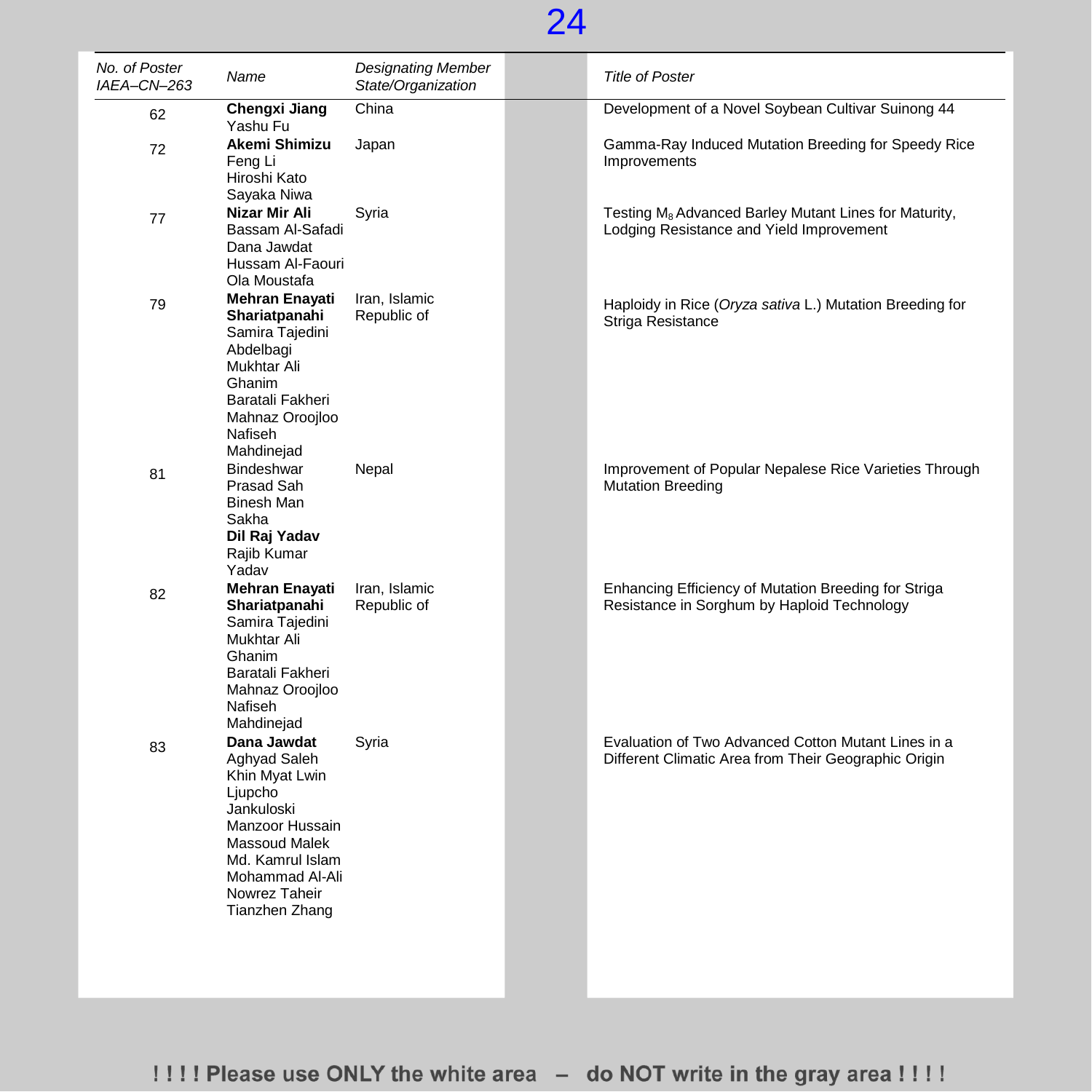| *No. of Poster IAEA–CN–263* | *Name* | *Designating Member State/Organization* | *Title of Poster* |
|---|---|---|---|
| 62 | **Chengxi Jiang**<br>Yashu Fu | China | Development of a Novel Soybean Cultivar Suinong 44 |
| 72 | **Akemi Shimizu**<br>Feng Li<br>Hiroshi Kato<br>Sayaka Niwa | Japan | Gamma-Ray Induced Mutation Breeding for Speedy Rice Improvements |
| 77 | **Nizar Mir Ali**<br>Bassam Al-Safadi<br>Dana Jawdat<br>Hussam Al-Faouri<br>Ola Moustafa | Syria | Testing $M_8$ Advanced Barley Mutant Lines for Maturity, Lodging Resistance and Yield Improvement |
| 79 | **Mehran Enayati Shariatpanahi**<br>Samira Tajedini<br>Abdelbagi Mukhtar Ali Ghanim<br>Baratali Fakheri<br>Mahnaz Oroojloo<br>Nafiseh Mahdinejad | Iran, Islamic Republic of | Haploidy in Rice (*Oryza sativa* L.) Mutation Breeding for Striga Resistance |
| 81 | Bindeshwar Prasad Sah<br>Binesh Man Sakha<br>**Dil Raj Yadav**<br>Rajib Kumar Yadav | Nepal | Improvement of Popular Nepalese Rice Varieties Through Mutation Breeding |
| 82 | **Mehran Enayati Shariatpanahi**<br>Samira Tajedini<br>Mukhtar Ali Ghanim<br>Baratali Fakheri<br>Mahnaz Oroojloo<br>Nafiseh Mahdinejad | Iran, Islamic Republic of | Enhancing Efficiency of Mutation Breeding for Striga Resistance in Sorghum by Haploid Technology |
| 83 | **Dana Jawdat**<br>Aghyad Saleh<br>Khin Myat Lwin<br>Ljupcho Jankuloski<br>Manzoor Hussain<br>Massoud Malek<br>Md. Kamrul Islam<br>Mohammad Al-Ali<br>Nowrez Taheir<br>Tianzhen Zhang | Syria | Evaluation of Two Advanced Cotton Mutant Lines in a Different Climatic Area from Their Geographic Origin |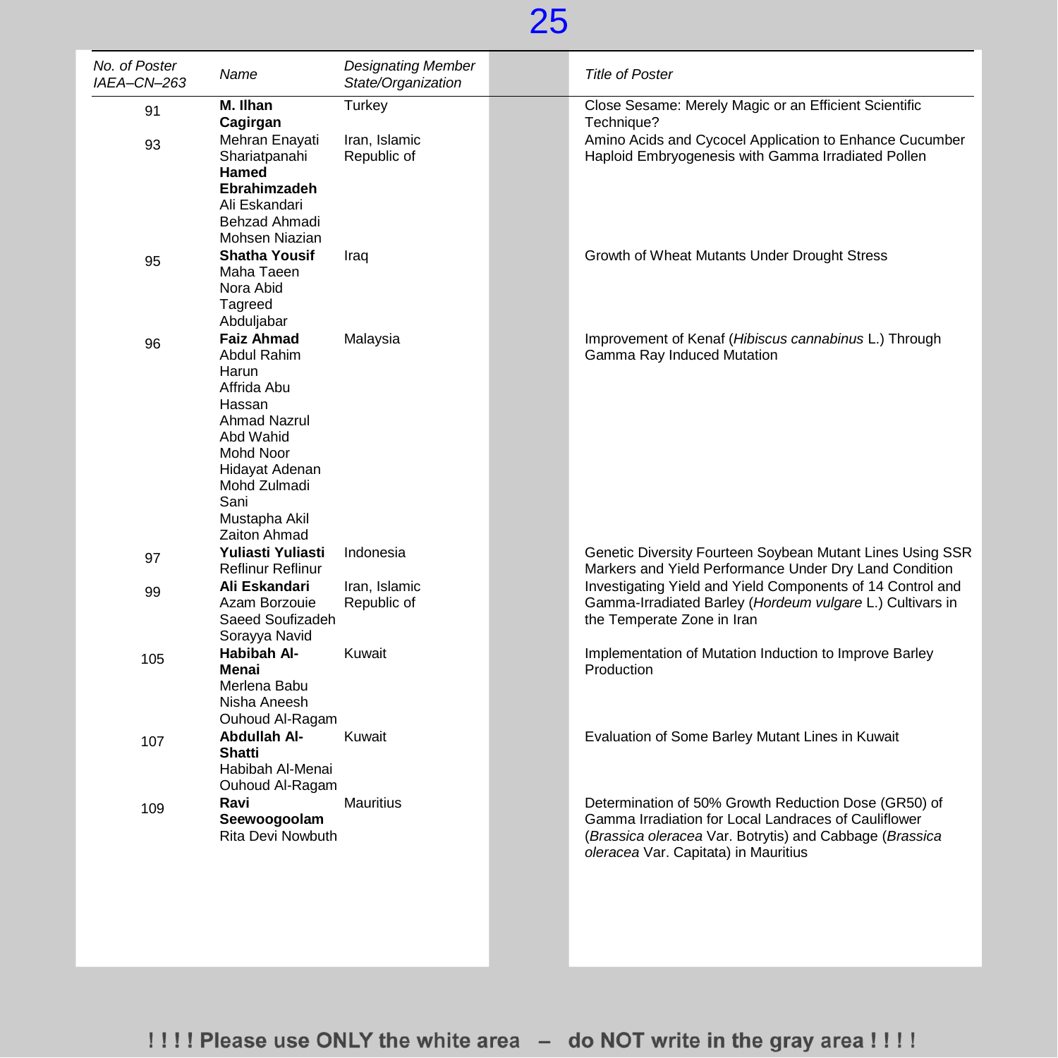| No. of Poster IAEA–CN–263 | Name | Designating Member State/Organization | Title of Poster |
|---|---|---|---|
| 91 | **M. Ilhan Cagirgan** | Turkey | Close Sesame: Merely Magic or an Efficient Scientific Technique? |
| 93 | Mehran Enayati Shariatpanahi<br>**Hamed Ebrahimzadeh**<br>Ali Eskandari<br>Behzad Ahmadi<br>Mohsen Niazian | Iran, Islamic Republic of | Amino Acids and Cycocel Application to Enhance Cucumber Haploid Embryogenesis with Gamma Irradiated Pollen |
| 95 | **Shatha Yousif**<br>Maha Taeen<br>Nora Abid<br>Tagreed Abduljabar | Iraq | Growth of Wheat Mutants Under Drought Stress |
| 96 | **Faiz Ahmad**<br>Abdul Rahim Harun<br>Affrida Abu Hassan<br>Ahmad Nazrul Abd Wahid<br>Mohd Noor Hidayat Adenan<br>Mohd Zulmadi Sani<br>Mustapha Akil<br>Zaiton Ahmad | Malaysia | Improvement of Kenaf (*Hibiscus cannabinus* L.) Through Gamma Ray Induced Mutation |
| 97 | **Yuliasti Yuliasti**<br>Reflinur Reflinur | Indonesia | Genetic Diversity Fourteen Soybean Mutant Lines Using SSR Markers and Yield Performance Under Dry Land Condition |
| 99 | **Ali Eskandari**<br>Azam Borzouie<br>Saeed Soufizadeh<br>Sorayya Navid | Iran, Islamic Republic of | Investigating Yield and Yield Components of 14 Control and Gamma-Irradiated Barley (*Hordeum vulgare* L.) Cultivars in the Temperate Zone in Iran |
| 105 | **Habibah Al-Menai**<br>Merlena Babu<br>Nisha Aneesh<br>Ouhoud Al-Ragam | Kuwait | Implementation of Mutation Induction to Improve Barley Production |
| 107 | **Abdullah Al-Shatti**<br>Habibah Al-Menai<br>Ouhoud Al-Ragam | Kuwait | Evaluation of Some Barley Mutant Lines in Kuwait |
| 109 | **Ravi Seewoogoolam**<br>Rita Devi Nowbuth | Mauritius | Determination of 50% Growth Reduction Dose (GR50) of Gamma Irradiation for Local Landraces of Cauliflower (*Brassica oleracea* Var. Botrytis) and Cabbage (*Brassica oleracea* Var. Capitata) in Mauritius |

**! ! ! ! Please use ONLY the white area – do NOT write in the gray area ! ! ! !**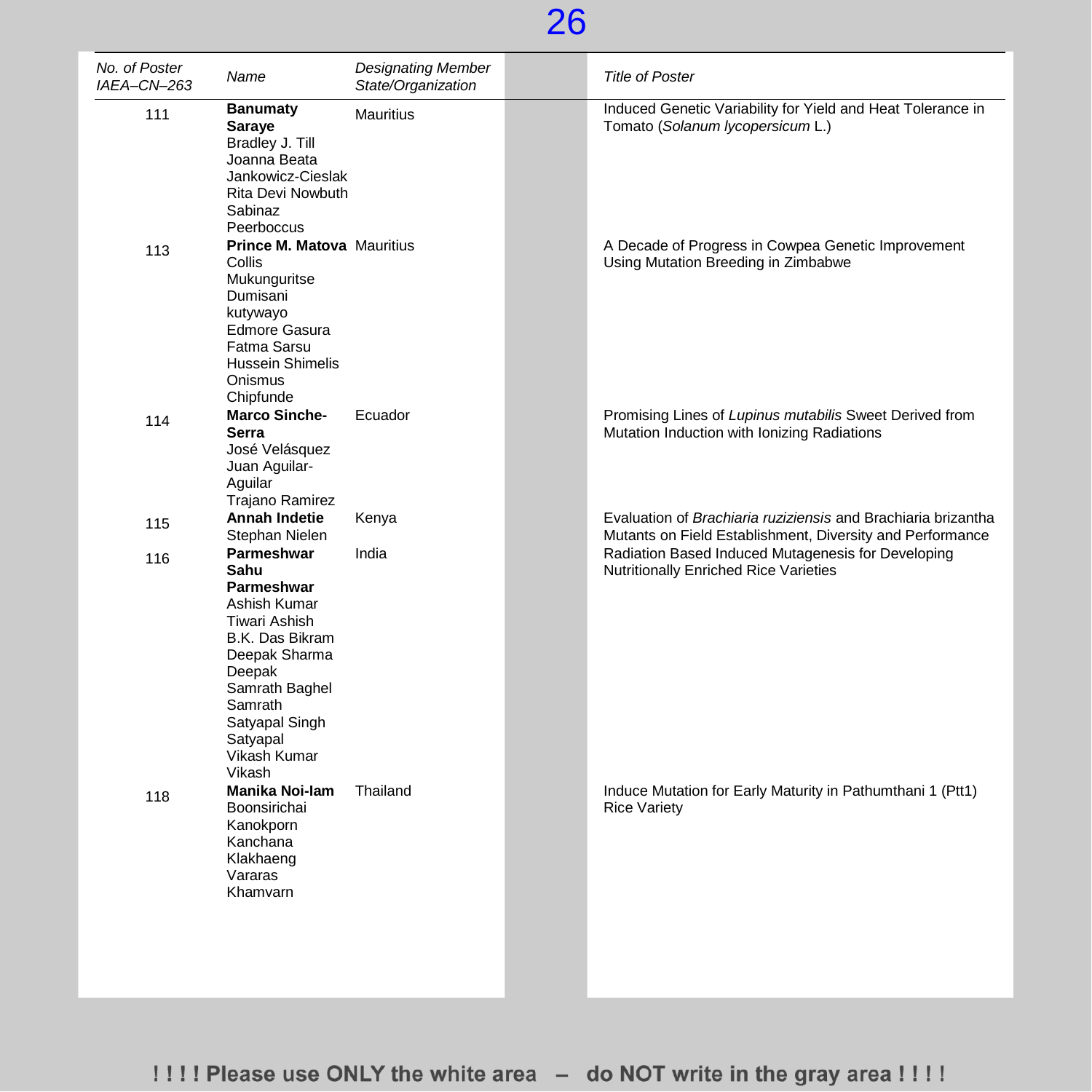| *No. of Poster IAEA–CN–263* | *Name* | *Designating Member State/Organization* | *Title of Poster* |
|---|---|---|---|
| 111 | **Banumaty Saraye** Bradley J. Till Joanna Beata Jankowicz-Cieslak Rita Devi Nowbuth Sabinaz Peerboccus | Mauritius | Induced Genetic Variability for Yield and Heat Tolerance in Tomato (*Solanum lycopersicum* L.) |
| 113 | **Prince M. Matova** Collis Mukunguritse Dumisani kutywayo Edmore Gasura Fatma Sarsu Hussein Shimelis Onismus Chipfunde | Mauritius | A Decade of Progress in Cowpea Genetic Improvement Using Mutation Breeding in Zimbabwe |
| 114 | **Marco Sinche-Serra** José Velásquez Juan Aguilar-Aguilar Trajano Ramirez | Ecuador | Promising Lines of *Lupinus mutabilis* Sweet Derived from Mutation Induction with Ionizing Radiations |
| 115 | **Annah Indetie** Stephan Nielen | Kenya | Evaluation of *Brachiaria ruziziensis* and Brachiaria brizantha Mutants on Field Establishment, Diversity and Performance |
| 116 | **Parmeshwar Sahu Parmeshwar** Ashish Kumar Tiwari Ashish B.K. Das Bikram Deepak Sharma Deepak Samrath Baghel Samrath Satyapal Singh Satyapal Vikash Kumar Vikash | India | Radiation Based Induced Mutagenesis for Developing Nutritionally Enriched Rice Varieties |
| 118 | **Manika Noi-Iam** Boonsirichai Kanokporn Kanchana Klakhaeng Vararas Khamvarn | Thailand | Induce Mutation for Early Maturity in Pathumthani 1 (Ptt1) Rice Variety |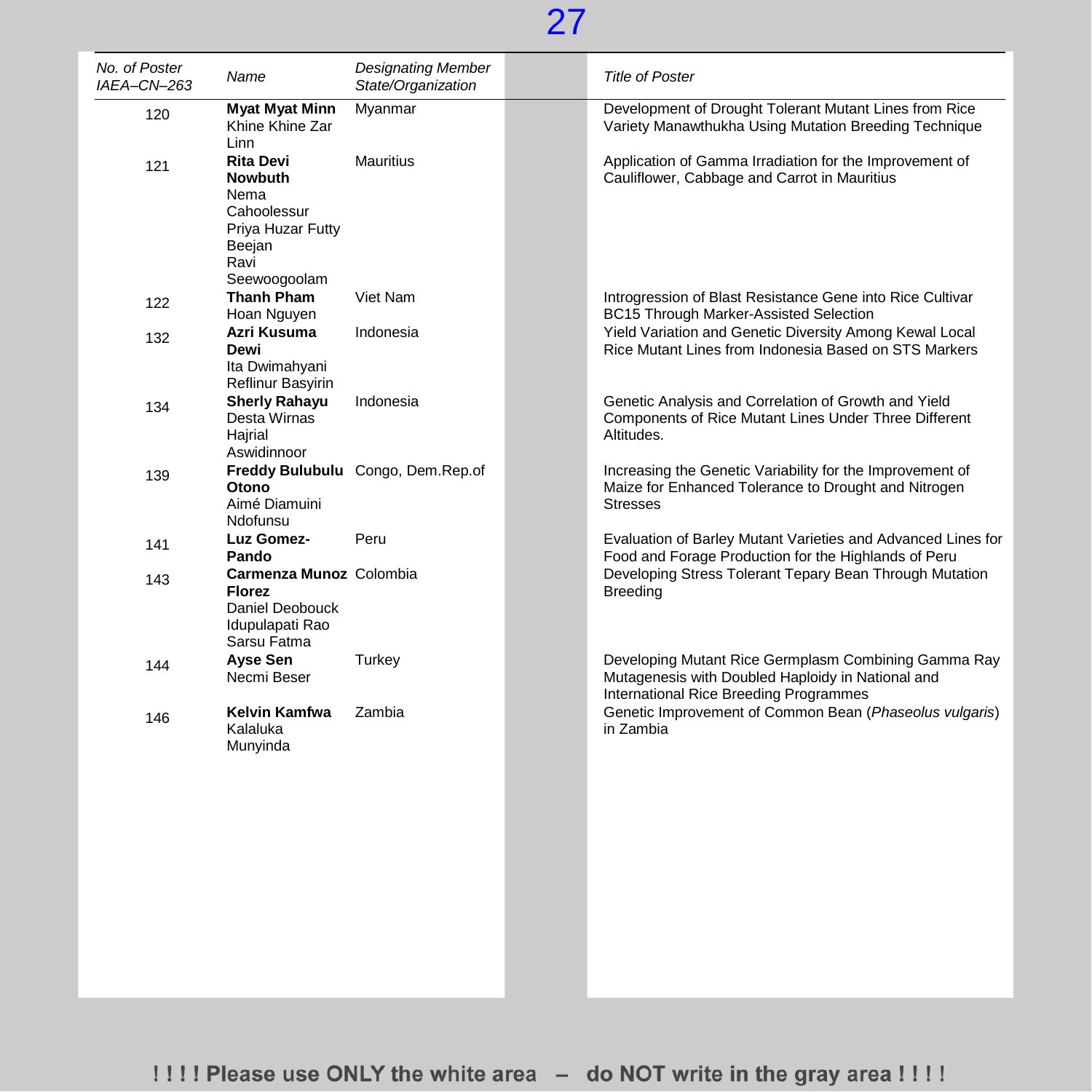| *No. of Poster IAEA–CN–263* | *Name* | *Designating Member State/Organization* | *Title of Poster* |
|---|---|---|---|
| 120 | **Myat Myat Minn**<br>Khine Khine Zar Linn | Myanmar | Development of Drought Tolerant Mutant Lines from Rice Variety Manawthukha Using Mutation Breeding Technique |
| 121 | **Rita Devi Nowbuth**<br>Nema Cahoolessur<br>Priya Huzar Futty Beejan<br>Ravi Seewoogoolam | Mauritius | Application of Gamma Irradiation for the Improvement of Cauliflower, Cabbage and Carrot in Mauritius |
| 122 | **Thanh Pham**<br>Hoan Nguyen | Viet Nam | Introgression of Blast Resistance Gene into Rice Cultivar BC15 Through Marker-Assisted Selection |
| 132 | **Azri Kusuma Dewi**<br>Ita Dwimahyani<br>Reflinur Basyirin | Indonesia | Yield Variation and Genetic Diversity Among Kewal Local Rice Mutant Lines from Indonesia Based on STS Markers |
| 134 | **Sherly Rahayu**<br>Desta Wirnas<br>Hajrial Aswidinnoor | Indonesia | Genetic Analysis and Correlation of Growth and Yield Components of Rice Mutant Lines Under Three Different Altitudes. |
| 139 | **Freddy Bulubulu Otono**<br>Aimé Diamuini Ndofunsu | Congo, Dem.Rep.of | Increasing the Genetic Variability for the Improvement of Maize for Enhanced Tolerance to Drought and Nitrogen Stresses |
| 141 | **Luz Gomez-Pando** | Peru | Evaluation of Barley Mutant Varieties and Advanced Lines for Food and Forage Production for the Highlands of Peru |
| 143 | **Carmenza Munoz Florez**<br>Daniel Deobouck<br>Idupulapati Rao<br>Sarsu Fatma | Colombia | Developing Stress Tolerant Tepary Bean Through Mutation Breeding |
| 144 | **Ayse Sen**<br>Necmi Beser | Turkey | Developing Mutant Rice Germplasm Combining Gamma Ray Mutagenesis with Doubled Haploidy in National and International Rice Breeding Programmes |
| 146 | **Kelvin Kamfwa**<br>Kalaluka Munyinda | Zambia | Genetic Improvement of Common Bean (*Phaseolus vulgaris*) in Zambia |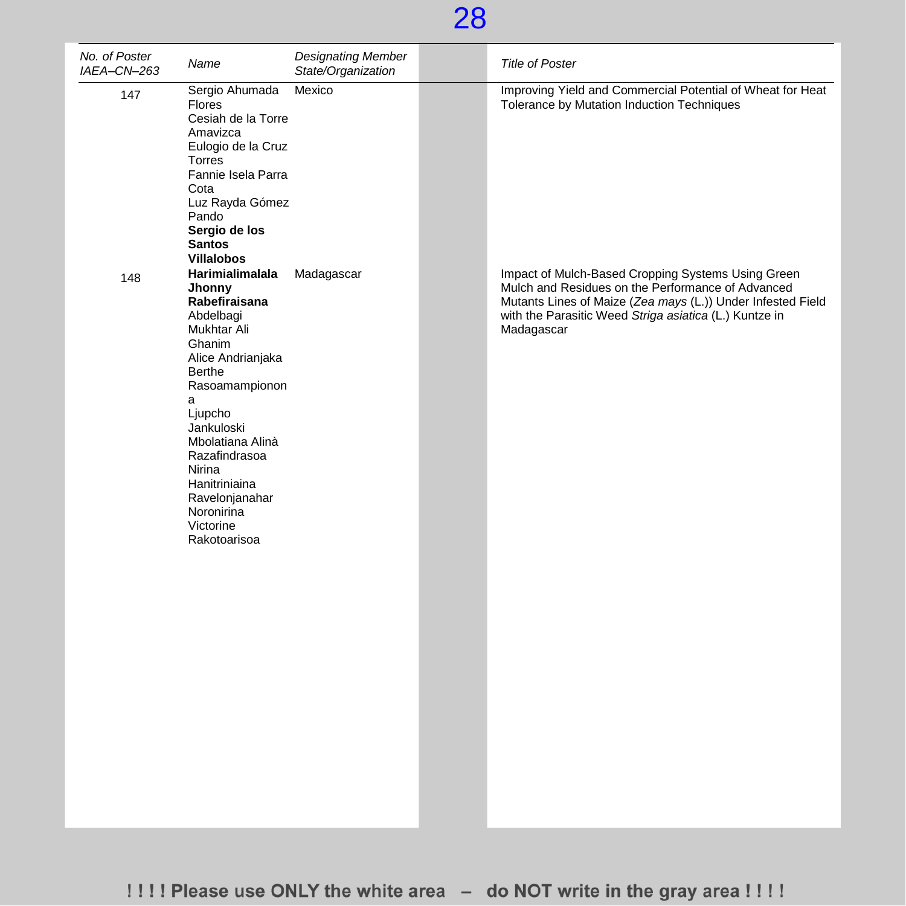| *No. of Poster IAEA–CN–263* | *Name* | *Designating Member State/Organization* | *Title of Poster* |
|---|---|---|---|
| 147 | Sergio Ahumada Flores<br>Cesiah de la Torre Amavizca<br>Eulogio de la Cruz Torres<br>Fannie Isela Parra Cota<br>Luz Rayda Gómez Pando<br>**Sergio de los Santos Villalobos** | Mexico | Improving Yield and Commercial Potential of Wheat for Heat Tolerance by Mutation Induction Techniques |
| 148 | **Harimialimalala Jhonny Rabefiraisana**<br>Abdelbagi Mukhtar Ali Ghanim<br>Alice Andrianjaka<br>Berthe Rasoamampionona<br>Ljupcho Jankuloski<br>Mbolatiana Alinà Razafindrasoa<br>Nirina Hanitriniaina Ravelonjanahar<br>Noronirina Victorine Rakotoarisoa | Madagascar | Impact of Mulch-Based Cropping Systems Using Green Mulch and Residues on the Performance of Advanced Mutants Lines of Maize (*Zea mays* (L.)) Under Infested Field with the Parasitic Weed *Striga asiatica* (L.) Kuntze in Madagascar |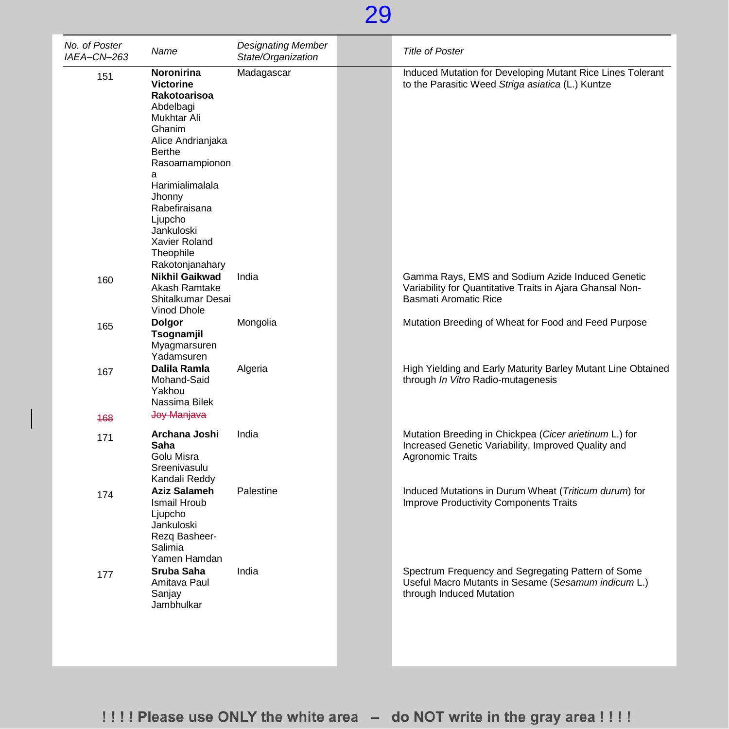| No. of Poster IAEA–CN–263 | Name | Designating Member State/Organization | Title of Poster |
|---|---|---|---|
| 151 | **Noronirina Victorine Rakotoarisoa** Abdelbagi Mukhtar Ali Ghanim Alice Andrianjaka Berthe Rasoamampionona Harimialimalala Jhonny Rabefiraisana Ljupcho Jankuloski Xavier Roland Theophile Rakotonjanahary | Madagascar | Induced Mutation for Developing Mutant Rice Lines Tolerant to the Parasitic Weed *Striga asiatica* (L.) Kuntze |
| 160 | **Nikhil Gaikwad** Akash Ramtake Shitalkumar Desai Vinod Dhole | India | Gamma Rays, EMS and Sodium Azide Induced Genetic Variability for Quantitative Traits in Ajara Ghansal Non-Basmati Aromatic Rice |
| 165 | **Dolgor Tsognamjil** Myagmarsuren Yadamsuren | Mongolia | Mutation Breeding of Wheat for Food and Feed Purpose |
| 167 | **Dalila Ramla** Mohand-Said Yakhou Nassima Bilek | Algeria | High Yielding and Early Maturity Barley Mutant Line Obtained through *In Vitro* Radio-mutagenesis |
| ~~168~~ | ~~Joy Manjava~~ | | |
| 171 | **Archana Joshi Saha** Golu Misra Sreenivasulu Kandali Reddy | India | Mutation Breeding in Chickpea (*Cicer arietinum* L.) for Increased Genetic Variability, Improved Quality and Agronomic Traits |
| 174 | **Aziz Salameh** Ismail Hroub Ljupcho Jankuloski Rezq Basheer-Salimia Yamen Hamdan | Palestine | Induced Mutations in Durum Wheat (*Triticum durum*) for Improve Productivity Components Traits |
| 177 | **Sruba Saha** Amitava Paul Sanjay Jambhulkar | India | Spectrum Frequency and Segregating Pattern of Some Useful Macro Mutants in Sesame (*Sesamum indicum* L.) through Induced Mutation |

!!!! Please use ONLY the white area – do NOT write in the gray area !!!!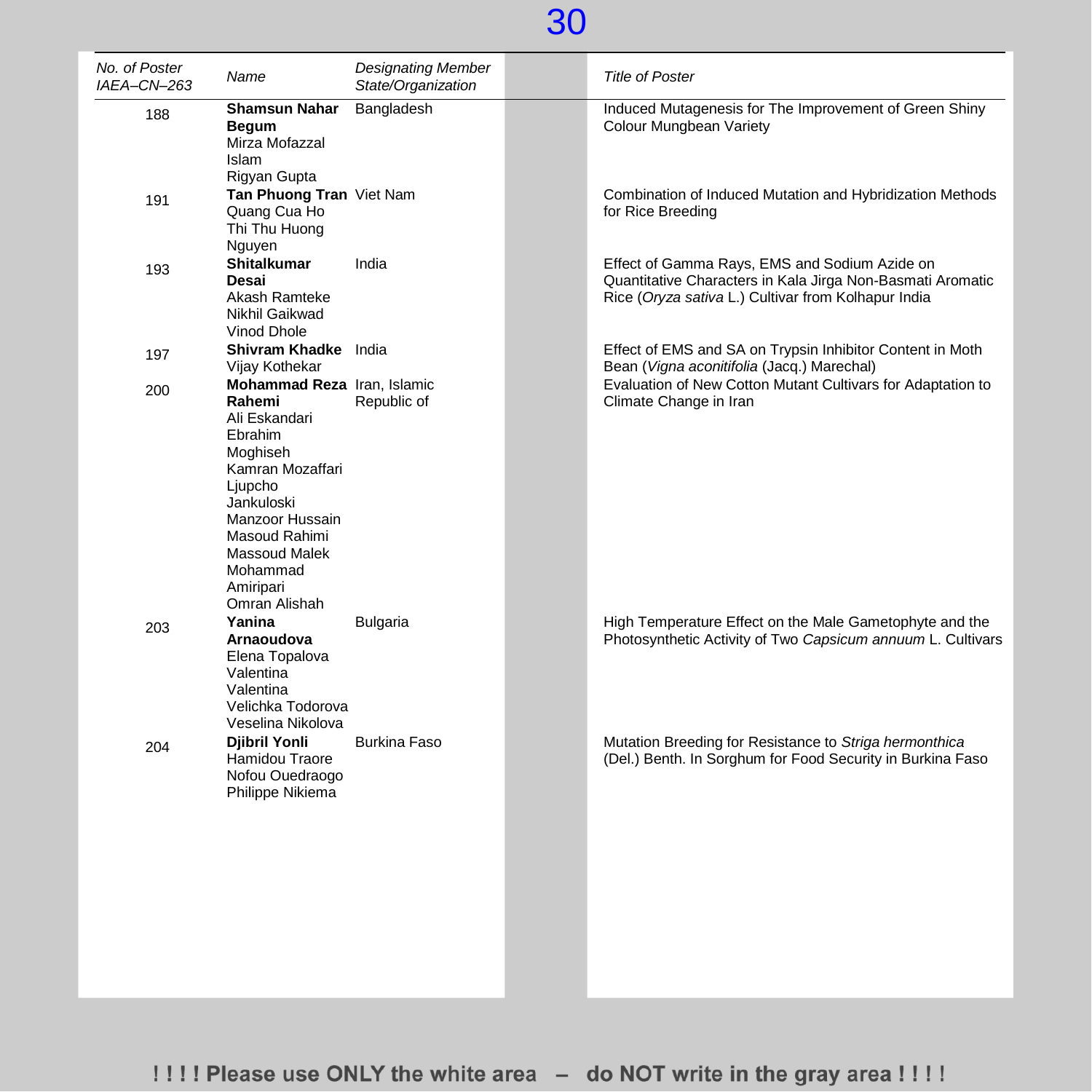| *No. of Poster IAEA–CN–263* | *Name* | *Designating Member State/Organization* | *Title of Poster* |
|---|---|---|---|
| 188 | **Shamsun Nahar Begum** Mirza Mofazzal Islam Rigyan Gupta | Bangladesh | Induced Mutagenesis for The Improvement of Green Shiny Colour Mungbean Variety |
| 191 | **Tan Phuong Tran** Quang Cua Ho Thi Thu Huong Nguyen | Viet Nam | Combination of Induced Mutation and Hybridization Methods for Rice Breeding |
| 193 | **Shitalkumar Desai** Akash Ramteke Nikhil Gaikwad Vinod Dhole | India | Effect of Gamma Rays, EMS and Sodium Azide on Quantitative Characters in Kala Jirga Non-Basmati Aromatic Rice (*Oryza sativa* L.) Cultivar from Kolhapur India |
| 197 | **Shivram Khadke** Vijay Kothekar | India | Effect of EMS and SA on Trypsin Inhibitor Content in Moth Bean (*Vigna aconitifolia* (Jacq.) Marechal) |
| 200 | **Mohammad Reza Rahemi** Ali Eskandari Ebrahim Moghiseh Kamran Mozaffari Ljupcho Jankuloski Manzoor Hussain Masoud Rahimi Massoud Malek Mohammad Amiripari Omran Alishah | Iran, Islamic Republic of | Evaluation of New Cotton Mutant Cultivars for Adaptation to Climate Change in Iran |
| 203 | **Yanina Arnaoudova** Elena Topalova Valentina Valentina Velichka Todorova Veselina Nikolova | Bulgaria | High Temperature Effect on the Male Gametophyte and the Photosynthetic Activity of Two *Capsicum annuum* L. Cultivars |
| 204 | **Djibril Yonli** Hamidou Traore Nofou Ouedraogo Philippe Nikiema | Burkina Faso | Mutation Breeding for Resistance to *Striga hermonthica* (Del.) Benth. In Sorghum for Food Security in Burkina Faso |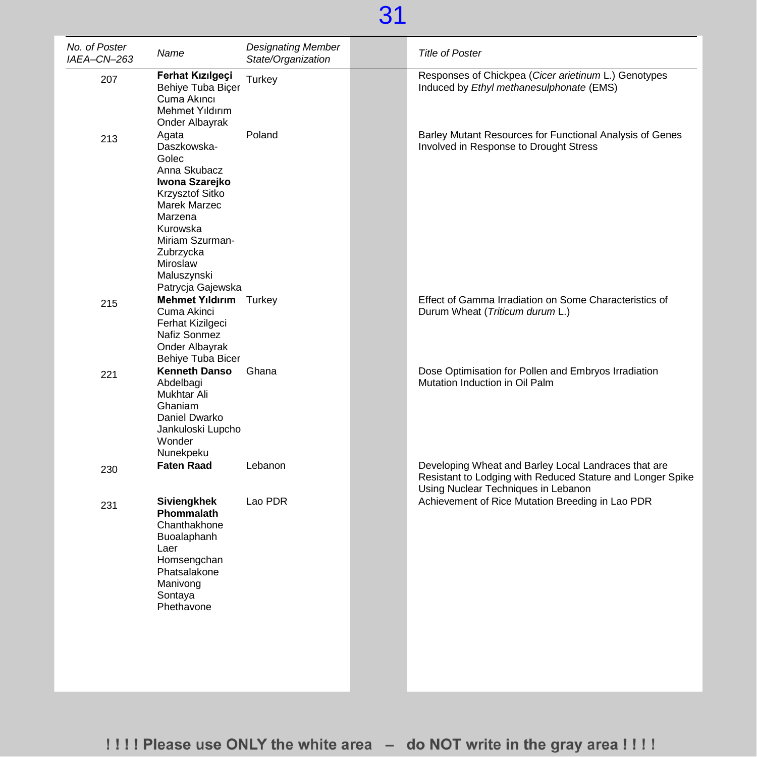| *No. of Poster IAEA–CN–263* | *Name* | *Designating Member State/Organization* | *Title of Poster* |
|---|---|---|---|
| 207 | **Ferhat Kızılgeçi** Behiye Tuba Biçer Cuma Akıncı Mehmet Yıldırım Onder Albayrak | Turkey | Responses of Chickpea (*Cicer arietinum* L.) Genotypes Induced by *Ethyl methanesulphonate* (EMS) |
| 213 | Agata Daszkowska-Golec Anna Skubacz **Iwona Szarejko** Krzysztof Sitko Marek Marzec Marzena Kurowska Miriam Szurman-Zubrzycka Miroslaw Maluszynski Patrycja Gajewska | Poland | Barley Mutant Resources for Functional Analysis of Genes Involved in Response to Drought Stress |
| 215 | **Mehmet Yıldırım** Cuma Akinci Ferhat Kizilgeci Nafiz Sonmez Onder Albayrak Behiye Tuba Bicer | Turkey | Effect of Gamma Irradiation on Some Characteristics of Durum Wheat (*Triticum durum* L.) |
| 221 | **Kenneth Danso** Abdelbagi Mukhtar Ali Ghaniam Daniel Dwarko Jankuloski Lupcho Wonder Nunekpeku | Ghana | Dose Optimisation for Pollen and Embryos Irradiation Mutation Induction in Oil Palm |
| 230 | **Faten Raad** | Lebanon | Developing Wheat and Barley Local Landraces that are Resistant to Lodging with Reduced Stature and Longer Spike Using Nuclear Techniques in Lebanon |
| 231 | **Siviengkhek Phommalath** Chanthakhone Buoalaphanh Laer Homsengchan Phatsalakone Manivong Sontaya Phethavone | Lao PDR | Achievement of Rice Mutation Breeding in Lao PDR |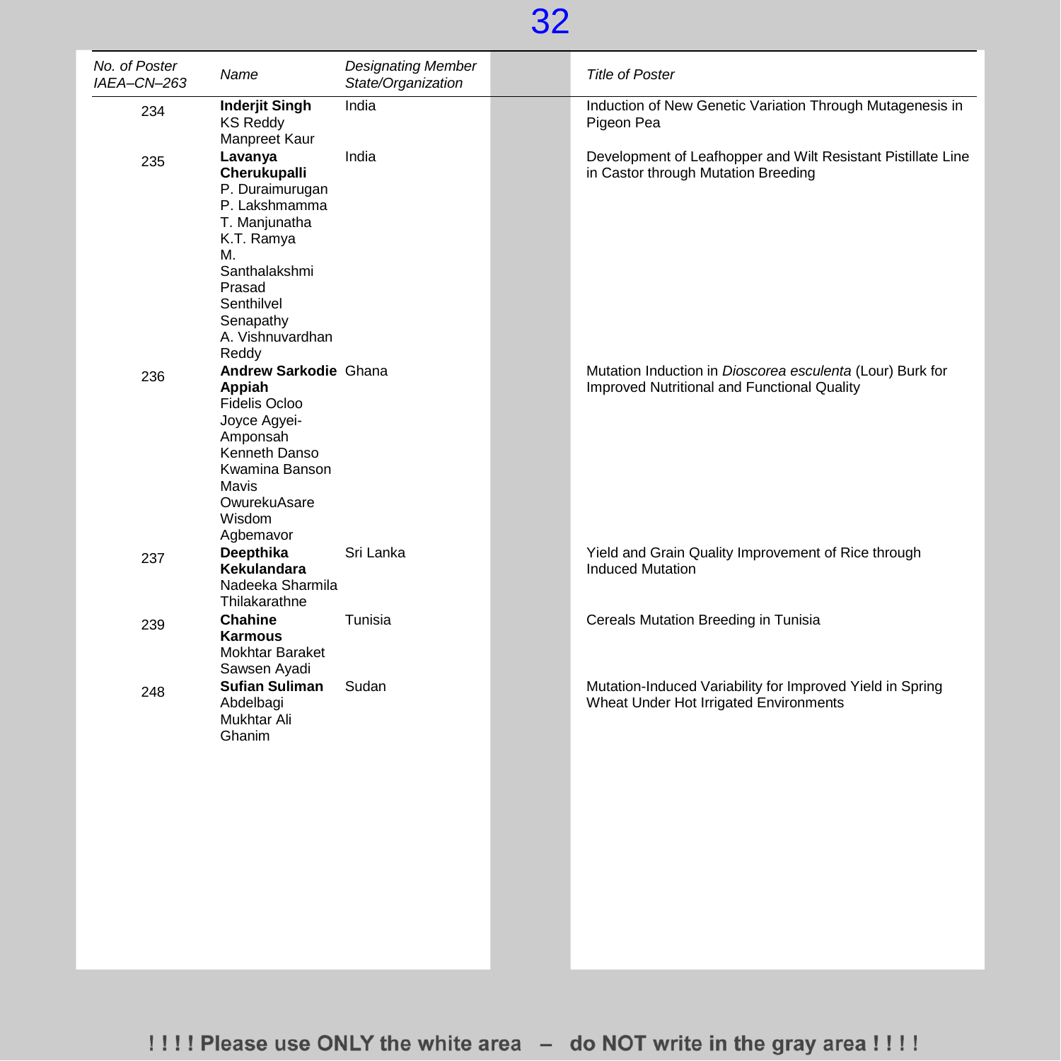| No. of Poster IAEA–CN–263 | Name | Designating Member State/Organization | Title of Poster |
|---|---|---|---|
| 234 | **Inderjit Singh** KS Reddy Manpreet Kaur | India | Induction of New Genetic Variation Through Mutagenesis in Pigeon Pea |
| 235 | **Lavanya Cherukupalli** P. Duraimurugan P. Lakshmamma T. Manjunatha K.T. Ramya M. Santhalakshmi Prasad Senthilvel Senapathy A. Vishnuvardhan Reddy | India | Development of Leafhopper and Wilt Resistant Pistillate Line in Castor through Mutation Breeding |
| 236 | **Andrew Sarkodie Appiah** Fidelis Ocloo Joyce Agyei-Amponsah Kenneth Danso Kwamina Banson Mavis OwurekuAsare Wisdom Agbemavor | Ghana | Mutation Induction in *Dioscorea esculenta* (Lour) Burk for Improved Nutritional and Functional Quality |
| 237 | **Deepthika Kekulandara** Nadeeka Sharmila Thilakarathne | Sri Lanka | Yield and Grain Quality Improvement of Rice through Induced Mutation |
| 239 | **Chahine Karmous** Mokhtar Baraket Sawsen Ayadi | Tunisia | Cereals Mutation Breeding in Tunisia |
| 248 | **Sufian Suliman** Abdelbagi Mukhtar Ali Ghanim | Sudan | Mutation-Induced Variability for Improved Yield in Spring Wheat Under Hot Irrigated Environments |

! ! ! ! Please use ONLY the white area – do NOT write in the gray area ! ! ! !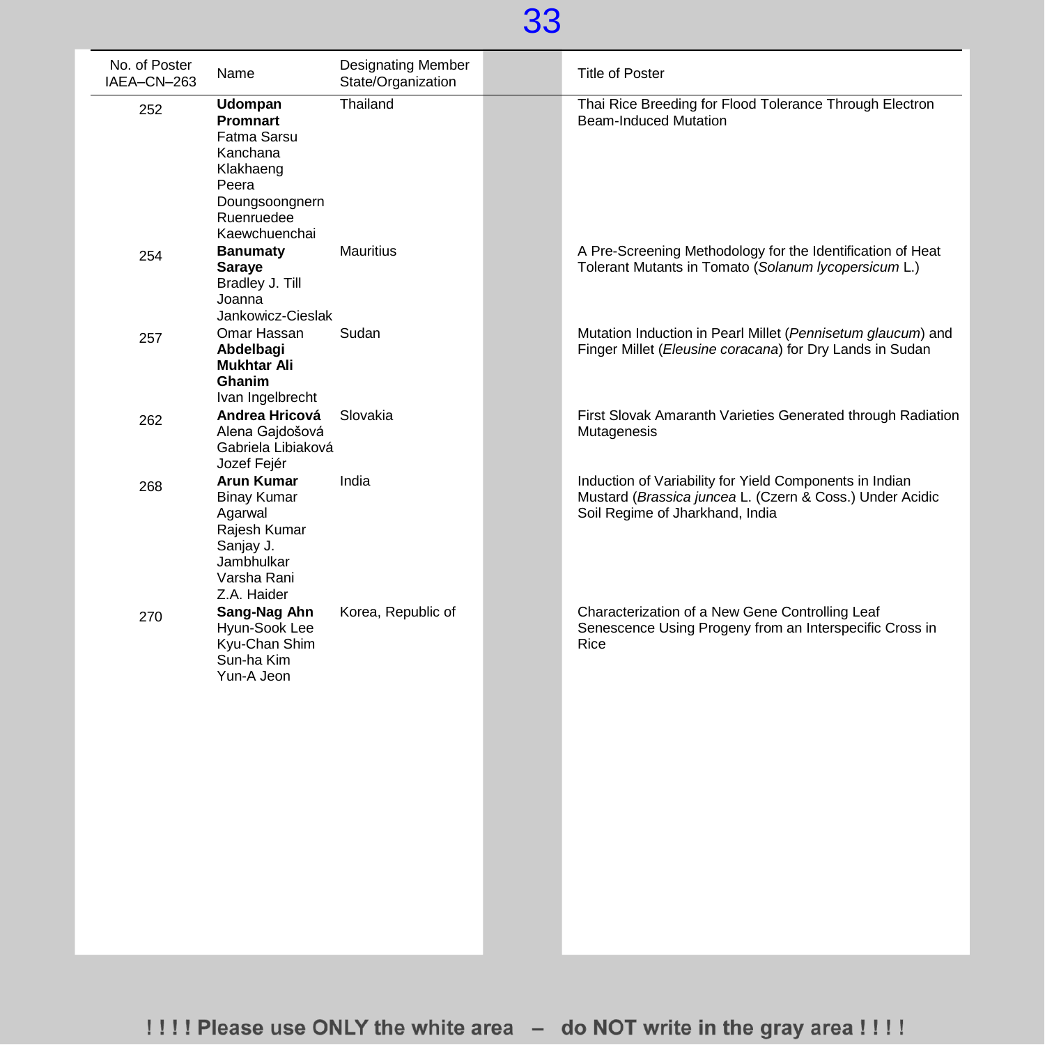| No. of Poster IAEA–CN–263 | Name | Designating Member State/Organization | Title of Poster |
|---|---|---|---|
| 252 | **Udompan Promnart**<br>Fatma Sarsu<br>Kanchana Klakhaeng<br>Peera Doungsoongnern<br>Ruenruedee Kaewchuenchai | Thailand | Thai Rice Breeding for Flood Tolerance Through Electron Beam-Induced Mutation |
| 254 | **Banumaty Saraye**<br>Bradley J. Till<br>Joanna Jankowicz-Cieslak | Mauritius | A Pre-Screening Methodology for the Identification of Heat Tolerant Mutants in Tomato (*Solanum lycopersicum* L.) |
| 257 | Omar Hassan<br>**Abdelbagi Mukhtar Ali Ghanim**<br>Ivan Ingelbrecht | Sudan | Mutation Induction in Pearl Millet (*Pennisetum glaucum*) and Finger Millet (*Eleusine coracana*) for Dry Lands in Sudan |
| 262 | **Andrea Hricová**<br>Alena Gajdošová<br>Gabriela Libiaková<br>Jozef Fejér | Slovakia | First Slovak Amaranth Varieties Generated through Radiation Mutagenesis |
| 268 | **Arun Kumar**<br>Binay Kumar Agarwal<br>Rajesh Kumar<br>Sanjay J. Jambhulkar<br>Varsha Rani<br>Z.A. Haider | India | Induction of Variability for Yield Components in Indian Mustard (*Brassica juncea* L. (Czern & Coss.) Under Acidic Soil Regime of Jharkhand, India |
| 270 | **Sang-Nag Ahn**<br>Hyun-Sook Lee<br>Kyu-Chan Shim<br>Sun-ha Kim<br>Yun-A Jeon | Korea, Republic of | Characterization of a New Gene Controlling Leaf Senescence Using Progeny from an Interspecific Cross in Rice |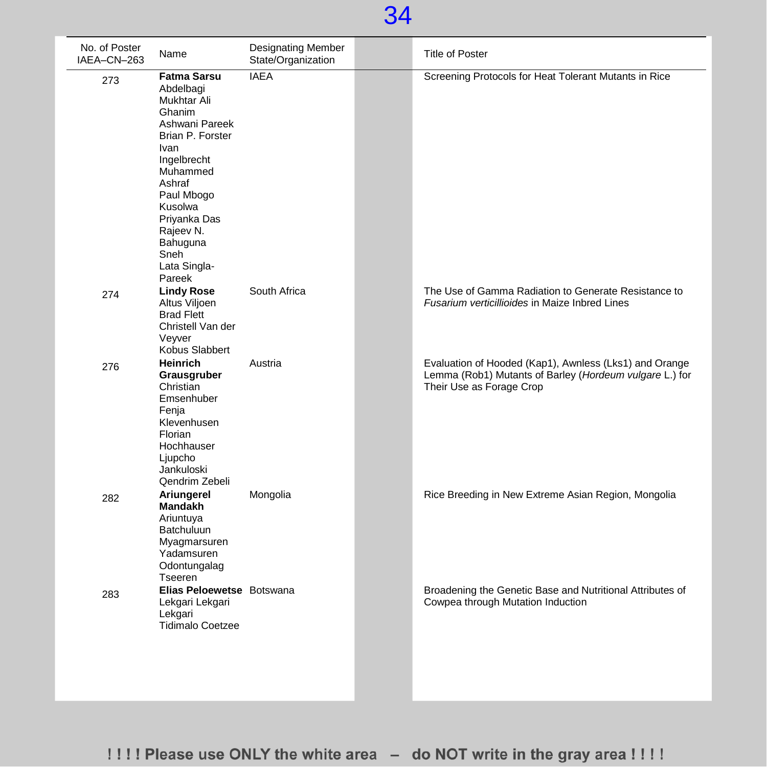| No. of Poster IAEA–CN–263 | Name | Designating Member State/Organization | Title of Poster |
|---|---|---|---|
| 273 | **Fatma Sarsu**<br>Abdelbagi Mukhtar Ali Ghanim<br>Ashwani Pareek<br>Brian P. Forster<br>Ivan Ingelbrecht<br>Muhammed Ashraf<br>Paul Mbogo Kusolwa<br>Priyanka Das<br>Rajeev N. Bahuguna<br>Sneh Lata Singla-Pareek | IAEA | Screening Protocols for Heat Tolerant Mutants in Rice |
| 274 | **Lindy Rose**<br>Altus Viljoen<br>Brad Flett<br>Christell Van der Veyver<br>Kobus Slabbert | South Africa | The Use of Gamma Radiation to Generate Resistance to *Fusarium verticillioides* in Maize Inbred Lines |
| 276 | **Heinrich Grausgruber**<br>Christian Emsenhuber<br>Fenja Klevenhusen<br>Florian Hochhauser<br>Ljupcho Jankuloski<br>Qendrim Zebeli | Austria | Evaluation of Hooded (Kap1), Awnless (Lks1) and Orange Lemma (Rob1) Mutants of Barley (*Hordeum vulgare* L.) for Their Use as Forage Crop |
| 282 | **Ariungerel Mandakh**<br>Ariuntuya Batchuluun<br>Myagmarsuren Yadamsuren<br>Odontungalag Tseeren | Mongolia | Rice Breeding in New Extreme Asian Region, Mongolia |
| 283 | **Elias Peloewetse**<br>Lekgari Lekgari Lekgari<br>Tidimalo Coetzee | Botswana | Broadening the Genetic Base and Nutritional Attributes of Cowpea through Mutation Induction |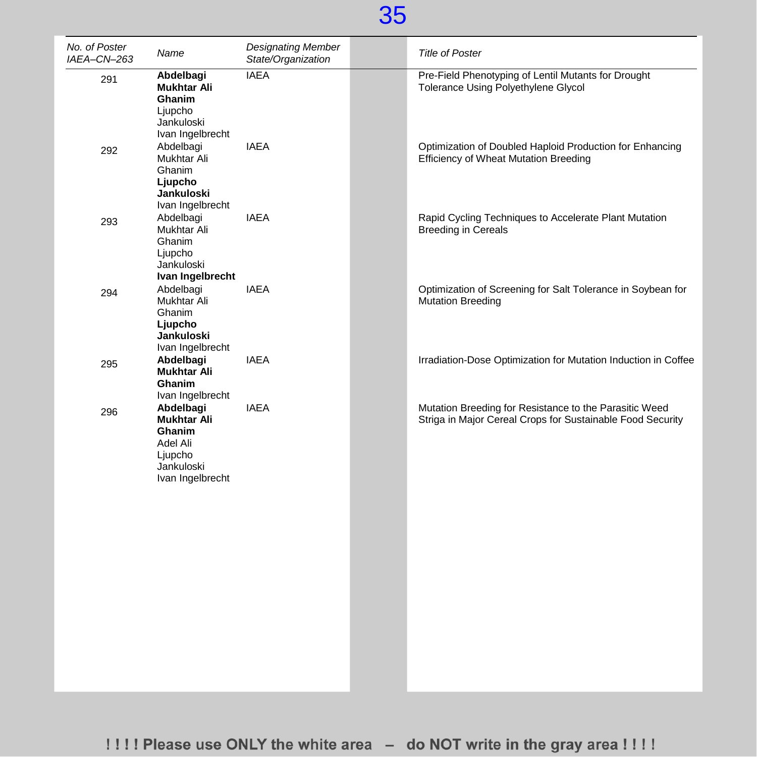| *No. of Poster IAEA–CN–263* | *Name* | *Designating Member State/Organization* | *Title of Poster* |
|---|---|---|---|
| 291 | **Abdelbagi Mukhtar Ali Ghanim**<br>Ljupcho Jankuloski<br>Ivan Ingelbrecht | IAEA | Pre-Field Phenotyping of Lentil Mutants for Drought Tolerance Using Polyethylene Glycol |
| 292 | Abdelbagi Mukhtar Ali Ghanim<br>**Ljupcho Jankuloski**<br>Ivan Ingelbrecht | IAEA | Optimization of Doubled Haploid Production for Enhancing Efficiency of Wheat Mutation Breeding |
| 293 | Abdelbagi Mukhtar Ali Ghanim<br>Ljupcho Jankuloski<br>**Ivan Ingelbrecht** | IAEA | Rapid Cycling Techniques to Accelerate Plant Mutation Breeding in Cereals |
| 294 | Abdelbagi Mukhtar Ali Ghanim<br>**Ljupcho Jankuloski**<br>Ivan Ingelbrecht | IAEA | Optimization of Screening for Salt Tolerance in Soybean for Mutation Breeding |
| 295 | **Abdelbagi Mukhtar Ali Ghanim**<br>Ivan Ingelbrecht | IAEA | Irradiation-Dose Optimization for Mutation Induction in Coffee |
| 296 | **Abdelbagi Mukhtar Ali Ghanim**<br>Adel Ali<br>Ljupcho Jankuloski<br>Ivan Ingelbrecht | IAEA | Mutation Breeding for Resistance to the Parasitic Weed Striga in Major Cereal Crops for Sustainable Food Security |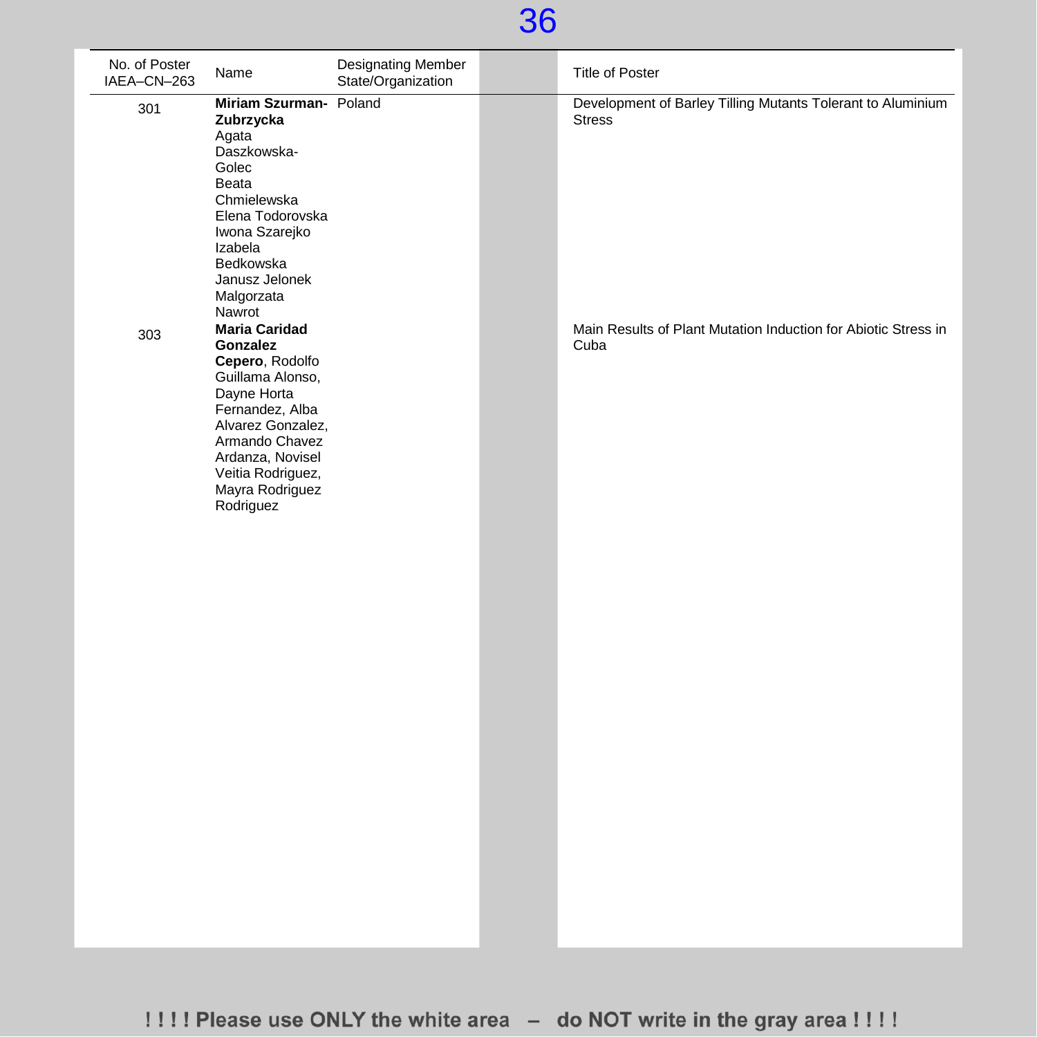| No. of Poster IAEA–CN–263 | Name | Designating Member State/Organization | Title of Poster |
|---|---|---|---|
| 301 | **Miriam Szurman-Zubrzycka** Agata Daszkowska-Golec Beata Chmielewska Elena Todorovska Iwona Szarejko Izabela Bedkowska Janusz Jelonek Malgorzata Nawrot | Poland | Development of Barley Tilling Mutants Tolerant to Aluminium Stress |
| 303 | **Maria Caridad Gonzalez Cepero**, Rodolfo Guillama Alonso, Dayne Horta Fernandez, Alba Alvarez Gonzalez, Armando Chavez Ardanza, Novisel Veitia Rodriguez, Mayra Rodriguez Rodriguez | | Main Results of Plant Mutation Induction for Abiotic Stress in Cuba |

! ! ! ! Please use ONLY the white area – do NOT write in the gray area ! ! ! !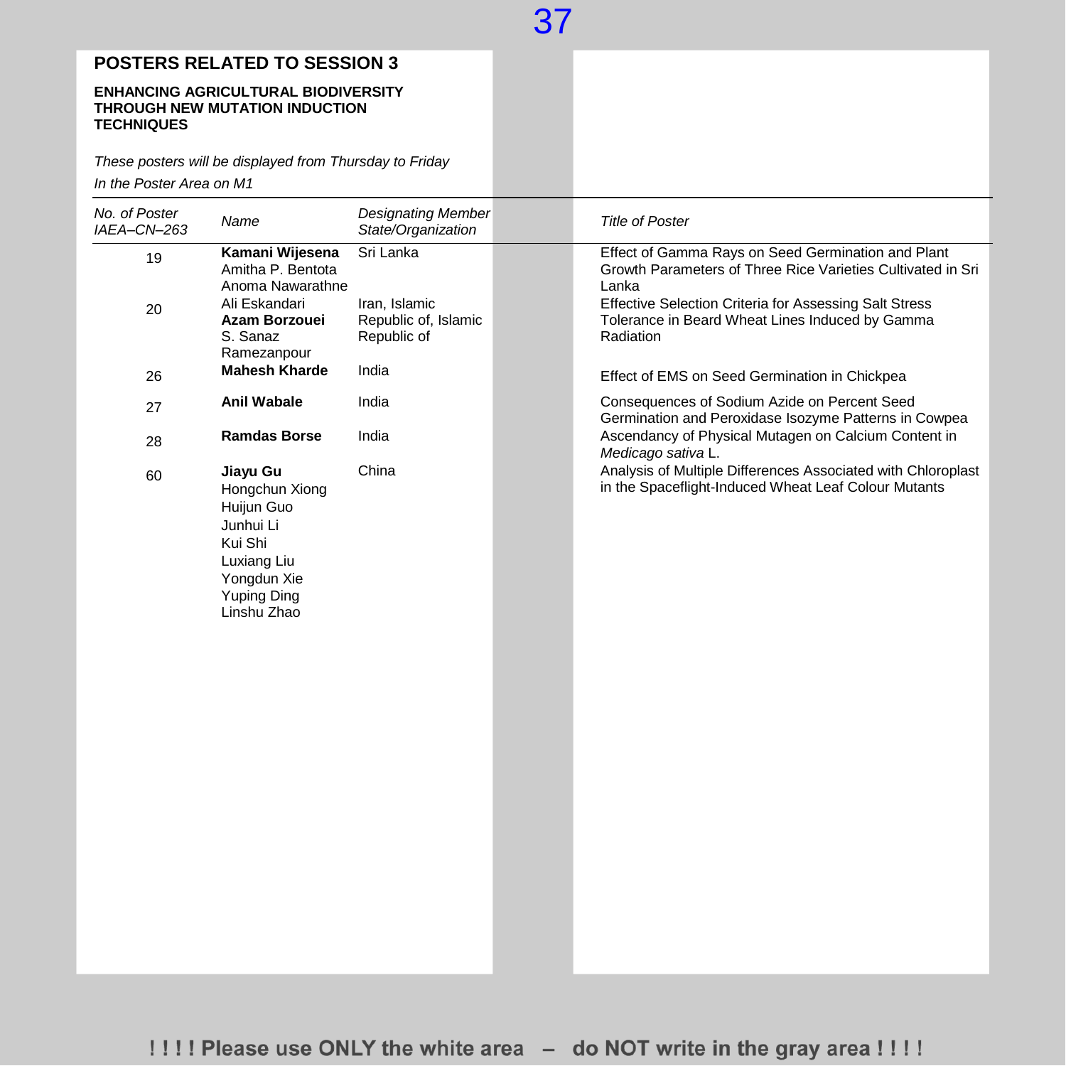## POSTERS RELATED TO SESSION 3

### ENHANCING AGRICULTURAL BIODIVERSITY THROUGH NEW MUTATION INDUCTION TECHNIQUES

*These posters will be displayed from Thursday to Friday*
*In the Poster Area on M1*

| *No. of Poster IAEA–CN–263* | *Name* | *Designating Member State/Organization* | *Title of Poster* |
|---|---|---|---|
| 19 | **Kamani Wijesena**<br>Amitha P. Bentota<br>Anoma Nawarathne | Sri Lanka | Effect of Gamma Rays on Seed Germination and Plant Growth Parameters of Three Rice Varieties Cultivated in Sri Lanka |
| 20 | Ali Eskandari<br>**Azam Borzouei**<br>S. Sanaz Ramezanpour | Iran, Islamic Republic of, Islamic Republic of | Effective Selection Criteria for Assessing Salt Stress Tolerance in Beard Wheat Lines Induced by Gamma Radiation |
| 26 | **Mahesh Kharde** | India | Effect of EMS on Seed Germination in Chickpea |
| 27 | **Anil Wabale** | India | Consequences of Sodium Azide on Percent Seed Germination and Peroxidase Isozyme Patterns in Cowpea |
| 28 | **Ramdas Borse** | India | Ascendancy of Physical Mutagen on Calcium Content in *Medicago sativa* L. |
| 60 | **Jiayu Gu**<br>Hongchun Xiong<br>Huijun Guo<br>Junhui Li<br>Kui Shi<br>Luxiang Liu<br>Yongdun Xie<br>Yuping Ding<br>Linshu Zhao | China | Analysis of Multiple Differences Associated with Chloroplast in the Spaceflight-Induced Wheat Leaf Colour Mutants |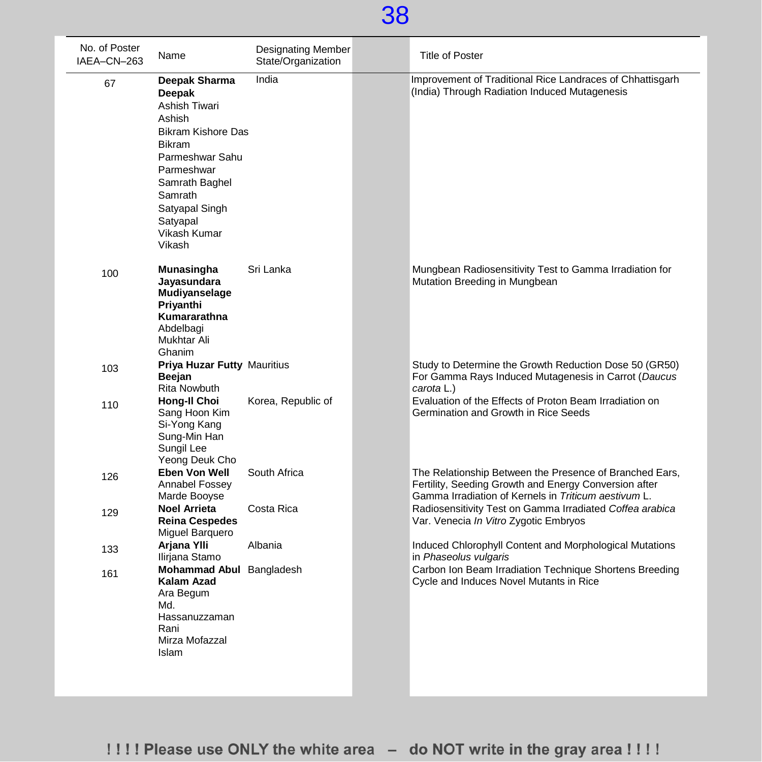| No. of Poster IAEA–CN–263 | Name | Designating Member State/Organization | Title of Poster |
|---|---|---|---|
| 67 | **Deepak Sharma Deepak**<br>Ashish Tiwari Ashish<br>Bikram Kishore Das Bikram<br>Parmeshwar Sahu Parmeshwar<br>Samrath Baghel Samrath<br>Satyapal Singh Satyapal<br>Vikash Kumar Vikash | India | Improvement of Traditional Rice Landraces of Chhattisgarh (India) Through Radiation Induced Mutagenesis |
| 100 | **Munasingha Jayasundara Mudiyanselage Priyanthi Kumararathna**<br>Abdelbagi Mukhtar Ali Ghanim | Sri Lanka | Mungbean Radiosensitivity Test to Gamma Irradiation for Mutation Breeding in Mungbean |
| 103 | **Priya Huzar Futty Beejan**<br>Rita Nowbuth | Mauritius | Study to Determine the Growth Reduction Dose 50 (GR50) For Gamma Rays Induced Mutagenesis in Carrot (*Daucus carota* L.) |
| 110 | **Hong-Il Choi**<br>Sang Hoon Kim<br>Si-Yong Kang<br>Sung-Min Han<br>Sungil Lee<br>Yeong Deuk Cho | Korea, Republic of | Evaluation of the Effects of Proton Beam Irradiation on Germination and Growth in Rice Seeds |
| 126 | **Eben Von Well**<br>Annabel Fossey<br>Marde Booyse | South Africa | The Relationship Between the Presence of Branched Ears, Fertility, Seeding Growth and Energy Conversion after Gamma Irradiation of Kernels in *Triticum aestivum* L. |
| 129 | **Noel Arrieta**<br>**Reina Cespedes**<br>Miguel Barquero | Costa Rica | Radiosensitivity Test on Gamma Irradiated *Coffea arabica* Var. Venecia *In Vitro* Zygotic Embryos |
| 133 | **Arjana Ylli**<br>Ilirjana Stamo | Albania | Induced Chlorophyll Content and Morphological Mutations in *Phaseolus vulgaris* |
| 161 | **Mohammad Abul Kalam Azad**<br>Ara Begum<br>Md. Hassanuzzaman Rani<br>Mirza Mofazzal Islam | Bangladesh | Carbon Ion Beam Irradiation Technique Shortens Breeding Cycle and Induces Novel Mutants in Rice |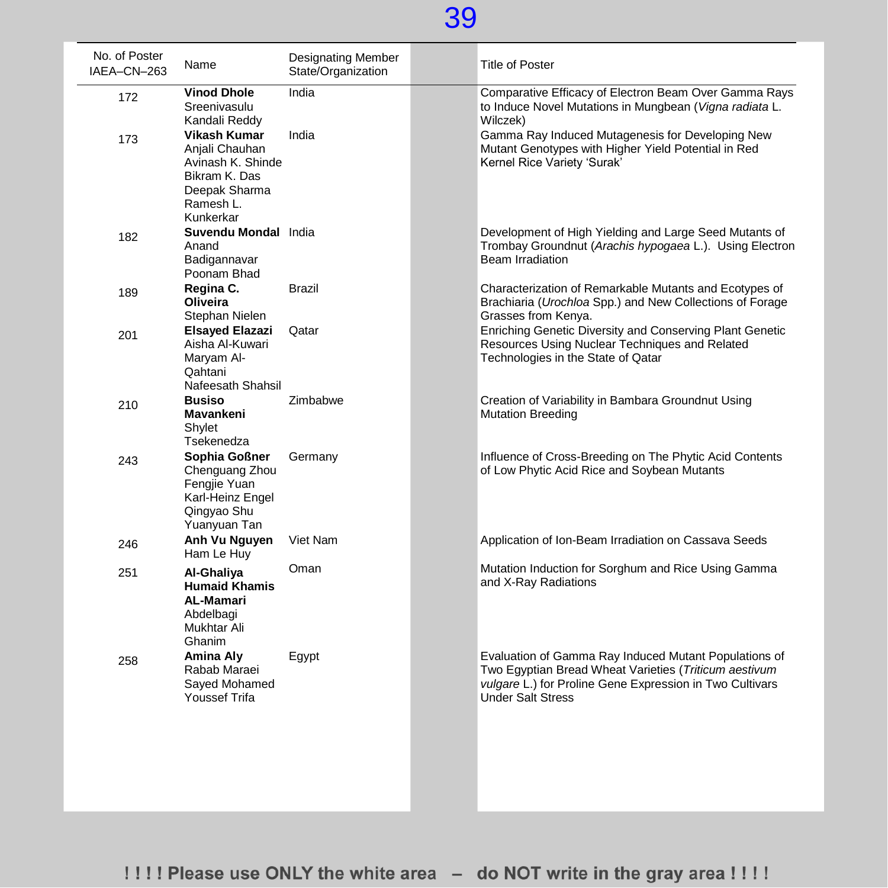| No. of Poster IAEA–CN–263 | Name | Designating Member State/Organization | Title of Poster |
|---|---|---|---|
| 172 | **Vinod Dhole** Sreenivasulu Kandali Reddy | India | Comparative Efficacy of Electron Beam Over Gamma Rays to Induce Novel Mutations in Mungbean (*Vigna radiata* L. Wilczek) |
| 173 | **Vikash Kumar** Anjali Chauhan Avinash K. Shinde Bikram K. Das Deepak Sharma Ramesh L. Kunkerkar | India | Gamma Ray Induced Mutagenesis for Developing New Mutant Genotypes with Higher Yield Potential in Red Kernel Rice Variety 'Surak' |
| 182 | **Suvendu Mondal** Anand Badigannavar Poonam Bhad | India | Development of High Yielding and Large Seed Mutants of Trombay Groundnut (*Arachis hypogaea* L.). Using Electron Beam Irradiation |
| 189 | **Regina C. Oliveira** Stephan Nielen | Brazil | Characterization of Remarkable Mutants and Ecotypes of Brachiaria (*Urochloa* Spp.) and New Collections of Forage Grasses from Kenya. |
| 201 | **Elsayed Elazazi** Aisha Al-Kuwari Maryam Al-Qahtani Nafeesath Shahsil | Qatar | Enriching Genetic Diversity and Conserving Plant Genetic Resources Using Nuclear Techniques and Related Technologies in the State of Qatar |
| 210 | **Busiso Mavankeni** Shylet Tsekenedza | Zimbabwe | Creation of Variability in Bambara Groundnut Using Mutation Breeding |
| 243 | **Sophia Goßner** Chenguang Zhou Fengjie Yuan Karl-Heinz Engel Qingyao Shu Yuanyuan Tan | Germany | Influence of Cross-Breeding on The Phytic Acid Contents of Low Phytic Acid Rice and Soybean Mutants |
| 246 | **Anh Vu Nguyen** Ham Le Huy | Viet Nam | Application of Ion-Beam Irradiation on Cassava Seeds |
| 251 | **Al-Ghaliya Humaid Khamis AL-Mamari** Abdelbagi Mukhtar Ali Ghanim | Oman | Mutation Induction for Sorghum and Rice Using Gamma and X-Ray Radiations |
| 258 | **Amina Aly** Rabab Maraei Sayed Mohamed Youssef Trifa | Egypt | Evaluation of Gamma Ray Induced Mutant Populations of Two Egyptian Bread Wheat Varieties (*Triticum aestivum vulgare* L.) for Proline Gene Expression in Two Cultivars Under Salt Stress |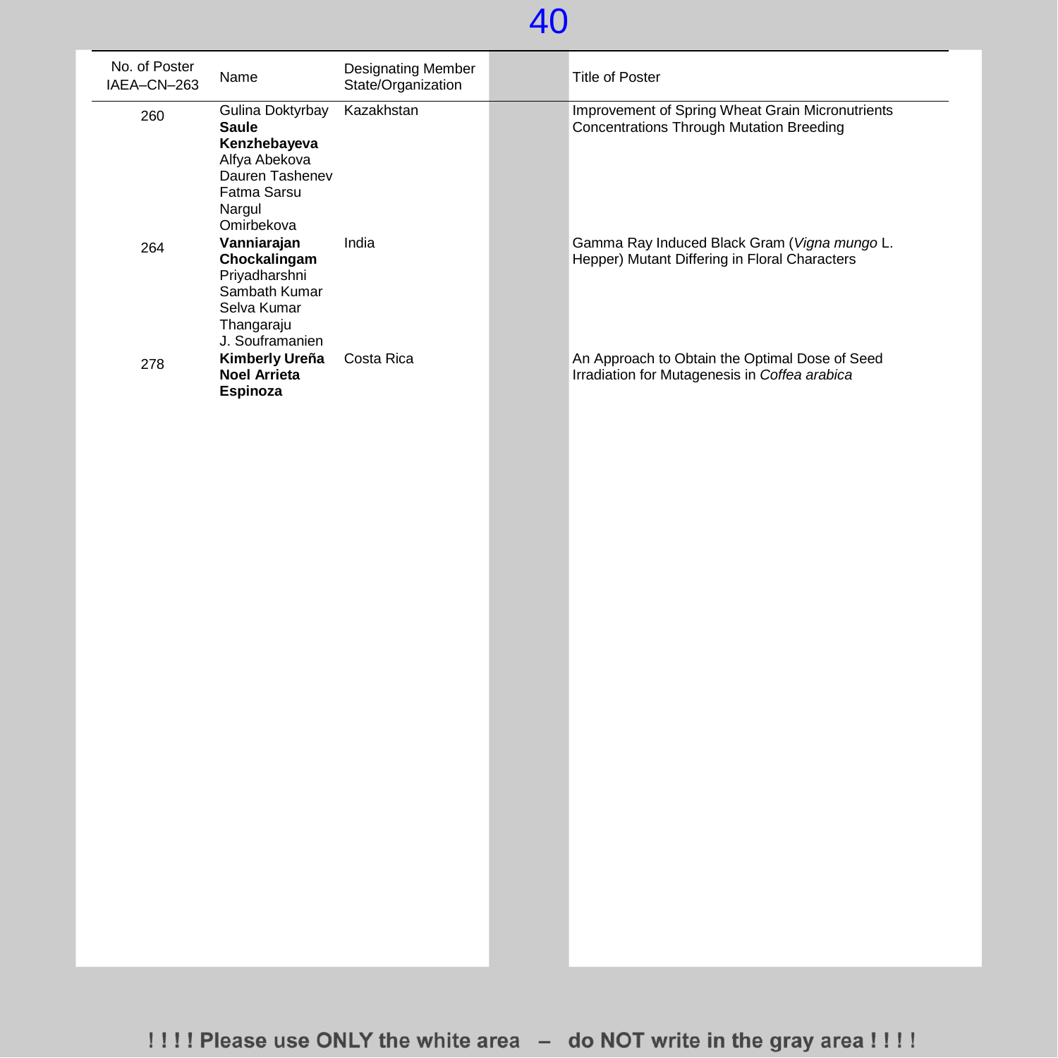| No. of Poster IAEA–CN–263 | Name | Designating Member State/Organization | Title of Poster |
|---|---|---|---|
| 260 | Gulina Doktyrbay<br>**Saule Kenzhebayeva**<br>Alfya Abekova<br>Dauren Tashenev<br>Fatma Sarsu<br>Nargul Omirbekova | Kazakhstan | Improvement of Spring Wheat Grain Micronutrients Concentrations Through Mutation Breeding |
| 264 | **Vanniarajan Chockalingam**<br>Priyadharshni<br>Sambath Kumar<br>Selva Kumar<br>Thangaraju<br>J. Souframanien | India | Gamma Ray Induced Black Gram (*Vigna mungo* L. Hepper) Mutant Differing in Floral Characters |
| 278 | **Kimberly Ureña**<br>**Noel Arrieta Espinoza** | Costa Rica | An Approach to Obtain the Optimal Dose of Seed Irradiation for Mutagenesis in *Coffea arabica* |

! ! ! ! Please use ONLY the white area – do NOT write in the gray area ! ! ! !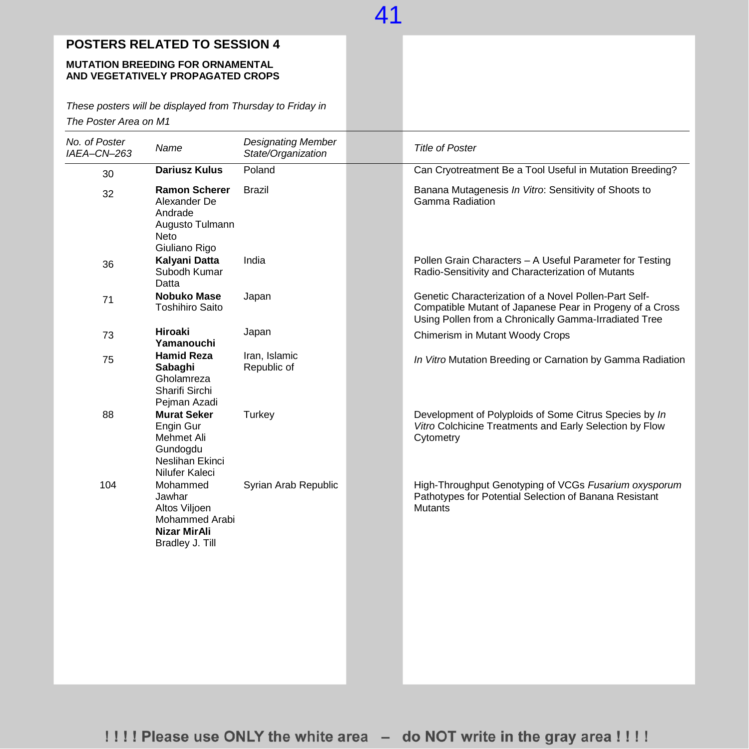## POSTERS RELATED TO SESSION 4

### MUTATION BREEDING FOR ORNAMENTAL AND VEGETATIVELY PROPAGATED CROPS

*These posters will be displayed from Thursday to Friday in The Poster Area on M1*

| *No. of Poster IAEA–CN–263* | *Name* | *Designating Member State/Organization* | *Title of Poster* |
|---|---|---|---|
| 30 | **Dariusz Kulus** | Poland | Can Cryotreatment Be a Tool Useful in Mutation Breeding? |
| 32 | **Ramon Scherer**<br>Alexander De Andrade<br>Augusto Tulmann Neto<br>Giuliano Rigo | Brazil | Banana Mutagenesis *In Vitro*: Sensitivity of Shoots to Gamma Radiation |
| 36 | **Kalyani Datta**<br>Subodh Kumar Datta | India | Pollen Grain Characters – A Useful Parameter for Testing Radio-Sensitivity and Characterization of Mutants |
| 71 | **Nobuko Mase**<br>Toshihiro Saito | Japan | Genetic Characterization of a Novel Pollen-Part Self-Compatible Mutant of Japanese Pear in Progeny of a Cross Using Pollen from a Chronically Gamma-Irradiated Tree |
| 73 | **Hiroaki Yamanouchi** | Japan | Chimerism in Mutant Woody Crops |
| 75 | **Hamid Reza Sabaghi**<br>Gholamreza Sharifi Sirchi<br>Pejman Azadi | Iran, Islamic Republic of | *In Vitro* Mutation Breeding or Carnation by Gamma Radiation |
| 88 | **Murat Seker**<br>Engin Gur<br>Mehmet Ali Gundogdu<br>Neslihan Ekinci<br>Nilufer Kaleci | Turkey | Development of Polyploids of Some Citrus Species by *In Vitro* Colchicine Treatments and Early Selection by Flow Cytometry |
| 104 | Mohammed Jawhar<br>Altos Viljoen<br>Mohammed Arabi<br>**Nizar MirAli**<br>Bradley J. Till | Syrian Arab Republic | High-Throughput Genotyping of VCGs *Fusarium oxysporum* Pathotypes for Potential Selection of Banana Resistant Mutants |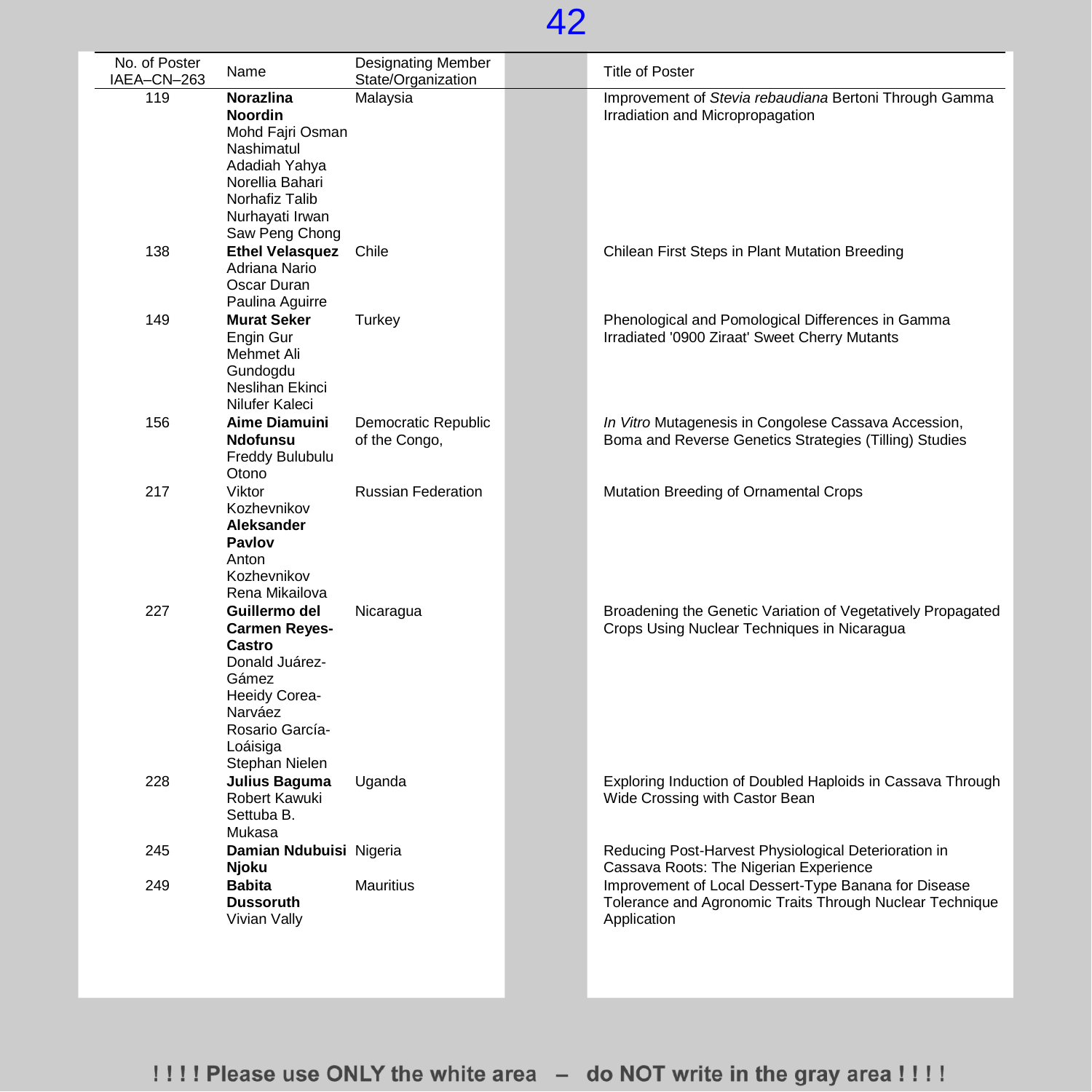| No. of Poster IAEA–CN–263 | Name | Designating Member State/Organization | Title of Poster |
|---|---|---|---|
| 119 | **Norazlina Noordin** Mohd Fajri Osman Nashimatul Adadiah Yahya Norellia Bahari Norhafiz Talib Nurhayati Irwan Saw Peng Chong | Malaysia | Improvement of *Stevia rebaudiana* Bertoni Through Gamma Irradiation and Micropropagation |
| 138 | **Ethel Velasquez** Adriana Nario Oscar Duran Paulina Aguirre | Chile | Chilean First Steps in Plant Mutation Breeding |
| 149 | **Murat Seker** Engin Gur Mehmet Ali Gundogdu Neslihan Ekinci Nilufer Kaleci | Turkey | Phenological and Pomological Differences in Gamma Irradiated '0900 Ziraat' Sweet Cherry Mutants |
| 156 | **Aime Diamuini Ndofunsu** Freddy Bulubulu Otono | Democratic Republic of the Congo, | *In Vitro* Mutagenesis in Congolese Cassava Accession, Boma and Reverse Genetics Strategies (Tilling) Studies |
| 217 | Viktor Kozhevnikov **Aleksander Pavlov** Anton Kozhevnikov Rena Mikailova | Russian Federation | Mutation Breeding of Ornamental Crops |
| 227 | **Guillermo del Carmen Reyes-Castro** Donald Juárez-Gámez Heeidy Corea-Narváez Rosario García-Loáisiga Stephan Nielen | Nicaragua | Broadening the Genetic Variation of Vegetatively Propagated Crops Using Nuclear Techniques in Nicaragua |
| 228 | **Julius Baguma** Robert Kawuki Settuba B. Mukasa | Uganda | Exploring Induction of Doubled Haploids in Cassava Through Wide Crossing with Castor Bean |
| 245 | **Damian Ndubuisi Njoku** | Nigeria | Reducing Post-Harvest Physiological Deterioration in Cassava Roots: The Nigerian Experience |
| 249 | **Babita Dussoruth** Vivian Vally | Mauritius | Improvement of Local Dessert-Type Banana for Disease Tolerance and Agronomic Traits Through Nuclear Technique Application |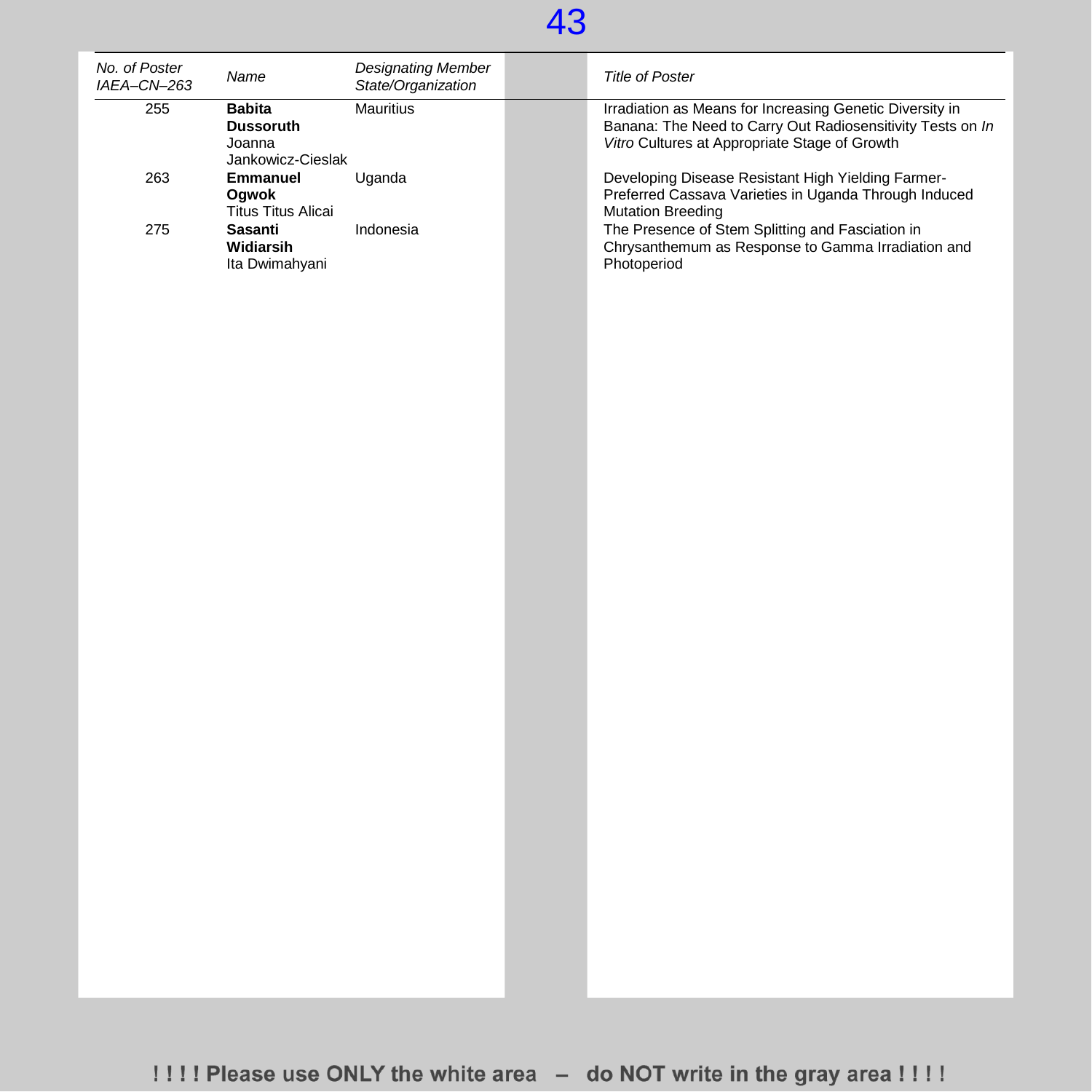| *No. of Poster IAEA–CN–263* | *Name* | *Designating Member State/Organization* | *Title of Poster* |
| --- | --- | --- | --- |
| 255 | **Babita Dussoruth** Joanna Jankowicz-Cieslak | Mauritius | Irradiation as Means for Increasing Genetic Diversity in Banana: The Need to Carry Out Radiosensitivity Tests on *In Vitro* Cultures at Appropriate Stage of Growth |
| 263 | **Emmanuel Ogwok** Titus Titus Alicai | Uganda | Developing Disease Resistant High Yielding Farmer-Preferred Cassava Varieties in Uganda Through Induced Mutation Breeding |
| 275 | **Sasanti Widiarsih** Ita Dwimahyani | Indonesia | The Presence of Stem Splitting and Fasciation in Chrysanthemum as Response to Gamma Irradiation and Photoperiod |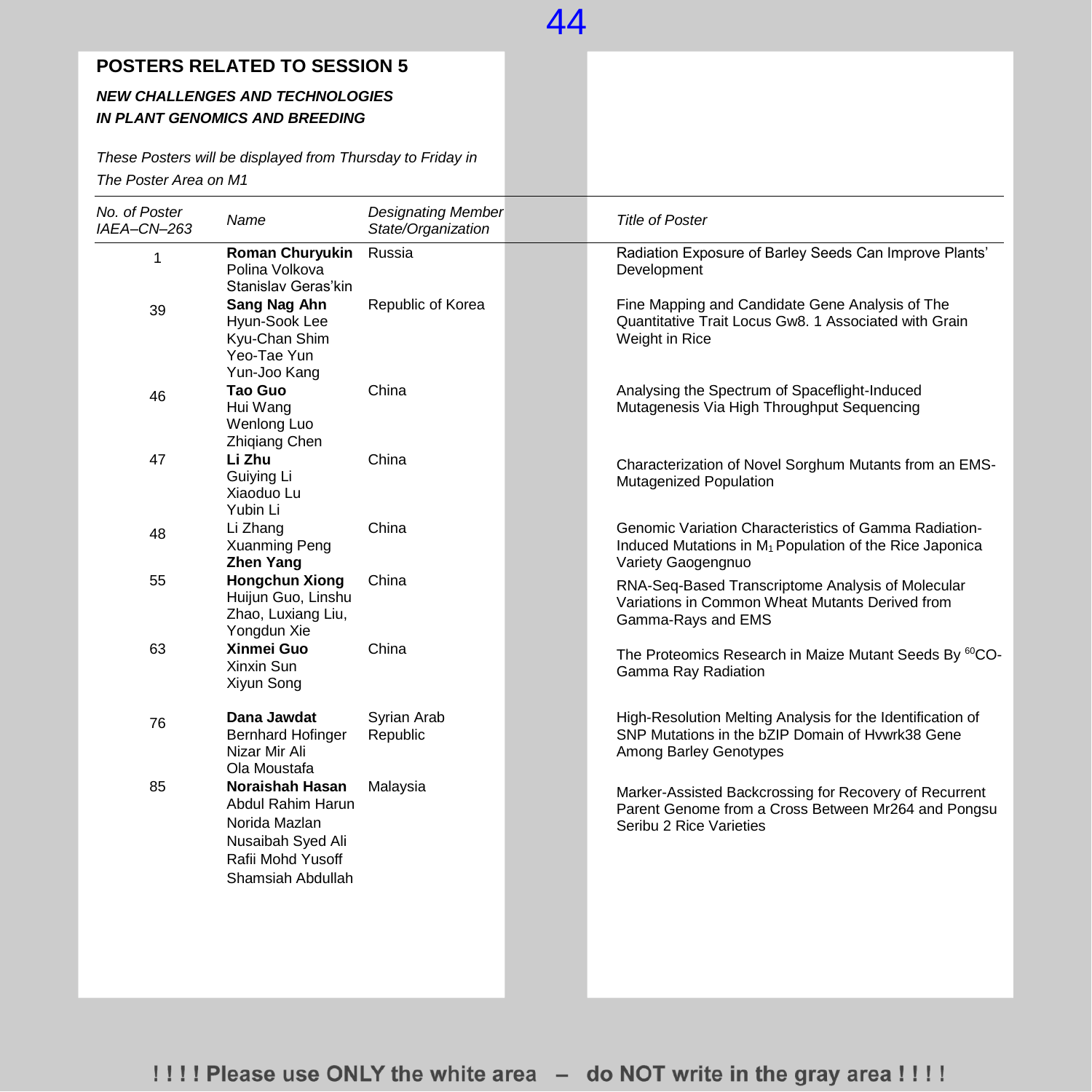## POSTERS RELATED TO SESSION 5

### *NEW CHALLENGES AND TECHNOLOGIES IN PLANT GENOMICS AND BREEDING*

*These Posters will be displayed from Thursday to Friday in The Poster Area on M1*

| *No. of Poster IAEA–CN–263* | *Name* | *Designating Member State/Organization* | *Title of Poster* |
|---|---|---|---|
| 1 | **Roman Churyukin**<br>Polina Volkova<br>Stanislav Geras'kin | Russia | Radiation Exposure of Barley Seeds Can Improve Plants' Development |
| 39 | **Sang Nag Ahn**<br>Hyun-Sook Lee<br>Kyu-Chan Shim<br>Yeo-Tae Yun<br>Yun-Joo Kang | Republic of Korea | Fine Mapping and Candidate Gene Analysis of The Quantitative Trait Locus Gw8. 1 Associated with Grain Weight in Rice |
| 46 | **Tao Guo**<br>Hui Wang<br>Wenlong Luo<br>Zhiqiang Chen | China | Analysing the Spectrum of Spaceflight-Induced Mutagenesis Via High Throughput Sequencing |
| 47 | **Li Zhu**<br>Guiying Li<br>Xiaoduo Lu<br>Yubin Li | China | Characterization of Novel Sorghum Mutants from an EMS-Mutagenized Population |
| 48 | Li Zhang<br>Xuanming Peng<br>**Zhen Yang** | China | Genomic Variation Characteristics of Gamma Radiation-Induced Mutations in $M_1$ Population of the Rice Japonica Variety Gaogengnuo |
| 55 | **Hongchun Xiong**<br>Huijun Guo, Linshu Zhao, Luxiang Liu, Yongdun Xie | China | RNA-Seq-Based Transcriptome Analysis of Molecular Variations in Common Wheat Mutants Derived from Gamma-Rays and EMS |
| 63 | **Xinmei Guo**<br>Xinxin Sun<br>Xiyun Song | China | The Proteomics Research in Maize Mutant Seeds By $^{60}$CO-Gamma Ray Radiation |
| 76 | **Dana Jawdat**<br>Bernhard Hofinger<br>Nizar Mir Ali<br>Ola Moustafa | Syrian Arab Republic | High-Resolution Melting Analysis for the Identification of SNP Mutations in the bZIP Domain of Hvwrk38 Gene Among Barley Genotypes |
| 85 | **Noraishah Hasan**<br>Abdul Rahim Harun<br>Norida Mazlan<br>Nusaibah Syed Ali<br>Rafii Mohd Yusoff<br>Shamsiah Abdullah | Malaysia | Marker-Assisted Backcrossing for Recovery of Recurrent Parent Genome from a Cross Between Mr264 and Pongsu Seribu 2 Rice Varieties |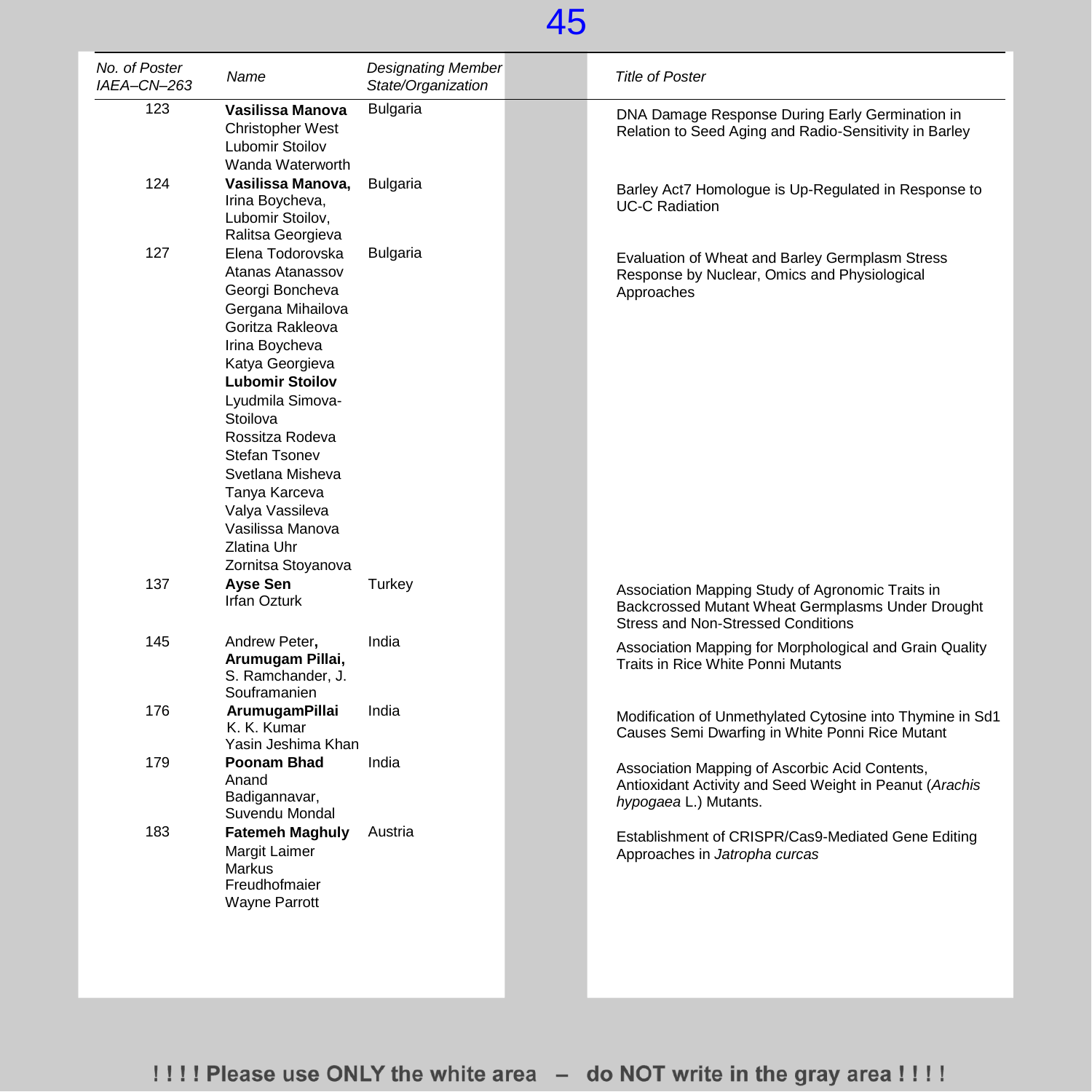| *No. of Poster IAEA–CN–263* | *Name* | *Designating Member State/Organization* | *Title of Poster* |
|---|---|---|---|
| 123 | **Vasilissa Manova** Christopher West Lubomir Stoilov Wanda Waterworth | Bulgaria | DNA Damage Response During Early Germination in Relation to Seed Aging and Radio-Sensitivity in Barley |
| 124 | **Vasilissa Manova,** Irina Boycheva, Lubomir Stoilov, Ralitsa Georgieva | Bulgaria | Barley Act7 Homologue is Up-Regulated in Response to UC-C Radiation |
| 127 | Elena Todorovska Atanas Atanassov Georgi Boncheva Gergana Mihailova Goritza Rakleova Irina Boycheva Katya Georgieva **Lubomir Stoilov** Lyudmila Simova-Stoilova Rossitza Rodeva Stefan Tsonev Svetlana Misheva Tanya Karceva Valya Vassileva Vasilissa Manova Zlatina Uhr Zornitsa Stoyanova | Bulgaria | Evaluation of Wheat and Barley Germplasm Stress Response by Nuclear, Omics and Physiological Approaches |
| 137 | **Ayse Sen** Irfan Ozturk | Turkey | Association Mapping Study of Agronomic Traits in Backcrossed Mutant Wheat Germplasms Under Drought Stress and Non-Stressed Conditions |
| 145 | Andrew Peter**,** **Arumugam Pillai,** S. Ramchander, J. Souframanien | India | Association Mapping for Morphological and Grain Quality Traits in Rice White Ponni Mutants |
| 176 | **ArumugamPillai** K. K. Kumar Yasin Jeshima Khan | India | Modification of Unmethylated Cytosine into Thymine in Sd1 Causes Semi Dwarfing in White Ponni Rice Mutant |
| 179 | **Poonam Bhad** Anand Badigannavar, Suvendu Mondal | India | Association Mapping of Ascorbic Acid Contents, Antioxidant Activity and Seed Weight in Peanut (*Arachis hypogaea* L.) Mutants. |
| 183 | **Fatemeh Maghuly** Margit Laimer Markus Freudhofmaier Wayne Parrott | Austria | Establishment of CRISPR/Cas9-Mediated Gene Editing Approaches in *Jatropha curcas* |

! ! ! ! Please use ONLY the white area – do NOT write in the gray area ! ! ! !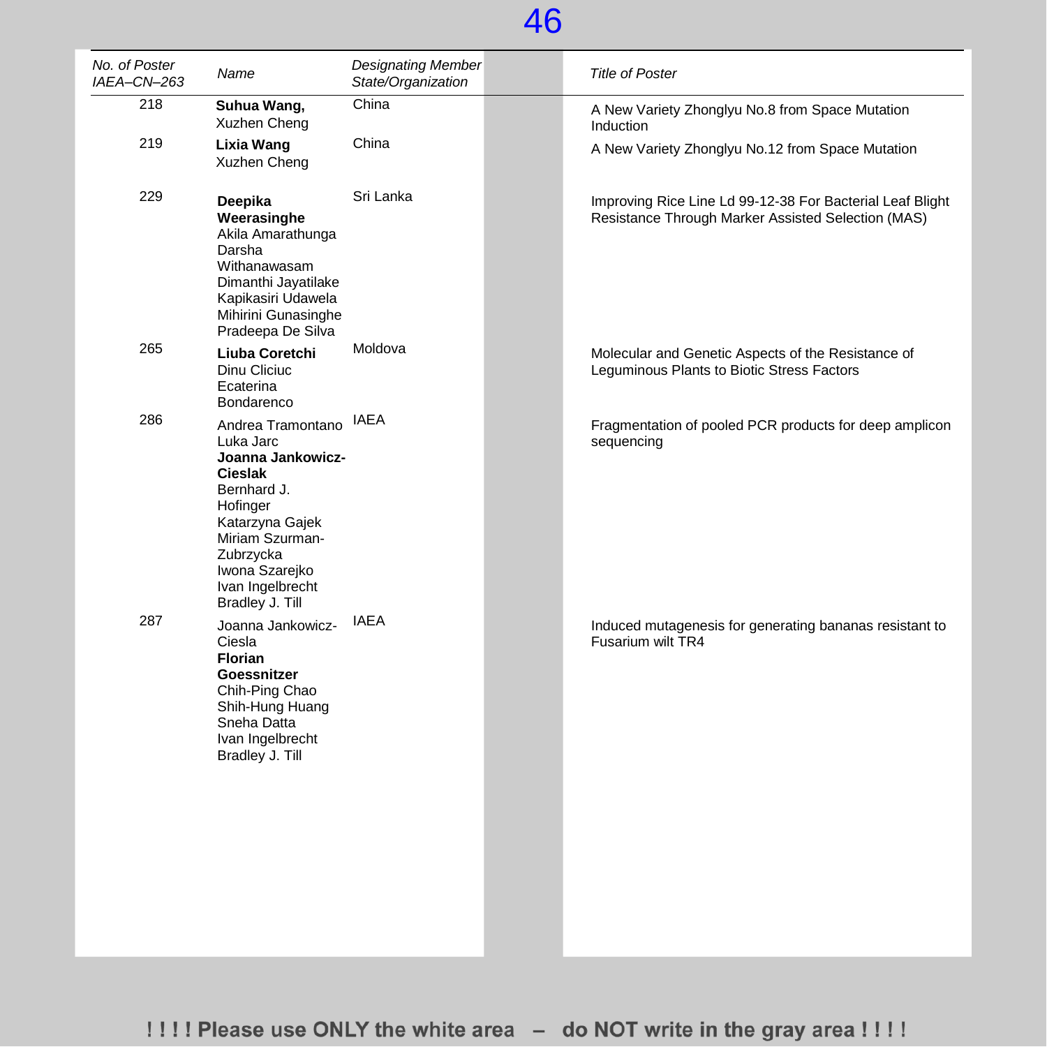| *No. of Poster IAEA–CN–263* | *Name* | *Designating Member State/Organization* | *Title of Poster* |
|---|---|---|---|
| 218 | **Suhua Wang,** Xuzhen Cheng | China | A New Variety Zhonglyu No.8 from Space Mutation Induction |
| 219 | **Lixia Wang** Xuzhen Cheng | China | A New Variety Zhonglyu No.12 from Space Mutation |
| 229 | **Deepika Weerasinghe** Akila Amarathunga Darsha Withanawasam Dimanthi Jayatilake Kapikasiri Udawela Mihirini Gunasinghe Pradeepa De Silva | Sri Lanka | Improving Rice Line Ld 99-12-38 For Bacterial Leaf Blight Resistance Through Marker Assisted Selection (MAS) |
| 265 | **Liuba Coretchi** Dinu Cliciuc Ecaterina Bondarenco | Moldova | Molecular and Genetic Aspects of the Resistance of Leguminous Plants to Biotic Stress Factors |
| 286 | Andrea Tramontano Luka Jarc **Joanna Jankowicz-Cieslak** Bernhard J. Hofinger Katarzyna Gajek Miriam Szurman-Zubrzycka Iwona Szarejko Ivan Ingelbrecht Bradley J. Till | IAEA | Fragmentation of pooled PCR products for deep amplicon sequencing |
| 287 | Joanna Jankowicz-Ciesla **Florian Goessnitzer** Chih-Ping Chao Shih-Hung Huang Sneha Datta Ivan Ingelbrecht Bradley J. Till | IAEA | Induced mutagenesis for generating bananas resistant to Fusarium wilt TR4 |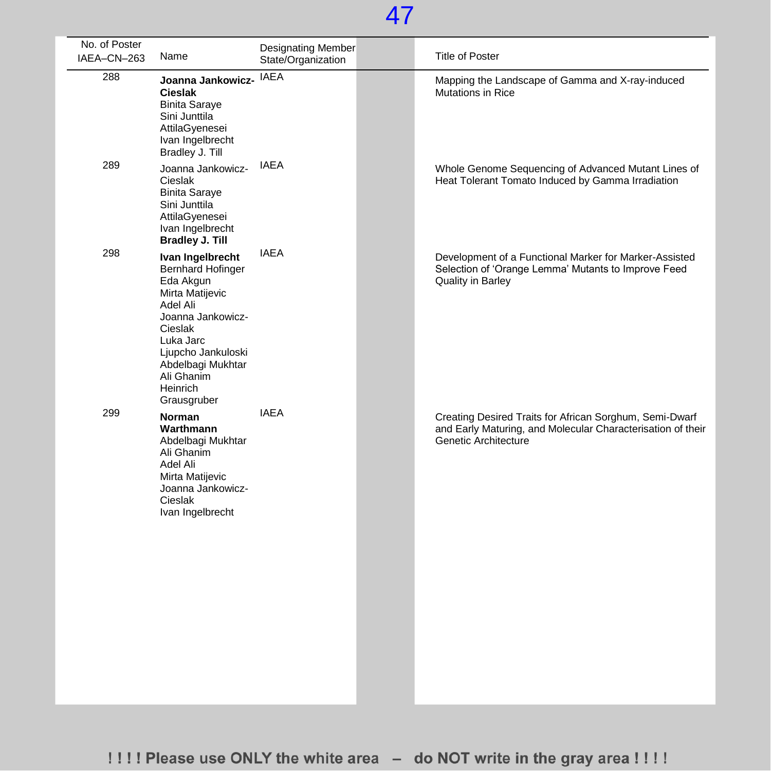| No. of Poster IAEA–CN–263 | Name | Designating Member State/Organization | Title of Poster |
|---|---|---|---|
| 288 | **Joanna Jankowicz-Cieslak**<br>Binita Saraye<br>Sini Junttila<br>AttilaGyenesei<br>Ivan Ingelbrecht<br>Bradley J. Till | IAEA | Mapping the Landscape of Gamma and X-ray-induced Mutations in Rice |
| 289 | Joanna Jankowicz-Cieslak<br>Binita Saraye<br>Sini Junttila<br>AttilaGyenesei<br>Ivan Ingelbrecht<br>**Bradley J. Till** | IAEA | Whole Genome Sequencing of Advanced Mutant Lines of Heat Tolerant Tomato Induced by Gamma Irradiation |
| 298 | **Ivan Ingelbrecht**<br>Bernhard Hofinger<br>Eda Akgun<br>Mirta Matijevic<br>Adel Ali<br>Joanna Jankowicz-Cieslak<br>Luka Jarc<br>Ljupcho Jankuloski<br>Abdelbagi Mukhtar<br>Ali Ghanim<br>Heinrich Grausgruber | IAEA | Development of a Functional Marker for Marker-Assisted Selection of 'Orange Lemma' Mutants to Improve Feed Quality in Barley |
| 299 | **Norman Warthmann**<br>Abdelbagi Mukhtar<br>Ali Ghanim<br>Adel Ali<br>Mirta Matijevic<br>Joanna Jankowicz-Cieslak<br>Ivan Ingelbrecht | IAEA | Creating Desired Traits for African Sorghum, Semi-Dwarf and Early Maturing, and Molecular Characterisation of their Genetic Architecture |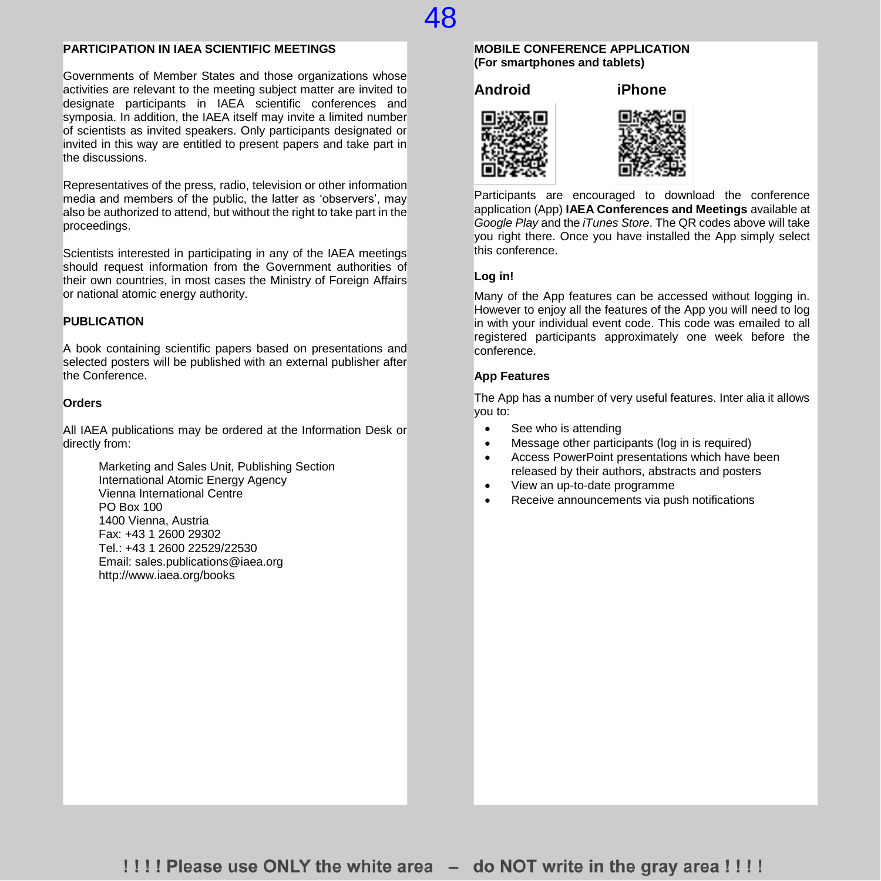## PARTICIPATION IN IAEA SCIENTIFIC MEETINGS

Governments of Member States and those organizations whose activities are relevant to the meeting subject matter are invited to designate participants in IAEA scientific conferences and symposia. In addition, the IAEA itself may invite a limited number of scientists as invited speakers. Only participants designated or invited in this way are entitled to present papers and take part in the discussions.

Representatives of the press, radio, television or other information media and members of the public, the latter as 'observers', may also be authorized to attend, but without the right to take part in the proceedings.

Scientists interested in participating in any of the IAEA meetings should request information from the Government authorities of their own countries, in most cases the Ministry of Foreign Affairs or national atomic energy authority.

## PUBLICATION

A book containing scientific papers based on presentations and selected posters will be published with an external publisher after the Conference.

### Orders

All IAEA publications may be ordered at the Information Desk or directly from:

Marketing and Sales Unit, Publishing Section
International Atomic Energy Agency
Vienna International Centre
PO Box 100
1400 Vienna, Austria
Fax: +43 1 2600 29302
Tel.: +43 1 2600 22529/22530
Email: sales.publications@iaea.org
http://www.iaea.org/books

## MOBILE CONFERENCE APPLICATION
**(For smartphones and tablets)**

**Android** **iPhone**

Participants are encouraged to download the conference application (App) **IAEA Conferences and Meetings** available at *Google Play* and the *iTunes Store*. The QR codes above will take you right there. Once you have installed the App simply select this conference.

### Log in!

Many of the App features can be accessed without logging in. However to enjoy all the features of the App you will need to log in with your individual event code. This code was emailed to all registered participants approximately one week before the conference.

### App Features

The App has a number of very useful features. Inter alia it allows you to:

- See who is attending
- Message other participants (log in is required)
- Access PowerPoint presentations which have been released by their authors, abstracts and posters
- View an up-to-date programme
- Receive announcements via push notifications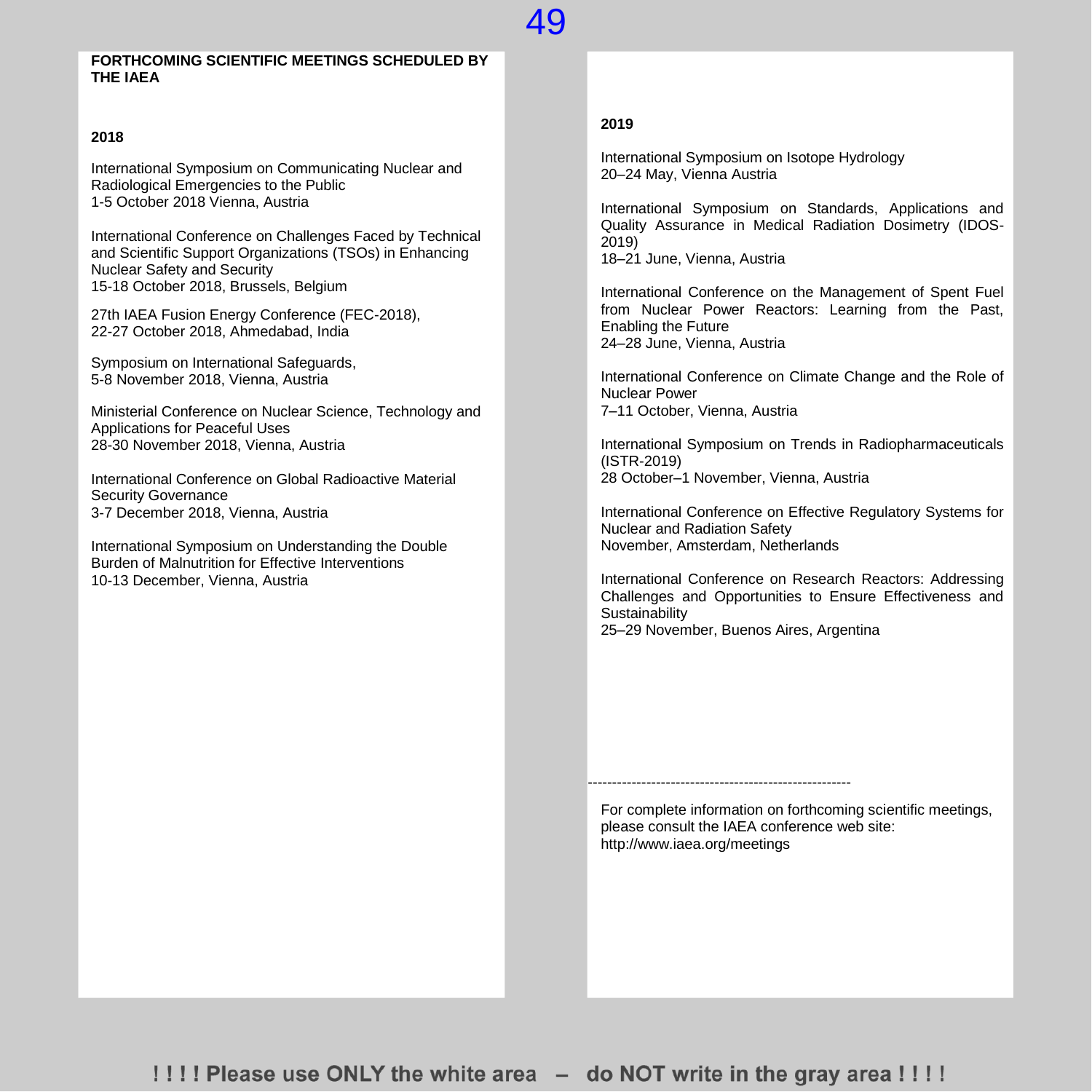## FORTHCOMING SCIENTIFIC MEETINGS SCHEDULED BY THE IAEA

### 2018

International Symposium on Communicating Nuclear and Radiological Emergencies to the Public
1-5 October 2018 Vienna, Austria

International Conference on Challenges Faced by Technical and Scientific Support Organizations (TSOs) in Enhancing Nuclear Safety and Security
15-18 October 2018, Brussels, Belgium

27th IAEA Fusion Energy Conference (FEC-2018),
22-27 October 2018, Ahmedabad, India

Symposium on International Safeguards,
5-8 November 2018, Vienna, Austria

Ministerial Conference on Nuclear Science, Technology and Applications for Peaceful Uses
28-30 November 2018, Vienna, Austria

International Conference on Global Radioactive Material Security Governance
3-7 December 2018, Vienna, Austria

International Symposium on Understanding the Double Burden of Malnutrition for Effective Interventions
10-13 December, Vienna, Austria

### 2019

International Symposium on Isotope Hydrology
20–24 May, Vienna Austria

International Symposium on Standards, Applications and Quality Assurance in Medical Radiation Dosimetry (IDOS-2019)
18–21 June, Vienna, Austria

International Conference on the Management of Spent Fuel from Nuclear Power Reactors: Learning from the Past, Enabling the Future
24–28 June, Vienna, Austria

International Conference on Climate Change and the Role of Nuclear Power
7–11 October, Vienna, Austria

International Symposium on Trends in Radiopharmaceuticals (ISTR-2019)
28 October–1 November, Vienna, Austria

International Conference on Effective Regulatory Systems for Nuclear and Radiation Safety
November, Amsterdam, Netherlands

International Conference on Research Reactors: Addressing Challenges and Opportunities to Ensure Effectiveness and Sustainability
25–29 November, Buenos Aires, Argentina

-------------------------------------------------------

For complete information on forthcoming scientific meetings, please consult the IAEA conference web site:
http://www.iaea.org/meetings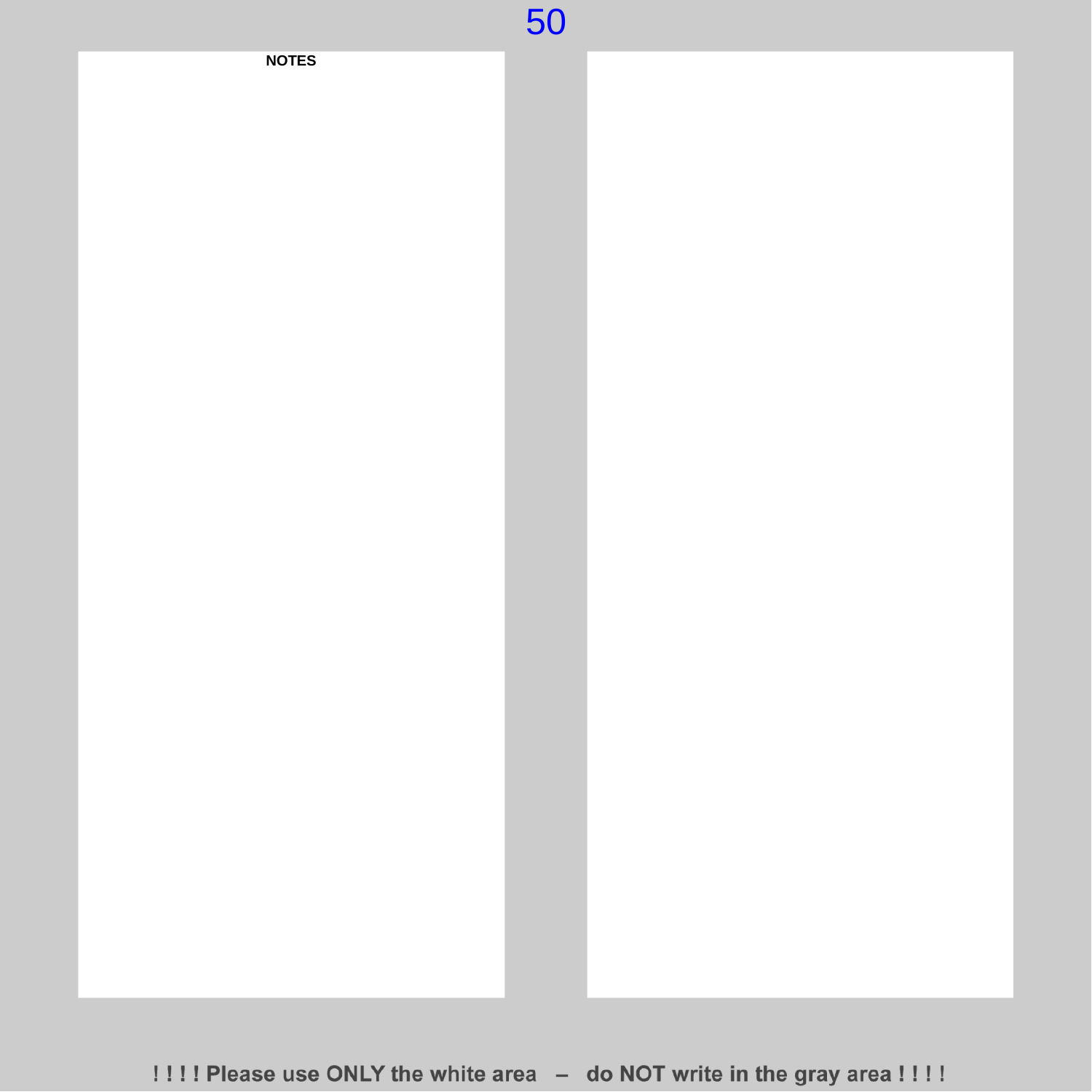NOTES

! ! ! ! Please use ONLY the white area – do NOT write in the gray area ! ! ! !